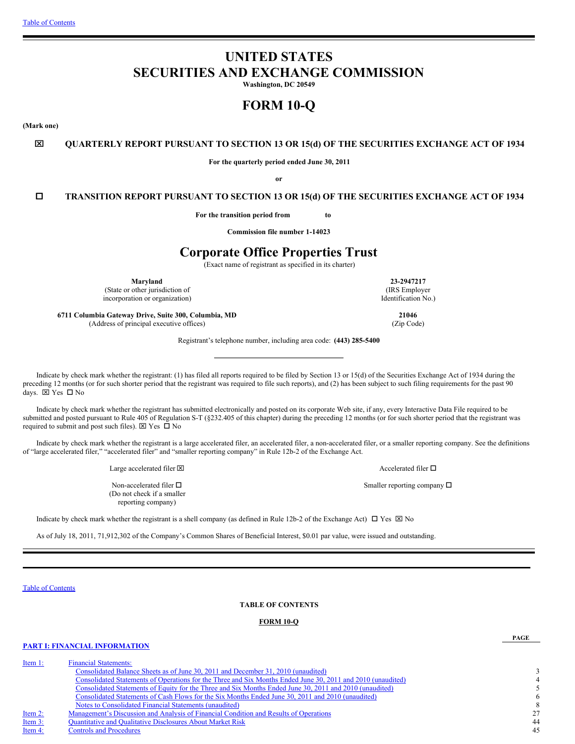Table of Contents

# UNITED STATES
# SECURITIES AND EXCHANGE COMMISSION

**Washington, DC 20549**

# FORM 10-Q

**(Mark one)**

☒ **QUARTERLY REPORT PURSUANT TO SECTION 13 OR 15(d) OF THE SECURITIES EXCHANGE ACT OF 1934**

**For the quarterly period ended June 30, 2011**

**or**

☐ **TRANSITION REPORT PURSUANT TO SECTION 13 OR 15(d) OF THE SECURITIES EXCHANGE ACT OF 1934**

**For the transition period from to**

**Commission file number 1-14023**

# Corporate Office Properties Trust

(Exact name of registrant as specified in its charter)

| | |
|---|---|
| **Maryland**<br>(State or other jurisdiction of incorporation or organization) | **23-2947217**<br>(IRS Employer Identification No.) |
| **6711 Columbia Gateway Drive, Suite 300, Columbia, MD**<br>(Address of principal executive offices) | **21046**<br>(Zip Code) |

Registrant's telephone number, including area code: **(443) 285-5400**

---

Indicate by check mark whether the registrant: (1) has filed all reports required to be filed by Section 13 or 15(d) of the Securities Exchange Act of 1934 during the preceding 12 months (or for such shorter period that the registrant was required to file such reports), and (2) has been subject to such filing requirements for the past 90 days. ☒ Yes ☐ No

Indicate by check mark whether the registrant has submitted electronically and posted on its corporate Web site, if any, every Interactive Data File required to be submitted and posted pursuant to Rule 405 of Regulation S-T (§232.405 of this chapter) during the preceding 12 months (or for such shorter period that the registrant was required to submit and post such files). ☒ Yes ☐ No

Indicate by check mark whether the registrant is a large accelerated filer, an accelerated filer, a non-accelerated filer, or a smaller reporting company. See the definitions of "large accelerated filer," "accelerated filer" and "smaller reporting company" in Rule 12b-2 of the Exchange Act.

| | |
|---|---|
| Large accelerated filer ☒ | Accelerated filer ☐ |
| Non-accelerated filer ☐<br>(Do not check if a smaller reporting company) | Smaller reporting company ☐ |

Indicate by check mark whether the registrant is a shell company (as defined in Rule 12b-2 of the Exchange Act) ☐ Yes ☒ No

As of July 18, 2011, 71,912,302 of the Company's Common Shares of Beneficial Interest, $0.01 par value, were issued and outstanding.

---

Table of Contents

**TABLE OF CONTENTS**

**FORM 10-Q**

| | | **PAGE** |
|---|---|---|
| **PART I: FINANCIAL INFORMATION** | | |
| Item 1: | Financial Statements: | |
| | Consolidated Balance Sheets as of June 30, 2011 and December 31, 2010 (unaudited) | 3 |
| | Consolidated Statements of Operations for the Three and Six Months Ended June 30, 2011 and 2010 (unaudited) | 4 |
| | Consolidated Statements of Equity for the Three and Six Months Ended June 30, 2011 and 2010 (unaudited) | 5 |
| | Consolidated Statements of Cash Flows for the Six Months Ended June 30, 2011 and 2010 (unaudited) | 6 |
| | Notes to Consolidated Financial Statements (unaudited) | 8 |
| Item 2: | Management's Discussion and Analysis of Financial Condition and Results of Operations | 27 |
| Item 3: | Quantitative and Qualitative Disclosures About Market Risk | 44 |
| Item 4: | Controls and Procedures | 45 |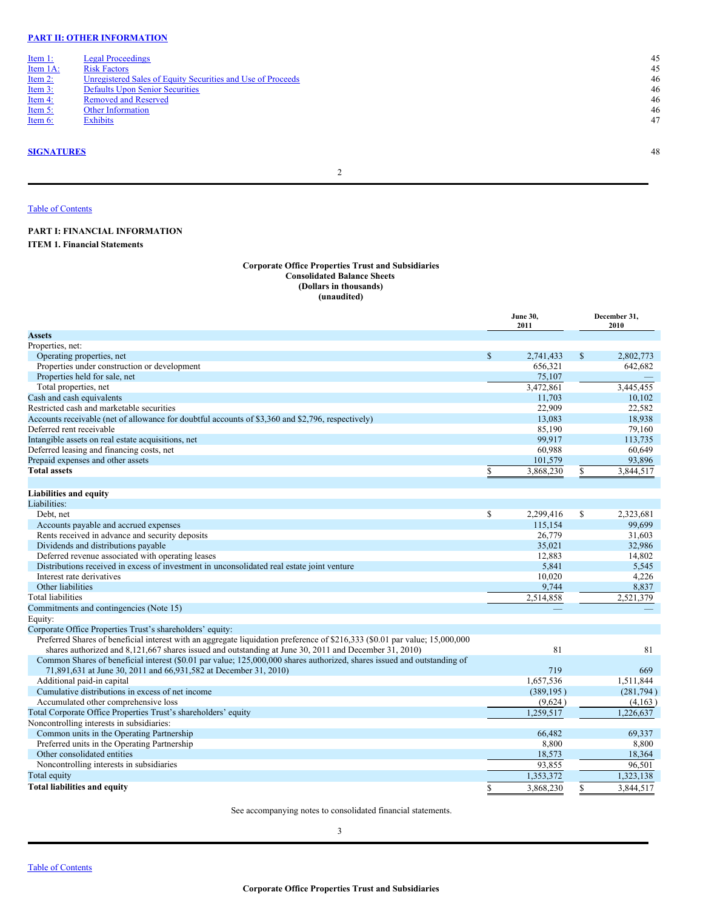## PART II: OTHER INFORMATION

| | | |
|---|---|---|
| Item 1: | Legal Proceedings | 45 |
| Item 1A: | Risk Factors | 45 |
| Item 2: | Unregistered Sales of Equity Securities and Use of Proceeds | 46 |
| Item 3: | Defaults Upon Senior Securities | 46 |
| Item 4: | Removed and Reserved | 46 |
| Item 5: | Other Information | 46 |
| Item 6: | Exhibits | 47 |

**SIGNATURES** 48

Table of Contents

## PART I: FINANCIAL INFORMATION

### ITEM 1. Financial Statements

**Corporate Office Properties Trust and Subsidiaries**
**Consolidated Balance Sheets**
**(Dollars in thousands)**
**(unaudited)**

| | June 30, 2011 | December 31, 2010 |
|---|---|---|
| **Assets** | | |
| Properties, net: | | |
| Operating properties, net | $ 2,741,433 | $ 2,802,773 |
| Properties under construction or development | 656,321 | 642,682 |
| Properties held for sale, net | 75,107 | — |
| Total properties, net | 3,472,861 | 3,445,455 |
| Cash and cash equivalents | 11,703 | 10,102 |
| Restricted cash and marketable securities | 22,909 | 22,582 |
| Accounts receivable (net of allowance for doubtful accounts of $3,360 and $2,796, respectively) | 13,083 | 18,938 |
| Deferred rent receivable | 85,190 | 79,160 |
| Intangible assets on real estate acquisitions, net | 99,917 | 113,735 |
| Deferred leasing and financing costs, net | 60,988 | 60,649 |
| Prepaid expenses and other assets | 101,579 | 93,896 |
| **Total assets** | $ 3,868,230 | $ 3,844,517 |
| | | |
| **Liabilities and equity** | | |
| Liabilities: | | |
| Debt, net | $ 2,299,416 | $ 2,323,681 |
| Accounts payable and accrued expenses | 115,154 | 99,699 |
| Rents received in advance and security deposits | 26,779 | 31,603 |
| Dividends and distributions payable | 35,021 | 32,986 |
| Deferred revenue associated with operating leases | 12,883 | 14,802 |
| Distributions received in excess of investment in unconsolidated real estate joint venture | 5,841 | 5,545 |
| Interest rate derivatives | 10,020 | 4,226 |
| Other liabilities | 9,744 | 8,837 |
| Total liabilities | 2,514,858 | 2,521,379 |
| Commitments and contingencies (Note 15) | — | — |
| Equity: | | |
| Corporate Office Properties Trust's shareholders' equity: | | |
| Preferred Shares of beneficial interest with an aggregate liquidation preference of $216,333 ($0.01 par value; 15,000,000 shares authorized and 8,121,667 shares issued and outstanding at June 30, 2011 and December 31, 2010) | 81 | 81 |
| Common Shares of beneficial interest ($0.01 par value; 125,000,000 shares authorized, shares issued and outstanding of 71,891,631 at June 30, 2011 and 66,931,582 at December 31, 2010) | 719 | 669 |
| Additional paid-in capital | 1,657,536 | 1,511,844 |
| Cumulative distributions in excess of net income | (389,195) | (281,794) |
| Accumulated other comprehensive loss | (9,624) | (4,163) |
| Total Corporate Office Properties Trust's shareholders' equity | 1,259,517 | 1,226,637 |
| Noncontrolling interests in subsidiaries: | | |
| Common units in the Operating Partnership | 66,482 | 69,337 |
| Preferred units in the Operating Partnership | 8,800 | 8,800 |
| Other consolidated entities | 18,573 | 18,364 |
| Noncontrolling interests in subsidiaries | 93,855 | 96,501 |
| Total equity | 1,353,372 | 1,323,138 |
| **Total liabilities and equity** | $ 3,868,230 | $ 3,844,517 |

See accompanying notes to consolidated financial statements.

Table of Contents

**Corporate Office Properties Trust and Subsidiaries**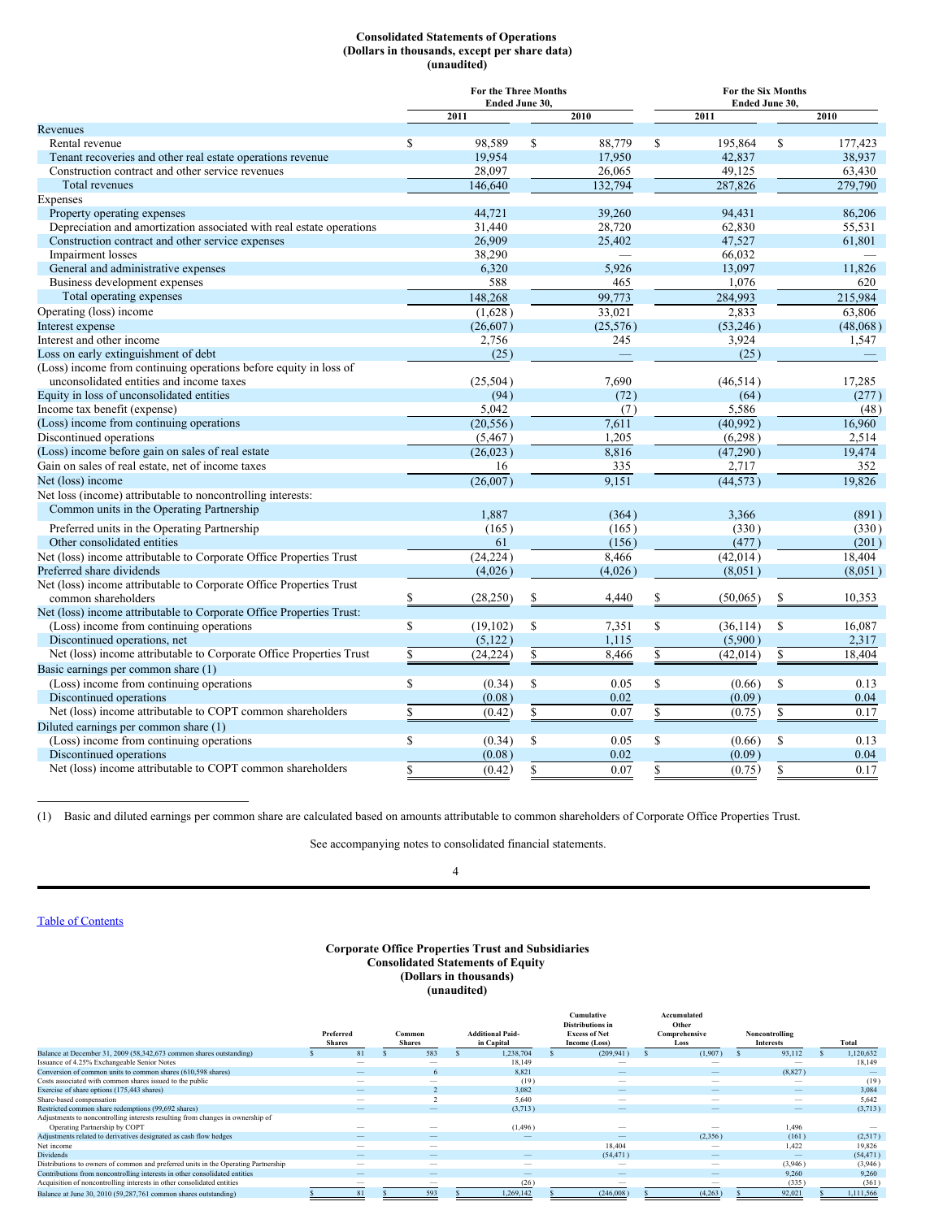## Consolidated Statements of Operations
### (Dollars in thousands, except per share data)
### (unaudited)

| | For the Three Months Ended June 30, 2011 | For the Three Months Ended June 30, 2010 | For the Six Months Ended June 30, 2011 | For the Six Months Ended June 30, 2010 |
|---|---|---|---|---|
| **Revenues** | | | | |
| Rental revenue | $ 98,589 | $ 88,779 | $ 195,864 | $ 177,423 |
| Tenant recoveries and other real estate operations revenue | 19,954 | 17,950 | 42,837 | 38,937 |
| Construction contract and other service revenues | 28,097 | 26,065 | 49,125 | 63,430 |
| Total revenues | 146,640 | 132,794 | 287,826 | 279,790 |
| **Expenses** | | | | |
| Property operating expenses | 44,721 | 39,260 | 94,431 | 86,206 |
| Depreciation and amortization associated with real estate operations | 31,440 | 28,720 | 62,830 | 55,531 |
| Construction contract and other service expenses | 26,909 | 25,402 | 47,527 | 61,801 |
| Impairment losses | 38,290 | — | 66,032 | — |
| General and administrative expenses | 6,320 | 5,926 | 13,097 | 11,826 |
| Business development expenses | 588 | 465 | 1,076 | 620 |
| Total operating expenses | 148,268 | 99,773 | 284,993 | 215,984 |
| Operating (loss) income | (1,628) | 33,021 | 2,833 | 63,806 |
| Interest expense | (26,607) | (25,576) | (53,246) | (48,068) |
| Interest and other income | 2,756 | 245 | 3,924 | 1,547 |
| Loss on early extinguishment of debt | (25) | — | (25) | — |
| (Loss) income from continuing operations before equity in loss of unconsolidated entities and income taxes | (25,504) | 7,690 | (46,514) | 17,285 |
| Equity in loss of unconsolidated entities | (94) | (72) | (64) | (277) |
| Income tax benefit (expense) | 5,042 | (7) | 5,586 | (48) |
| (Loss) income from continuing operations | (20,556) | 7,611 | (40,992) | 16,960 |
| Discontinued operations | (5,467) | 1,205 | (6,298) | 2,514 |
| (Loss) income before gain on sales of real estate | (26,023) | 8,816 | (47,290) | 19,474 |
| Gain on sales of real estate, net of income taxes | 16 | 335 | 2,717 | 352 |
| Net (loss) income | (26,007) | 9,151 | (44,573) | 19,826 |
| Net loss (income) attributable to noncontrolling interests: | | | | |
| Common units in the Operating Partnership | 1,887 | (364) | 3,366 | (891) |
| Preferred units in the Operating Partnership | (165) | (165) | (330) | (330) |
| Other consolidated entities | 61 | (156) | (477) | (201) |
| Net (loss) income attributable to Corporate Office Properties Trust | (24,224) | 8,466 | (42,014) | 18,404 |
| Preferred share dividends | (4,026) | (4,026) | (8,051) | (8,051) |
| Net (loss) income attributable to Corporate Office Properties Trust common shareholders | $ (28,250) | $ 4,440 | $ (50,065) | $ 10,353 |
| Net (loss) income attributable to Corporate Office Properties Trust: | | | | |
| (Loss) income from continuing operations | $ (19,102) | $ 7,351 | $ (36,114) | $ 16,087 |
| Discontinued operations, net | (5,122) | 1,115 | (5,900) | 2,317 |
| Net (loss) income attributable to Corporate Office Properties Trust | $ (24,224) | $ 8,466 | $ (42,014) | $ 18,404 |
| Basic earnings per common share (1) | | | | |
| (Loss) income from continuing operations | $ (0.34) | $ 0.05 | $ (0.66) | $ 0.13 |
| Discontinued operations | (0.08) | 0.02 | (0.09) | 0.04 |
| Net (loss) income attributable to COPT common shareholders | $ (0.42) | $ 0.07 | $ (0.75) | $ 0.17 |
| Diluted earnings per common share (1) | | | | |
| (Loss) income from continuing operations | $ (0.34) | $ 0.05 | $ (0.66) | $ 0.13 |
| Discontinued operations | (0.08) | 0.02 | (0.09) | 0.04 |
| Net (loss) income attributable to COPT common shareholders | $ (0.42) | $ 0.07 | $ (0.75) | $ 0.17 |

(1) Basic and diluted earnings per common share are calculated based on amounts attributable to common shareholders of Corporate Office Properties Trust.

See accompanying notes to consolidated financial statements.

[Table of Contents](#)

## Corporate Office Properties Trust and Subsidiaries
### Consolidated Statements of Equity
### (Dollars in thousands)
### (unaudited)

| | Preferred Shares | Common Shares | Additional Paid-in Capital | Cumulative Distributions in Excess of Net Income (Loss) | Accumulated Other Comprehensive Loss | Noncontrolling Interests | Total |
|---|---|---|---|---|---|---|---|
| Balance at December 31, 2009 (58,342,673 common shares outstanding) | $ 81 | $ 583 | $ 1,238,704 | $ (209,941) | $ (1,907) | $ 93,112 | $ 1,120,632 |
| Issuance of 4.25% Exchangeable Senior Notes | — | — | 18,149 | — | — | — | 18,149 |
| Conversion of common units to common shares (610,598 shares) | — | 6 | 8,821 | — | — | (8,827) | — |
| Costs associated with common shares issued to the public | — | — | (19) | — | — | — | (19) |
| Exercise of share options (175,443 shares) | — | 2 | 3,082 | — | — | — | 3,084 |
| Share-based compensation | — | 2 | 5,640 | — | — | — | 5,642 |
| Restricted common share redemptions (99,692 shares) | — | — | (3,713) | — | — | — | (3,713) |
| Adjustments to noncontrolling interests resulting from changes in ownership of Operating Partnership by COPT | — | — | (1,496) | — | — | 1,496 | — |
| Adjustments related to derivatives designated as cash flow hedges | — | — | — | — | (2,356) | (161) | (2,517) |
| Net income | — | — | — | 18,404 | — | 1,422 | 19,826 |
| Dividends | — | — | — | (54,471) | — | — | (54,471) |
| Distributions to owners of common and preferred units in the Operating Partnership | — | — | — | — | — | (3,946) | (3,946) |
| Contributions from noncontrolling interests in other consolidated entities | — | — | — | — | — | 9,260 | 9,260 |
| Acquisition of noncontrolling interests in other consolidated entities | — | — | (26) | — | — | (335) | (361) |
| Balance at June 30, 2010 (59,287,761 common shares outstanding) | $ 81 | $ 593 | $ 1,269,142 | $ (246,008) | $ (4,263) | $ 92,021 | $ 1,111,566 |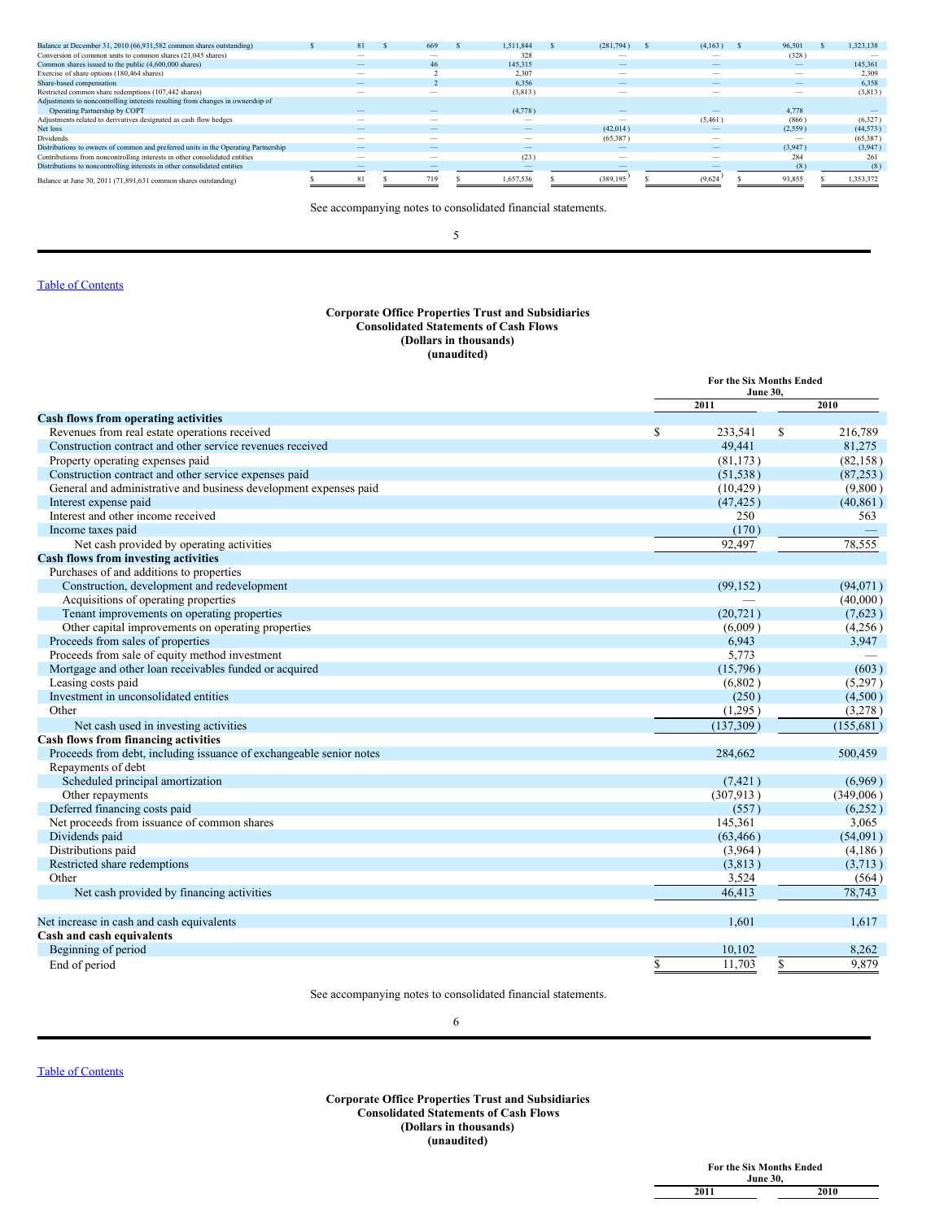| | Preferred Shares | Common Shares | Additional Paid-in Capital | Cumulative Distributions in Excess of Net Income | Accumulated Other Comprehensive Loss | Noncontrolling Interests | Total |
|---|---|---|---|---|---|---|---|
| Balance at December 31, 2010 (66,931,582 common shares outstanding) | $ 81 | $ 669 | $ 1,511,844 | $ (281,794) | $ (4,163) | $ 96,501 | $ 1,323,138 |
| Conversion of common units to common shares (21,045 shares) | — | — | 328 | — | — | (328) | — |
| Common shares issued to the public (4,600,000 shares) | — | 46 | 145,315 | — | — | — | 145,361 |
| Exercise of share options (180,464 shares) | — | 2 | 2,307 | — | — | — | 2,309 |
| Share-based compensation | — | 2 | 6,356 | — | — | — | 6,358 |
| Restricted common share redemptions (107,442 shares) | — | — | (3,813) | — | — | — | (3,813) |
| Adjustments to noncontrolling interests resulting from changes in ownership of Operating Partnership by COPT | — | — | (4,778) | — | — | 4,778 | — |
| Adjustments related to derivatives designated as cash flow hedges | — | — | — | — | (5,461) | (866) | (6,327) |
| Net loss | — | — | — | (42,014) | — | (2,559) | (44,573) |
| Dividends | — | — | — | (65,387) | — | — | (65,387) |
| Distributions to owners of common and preferred units in the Operating Partnership | — | — | — | — | — | (3,947) | (3,947) |
| Contributions from noncontrolling interests in other consolidated entities | — | — | (23) | — | — | 284 | 261 |
| Distributions to noncontrolling interests in other consolidated entities | — | — | — | — | — | (8) | (8) |
| Balance at June 30, 2011 (71,891,631 common shares outstanding) | $ 81 | $ 719 | $ 1,657,536 | $ (389,195) | $ (9,624) | $ 93,855 | $ 1,353,372 |

See accompanying notes to consolidated financial statements.

**Corporate Office Properties Trust and Subsidiaries**
**Consolidated Statements of Cash Flows**
**(Dollars in thousands)**
**(unaudited)**

| | For the Six Months Ended June 30, 2011 | 2010 |
|---|---|---|
| **Cash flows from operating activities** | | |
| Revenues from real estate operations received | $ 233,541 | $ 216,789 |
| Construction contract and other service revenues received | 49,441 | 81,275 |
| Property operating expenses paid | (81,173) | (82,158) |
| Construction contract and other service expenses paid | (51,538) | (87,253) |
| General and administrative and business development expenses paid | (10,429) | (9,800) |
| Interest expense paid | (47,425) | (40,861) |
| Interest and other income received | 250 | 563 |
| Income taxes paid | (170) | — |
| Net cash provided by operating activities | 92,497 | 78,555 |
| **Cash flows from investing activities** | | |
| Purchases of and additions to properties | | |
| Construction, development and redevelopment | (99,152) | (94,071) |
| Acquisitions of operating properties | — | (40,000) |
| Tenant improvements on operating properties | (20,721) | (7,623) |
| Other capital improvements on operating properties | (6,009) | (4,256) |
| Proceeds from sales of properties | 6,943 | 3,947 |
| Proceeds from sale of equity method investment | 5,773 | — |
| Mortgage and other loan receivables funded or acquired | (15,796) | (603) |
| Leasing costs paid | (6,802) | (5,297) |
| Investment in unconsolidated entities | (250) | (4,500) |
| Other | (1,295) | (3,278) |
| Net cash used in investing activities | (137,309) | (155,681) |
| **Cash flows from financing activities** | | |
| Proceeds from debt, including issuance of exchangeable senior notes | 284,662 | 500,459 |
| Repayments of debt | | |
| Scheduled principal amortization | (7,421) | (6,969) |
| Other repayments | (307,913) | (349,006) |
| Deferred financing costs paid | (557) | (6,252) |
| Net proceeds from issuance of common shares | 145,361 | 3,065 |
| Dividends paid | (63,466) | (54,091) |
| Distributions paid | (3,964) | (4,186) |
| Restricted share redemptions | (3,813) | (3,713) |
| Other | 3,524 | (564) |
| Net cash provided by financing activities | 46,413 | 78,743 |
| | | |
| Net increase in cash and cash equivalents | 1,601 | 1,617 |
| **Cash and cash equivalents** | | |
| Beginning of period | 10,102 | 8,262 |
| End of period | $ 11,703 | $ 9,879 |

See accompanying notes to consolidated financial statements.

**Corporate Office Properties Trust and Subsidiaries**
**Consolidated Statements of Cash Flows**
**(Dollars in thousands)**
**(unaudited)**

| | For the Six Months Ended June 30, 2011 | 2010 |
|---|---|---|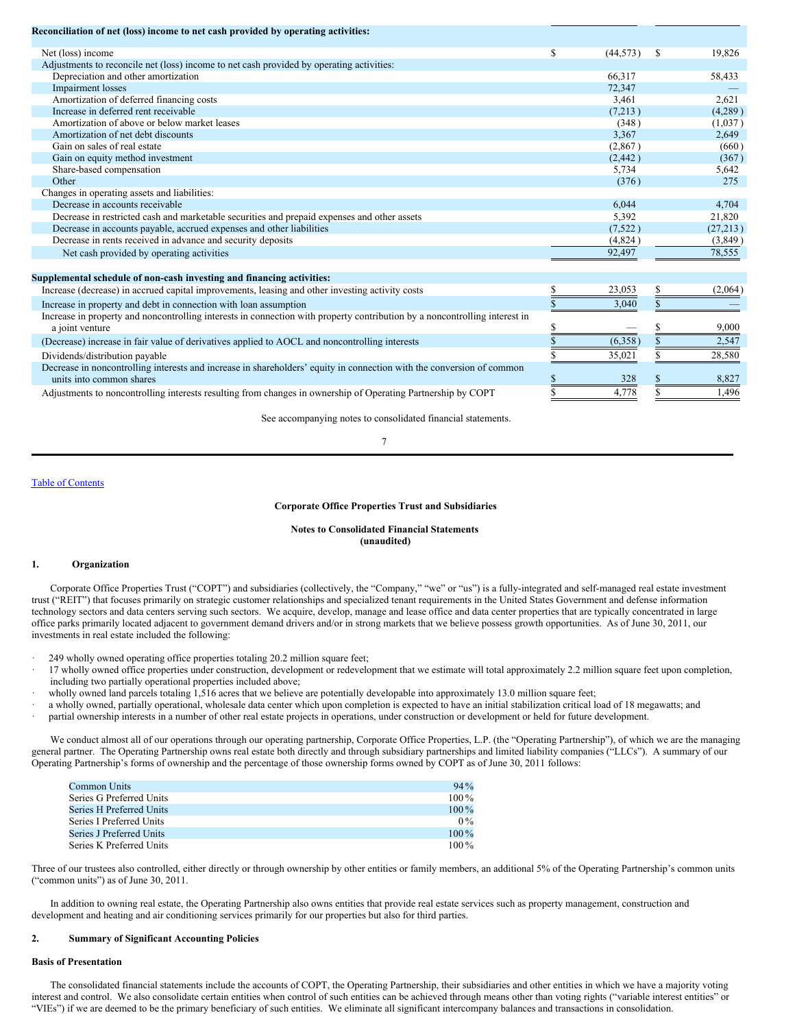| Reconciliation of net (loss) income to net cash provided by operating activities: | | |
|---|---|---|
| Net (loss) income | $ (44,573) | $ 19,826 |
| Adjustments to reconcile net (loss) income to net cash provided by operating activities: | | |
| Depreciation and other amortization | 66,317 | 58,433 |
| Impairment losses | 72,347 | — |
| Amortization of deferred financing costs | 3,461 | 2,621 |
| Increase in deferred rent receivable | (7,213) | (4,289) |
| Amortization of above or below market leases | (348) | (1,037) |
| Amortization of net debt discounts | 3,367 | 2,649 |
| Gain on sales of real estate | (2,867) | (660) |
| Gain on equity method investment | (2,442) | (367) |
| Share-based compensation | 5,734 | 5,642 |
| Other | (376) | 275 |
| Changes in operating assets and liabilities: | | |
| Decrease in accounts receivable | 6,044 | 4,704 |
| Decrease in restricted cash and marketable securities and prepaid expenses and other assets | 5,392 | 21,820 |
| Decrease in accounts payable, accrued expenses and other liabilities | (7,522) | (27,213) |
| Decrease in rents received in advance and security deposits | (4,824) | (3,849) |
| Net cash provided by operating activities | 92,497 | 78,555 |
| **Supplemental schedule of non-cash investing and financing activities:** | | |
| Increase (decrease) in accrued capital improvements, leasing and other investing activity costs | $ 23,053 | $ (2,064) |
| Increase in property and debt in connection with loan assumption | $ 3,040 | $ — |
| Increase in property and noncontrolling interests in connection with property contribution by a noncontrolling interest in a joint venture | $ — | $ 9,000 |
| (Decrease) increase in fair value of derivatives applied to AOCL and noncontrolling interests | $ (6,358) | $ 2,547 |
| Dividends/distribution payable | $ 35,021 | $ 28,580 |
| Decrease in noncontrolling interests and increase in shareholders' equity in connection with the conversion of common units into common shares | $ 328 | $ 8,827 |
| Adjustments to noncontrolling interests resulting from changes in ownership of Operating Partnership by COPT | $ 4,778 | $ 1,496 |

See accompanying notes to consolidated financial statements.

**Corporate Office Properties Trust and Subsidiaries**

**Notes to Consolidated Financial Statements**
**(unaudited)**

## 1. Organization

Corporate Office Properties Trust ("COPT") and subsidiaries (collectively, the "Company," "we" or "us") is a fully-integrated and self-managed real estate investment trust ("REIT") that focuses primarily on strategic customer relationships and specialized tenant requirements in the United States Government and defense information technology sectors and data centers serving such sectors. We acquire, develop, manage and lease office and data center properties that are typically concentrated in large office parks primarily located adjacent to government demand drivers and/or in strong markets that we believe possess growth opportunities. As of June 30, 2011, our investments in real estate included the following:

- 249 wholly owned operating office properties totaling 20.2 million square feet;
- 17 wholly owned office properties under construction, development or redevelopment that we estimate will total approximately 2.2 million square feet upon completion, including two partially operational properties included above;
- wholly owned land parcels totaling 1,516 acres that we believe are potentially developable into approximately 13.0 million square feet;
- a wholly owned, partially operational, wholesale data center which upon completion is expected to have an initial stabilization critical load of 18 megawatts; and
- partial ownership interests in a number of other real estate projects in operations, under construction or development or held for future development.

We conduct almost all of our operations through our operating partnership, Corporate Office Properties, L.P. (the "Operating Partnership"), of which we are the managing general partner. The Operating Partnership owns real estate both directly and through subsidiary partnerships and limited liability companies ("LLCs"). A summary of our Operating Partnership's forms of ownership and the percentage of those ownership forms owned by COPT as of June 30, 2011 follows:

| | |
|---|---|
| Common Units | 94% |
| Series G Preferred Units | 100% |
| Series H Preferred Units | 100% |
| Series I Preferred Units | 0% |
| Series J Preferred Units | 100% |
| Series K Preferred Units | 100% |

Three of our trustees also controlled, either directly or through ownership by other entities or family members, an additional 5% of the Operating Partnership's common units ("common units") as of June 30, 2011.

In addition to owning real estate, the Operating Partnership also owns entities that provide real estate services such as property management, construction and development and heating and air conditioning services primarily for our properties but also for third parties.

## 2. Summary of Significant Accounting Policies

### Basis of Presentation

The consolidated financial statements include the accounts of COPT, the Operating Partnership, their subsidiaries and other entities in which we have a majority voting interest and control. We also consolidate certain entities when control of such entities can be achieved through means other than voting rights ("variable interest entities" or "VIEs") if we are deemed to be the primary beneficiary of such entities. We eliminate all significant intercompany balances and transactions in consolidation.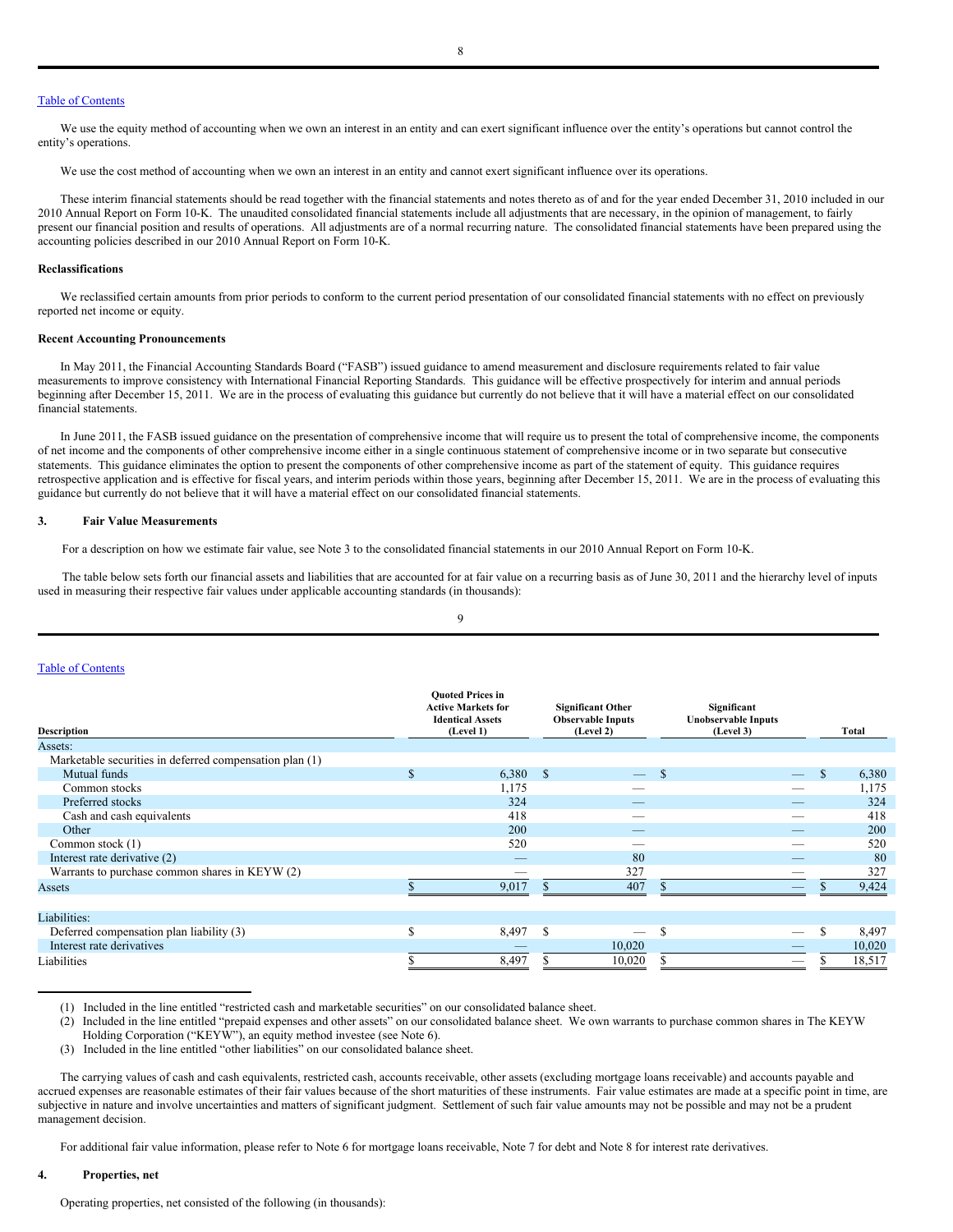We use the equity method of accounting when we own an interest in an entity and can exert significant influence over the entity's operations but cannot control the entity's operations.

We use the cost method of accounting when we own an interest in an entity and cannot exert significant influence over its operations.

These interim financial statements should be read together with the financial statements and notes thereto as of and for the year ended December 31, 2010 included in our 2010 Annual Report on Form 10-K. The unaudited consolidated financial statements include all adjustments that are necessary, in the opinion of management, to fairly present our financial position and results of operations. All adjustments are of a normal recurring nature. The consolidated financial statements have been prepared using the accounting policies described in our 2010 Annual Report on Form 10-K.

**Reclassifications**

We reclassified certain amounts from prior periods to conform to the current period presentation of our consolidated financial statements with no effect on previously reported net income or equity.

**Recent Accounting Pronouncements**

In May 2011, the Financial Accounting Standards Board ("FASB") issued guidance to amend measurement and disclosure requirements related to fair value measurements to improve consistency with International Financial Reporting Standards. This guidance will be effective prospectively for interim and annual periods beginning after December 15, 2011. We are in the process of evaluating this guidance but currently do not believe that it will have a material effect on our consolidated financial statements.

In June 2011, the FASB issued guidance on the presentation of comprehensive income that will require us to present the total of comprehensive income, the components of net income and the components of other comprehensive income either in a single continuous statement of comprehensive income or in two separate but consecutive statements. This guidance eliminates the option to present the components of other comprehensive income as part of the statement of equity. This guidance requires retrospective application and is effective for fiscal years, and interim periods within those years, beginning after December 15, 2011. We are in the process of evaluating this guidance but currently do not believe that it will have a material effect on our consolidated financial statements.

**3. Fair Value Measurements**

For a description on how we estimate fair value, see Note 3 to the consolidated financial statements in our 2010 Annual Report on Form 10-K.

The table below sets forth our financial assets and liabilities that are accounted for at fair value on a recurring basis as of June 30, 2011 and the hierarchy level of inputs used in measuring their respective fair values under applicable accounting standards (in thousands):

| Description | Quoted Prices in Active Markets for Identical Assets (Level 1) | Significant Other Observable Inputs (Level 2) | Significant Unobservable Inputs (Level 3) | Total |
|---|---|---|---|---|
| Assets: | | | | |
| Marketable securities in deferred compensation plan (1) | | | | |
| Mutual funds | $ 6,380 | $ — | $ — | $ 6,380 |
| Common stocks | 1,175 | — | — | 1,175 |
| Preferred stocks | 324 | — | — | 324 |
| Cash and cash equivalents | 418 | — | — | 418 |
| Other | 200 | — | — | 200 |
| Common stock (1) | 520 | — | — | 520 |
| Interest rate derivative (2) | — | 80 | — | 80 |
| Warrants to purchase common shares in KEYW (2) | — | 327 | — | 327 |
| Assets | $ 9,017 | $ 407 | $ — | $ 9,424 |
| | | | | |
| Liabilities: | | | | |
| Deferred compensation plan liability (3) | $ 8,497 | $ — | $ — | $ 8,497 |
| Interest rate derivatives | — | 10,020 | — | 10,020 |
| Liabilities | $ 8,497 | $ 10,020 | $ — | $ 18,517 |

(1) Included in the line entitled "restricted cash and marketable securities" on our consolidated balance sheet.

(2) Included in the line entitled "prepaid expenses and other assets" on our consolidated balance sheet. We own warrants to purchase common shares in The KEYW Holding Corporation ("KEYW"), an equity method investee (see Note 6).

(3) Included in the line entitled "other liabilities" on our consolidated balance sheet.

The carrying values of cash and cash equivalents, restricted cash, accounts receivable, other assets (excluding mortgage loans receivable) and accounts payable and accrued expenses are reasonable estimates of their fair values because of the short maturities of these instruments. Fair value estimates are made at a specific point in time, are subjective in nature and involve uncertainties and matters of significant judgment. Settlement of such fair value amounts may not be possible and may not be a prudent management decision.

For additional fair value information, please refer to Note 6 for mortgage loans receivable, Note 7 for debt and Note 8 for interest rate derivatives.

**4. Properties, net**

Operating properties, net consisted of the following (in thousands):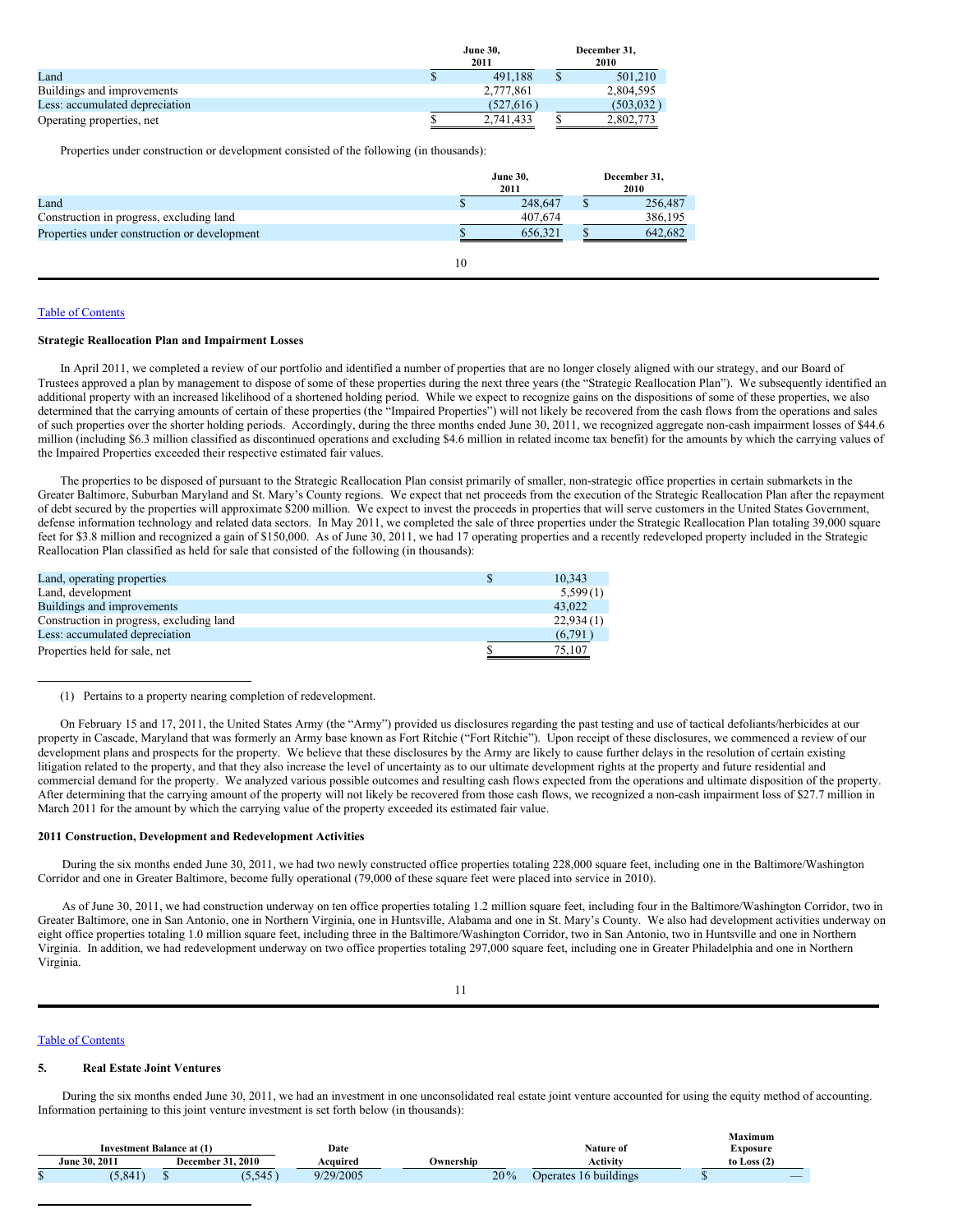| | June 30, 2011 | December 31, 2010 |
|---|---|---|
| Land | $ 491,188 | $ 501,210 |
| Buildings and improvements | 2,777,861 | 2,804,595 |
| Less: accumulated depreciation | (527,616) | (503,032) |
| Operating properties, net | $ 2,741,433 | $ 2,802,773 |

Properties under construction or development consisted of the following (in thousands):

| | June 30, 2011 | December 31, 2010 |
|---|---|---|
| Land | $ 248,647 | $ 256,487 |
| Construction in progress, excluding land | 407,674 | 386,195 |
| Properties under construction or development | $ 656,321 | $ 642,682 |

**Strategic Reallocation Plan and Impairment Losses**

In April 2011, we completed a review of our portfolio and identified a number of properties that are no longer closely aligned with our strategy, and our Board of Trustees approved a plan by management to dispose of some of these properties during the next three years (the "Strategic Reallocation Plan"). We subsequently identified an additional property with an increased likelihood of a shortened holding period. While we expect to recognize gains on the dispositions of some of these properties, we also determined that the carrying amounts of certain of these properties (the "Impaired Properties") will not likely be recovered from the cash flows from the operations and sales of such properties over the shorter holding periods. Accordingly, during the three months ended June 30, 2011, we recognized aggregate non-cash impairment losses of $44.6 million (including $6.3 million classified as discontinued operations and excluding $4.6 million in related income tax benefit) for the amounts by which the carrying values of the Impaired Properties exceeded their respective estimated fair values.

The properties to be disposed of pursuant to the Strategic Reallocation Plan consist primarily of smaller, non-strategic office properties in certain submarkets in the Greater Baltimore, Suburban Maryland and St. Mary's County regions. We expect that net proceeds from the execution of the Strategic Reallocation Plan after the repayment of debt secured by the properties will approximate $200 million. We expect to invest the proceeds in properties that will serve customers in the United States Government, defense information technology and related data sectors. In May 2011, we completed the sale of three properties under the Strategic Reallocation Plan totaling 39,000 square feet for $3.8 million and recognized a gain of $150,000. As of June 30, 2011, we had 17 operating properties and a recently redeveloped property included in the Strategic Reallocation Plan classified as held for sale that consisted of the following (in thousands):

| | |
|---|---|
| Land, operating properties | $ 10,343 |
| Land, development | 5,599 (1) |
| Buildings and improvements | 43,022 |
| Construction in progress, excluding land | 22,934 (1) |
| Less: accumulated depreciation | (6,791) |
| Properties held for sale, net | $ 75,107 |

(1) Pertains to a property nearing completion of redevelopment.

On February 15 and 17, 2011, the United States Army (the "Army") provided us disclosures regarding the past testing and use of tactical defoliants/herbicides at our property in Cascade, Maryland that was formerly an Army base known as Fort Ritchie ("Fort Ritchie"). Upon receipt of these disclosures, we commenced a review of our development plans and prospects for the property. We believe that these disclosures by the Army are likely to cause further delays in the resolution of certain existing litigation related to the property, and that they also increase the level of uncertainty as to our ultimate development rights at the property and future residential and commercial demand for the property. We analyzed various possible outcomes and resulting cash flows expected from the operations and ultimate disposition of the property. After determining that the carrying amount of the property will not likely be recovered from those cash flows, we recognized a non-cash impairment loss of $27.7 million in March 2011 for the amount by which the carrying value of the property exceeded its estimated fair value.

**2011 Construction, Development and Redevelopment Activities**

During the six months ended June 30, 2011, we had two newly constructed office properties totaling 228,000 square feet, including one in the Baltimore/Washington Corridor and one in Greater Baltimore, become fully operational (79,000 of these square feet were placed into service in 2010).

As of June 30, 2011, we had construction underway on ten office properties totaling 1.2 million square feet, including four in the Baltimore/Washington Corridor, two in Greater Baltimore, one in San Antonio, one in Northern Virginia, one in Huntsville, Alabama and one in St. Mary's County. We also had development activities underway on eight office properties totaling 1.0 million square feet, including three in the Baltimore/Washington Corridor, two in San Antonio, two in Huntsville and one in Northern Virginia. In addition, we had redevelopment underway on two office properties totaling 297,000 square feet, including one in Greater Philadelphia and one in Northern Virginia.

## 5. Real Estate Joint Ventures

During the six months ended June 30, 2011, we had an investment in one unconsolidated real estate joint venture accounted for using the equity method of accounting. Information pertaining to this joint venture investment is set forth below (in thousands):

| Investment Balance at (1) June 30, 2011 | Investment Balance at (1) December 31, 2010 | Date Acquired | Ownership | Nature of Activity | Maximum Exposure to Loss (2) |
|---|---|---|---|---|---|
| $ (5,841) | $ (5,545) | 9/29/2005 | 20% | Operates 16 buildings | $ — |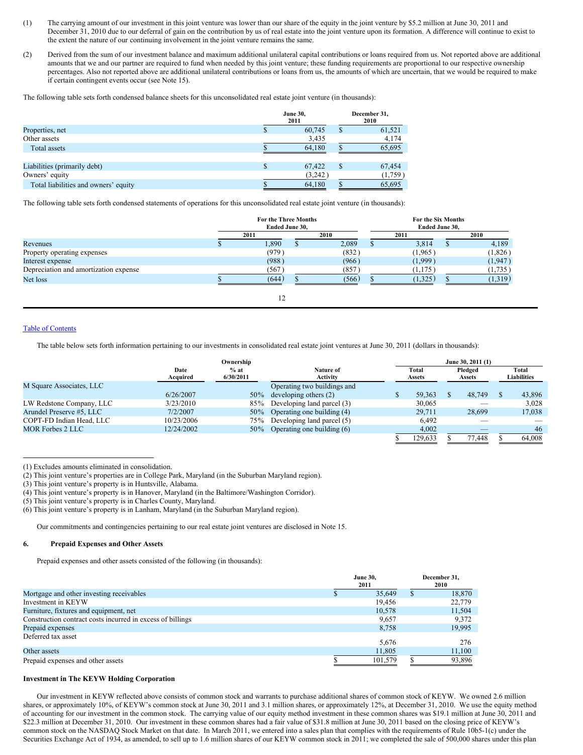(1) The carrying amount of our investment in this joint venture was lower than our share of the equity in the joint venture by $5.2 million at June 30, 2011 and December 31, 2010 due to our deferral of gain on the contribution by us of real estate into the joint venture upon its formation. A difference will continue to exist to the extent the nature of our continuing involvement in the joint venture remains the same.

(2) Derived from the sum of our investment balance and maximum additional unilateral capital contributions or loans required from us. Not reported above are additional amounts that we and our partner are required to fund when needed by this joint venture; these funding requirements are proportional to our respective ownership percentages. Also not reported above are additional unilateral contributions or loans from us, the amounts of which are uncertain, that we would be required to make if certain contingent events occur (see Note 15).

The following table sets forth condensed balance sheets for this unconsolidated real estate joint venture (in thousands):

| | June 30, 2011 | December 31, 2010 |
|---|---|---|
| Properties, net | $ 60,745 | $ 61,521 |
| Other assets | 3,435 | 4,174 |
| Total assets | $ 64,180 | $ 65,695 |
| | | |
| Liabilities (primarily debt) | $ 67,422 | $ 67,454 |
| Owners' equity | (3,242) | (1,759) |
| Total liabilities and owners' equity | $ 64,180 | $ 65,695 |

The following table sets forth condensed statements of operations for this unconsolidated real estate joint venture (in thousands):

| | For the Three Months Ended June 30, | | For the Six Months Ended June 30, | |
|---|---|---|---|---|
| | 2011 | 2010 | 2011 | 2010 |
| Revenues | $ 1,890 | $ 2,089 | $ 3,814 | $ 4,189 |
| Property operating expenses | (979) | (832) | (1,965) | (1,826) |
| Interest expense | (988) | (966) | (1,999) | (1,947) |
| Depreciation and amortization expense | (567) | (857) | (1,175) | (1,735) |
| Net loss | $ (644) | $ (566) | $ (1,325) | $ (1,319) |

The table below sets forth information pertaining to our investments in consolidated real estate joint ventures at June 30, 2011 (dollars in thousands):

| | Date Acquired | Ownership % at 6/30/2011 | Nature of Activity | June 30, 2011 (1) Total Assets | Pledged Assets | Total Liabilities |
|---|---|---|---|---|---|---|
| M Square Associates, LLC | 6/26/2007 | 50% | Operating two buildings and developing others (2) | $ 59,363 | $ 48,749 | $ 43,896 |
| LW Redstone Company, LLC | 3/23/2010 | 85% | Developing land parcel (3) | 30,065 | — | 3,028 |
| Arundel Preserve #5, LLC | 7/2/2007 | 50% | Operating one building (4) | 29,711 | 28,699 | 17,038 |
| COPT-FD Indian Head, LLC | 10/23/2006 | 75% | Developing land parcel (5) | 6,492 | — | — |
| MOR Forbes 2 LLC | 12/24/2002 | 50% | Operating one building (6) | 4,002 | — | 46 |
| | | | | $ 129,633 | $ 77,448 | $ 64,008 |

(1) Excludes amounts eliminated in consolidation.
(2) This joint venture's properties are in College Park, Maryland (in the Suburban Maryland region).
(3) This joint venture's property is in Huntsville, Alabama.
(4) This joint venture's property is in Hanover, Maryland (in the Baltimore/Washington Corridor).
(5) This joint venture's property is in Charles County, Maryland.
(6) This joint venture's property is in Lanham, Maryland (in the Suburban Maryland region).

Our commitments and contingencies pertaining to our real estate joint ventures are disclosed in Note 15.

## 6. Prepaid Expenses and Other Assets

Prepaid expenses and other assets consisted of the following (in thousands):

| | June 30, 2011 | December 31, 2010 |
|---|---|---|
| Mortgage and other investing receivables | $ 35,649 | $ 18,870 |
| Investment in KEYW | 19,456 | 22,779 |
| Furniture, fixtures and equipment, net | 10,578 | 11,504 |
| Construction contract costs incurred in excess of billings | 9,657 | 9,372 |
| Prepaid expenses | 8,758 | 19,995 |
| Deferred tax asset | 5,676 | 276 |
| Other assets | 11,805 | 11,100 |
| Prepaid expenses and other assets | $ 101,579 | $ 93,896 |

**Investment in The KEYW Holding Corporation**

Our investment in KEYW reflected above consists of common stock and warrants to purchase additional shares of common stock of KEYW. We owned 2.6 million shares, or approximately 10%, of KEYW's common stock at June 30, 2011 and 3.1 million shares, or approximately 12%, at December 31, 2010. We use the equity method of accounting for our investment in the common stock. The carrying value of our equity method investment in these common shares was $19.1 million at June 30, 2011 and $22.3 million at December 31, 2010. Our investment in these common shares had a fair value of $31.8 million at June 30, 2011 based on the closing price of KEYW's common stock on the NASDAQ Stock Market on that date. In March 2011, we entered into a sales plan that complies with the requirements of Rule 10b5-1(c) under the Securities Exchange Act of 1934, as amended, to sell up to 1.6 million shares of our KEYW common stock in 2011; we completed the sale of 500,000 shares under this plan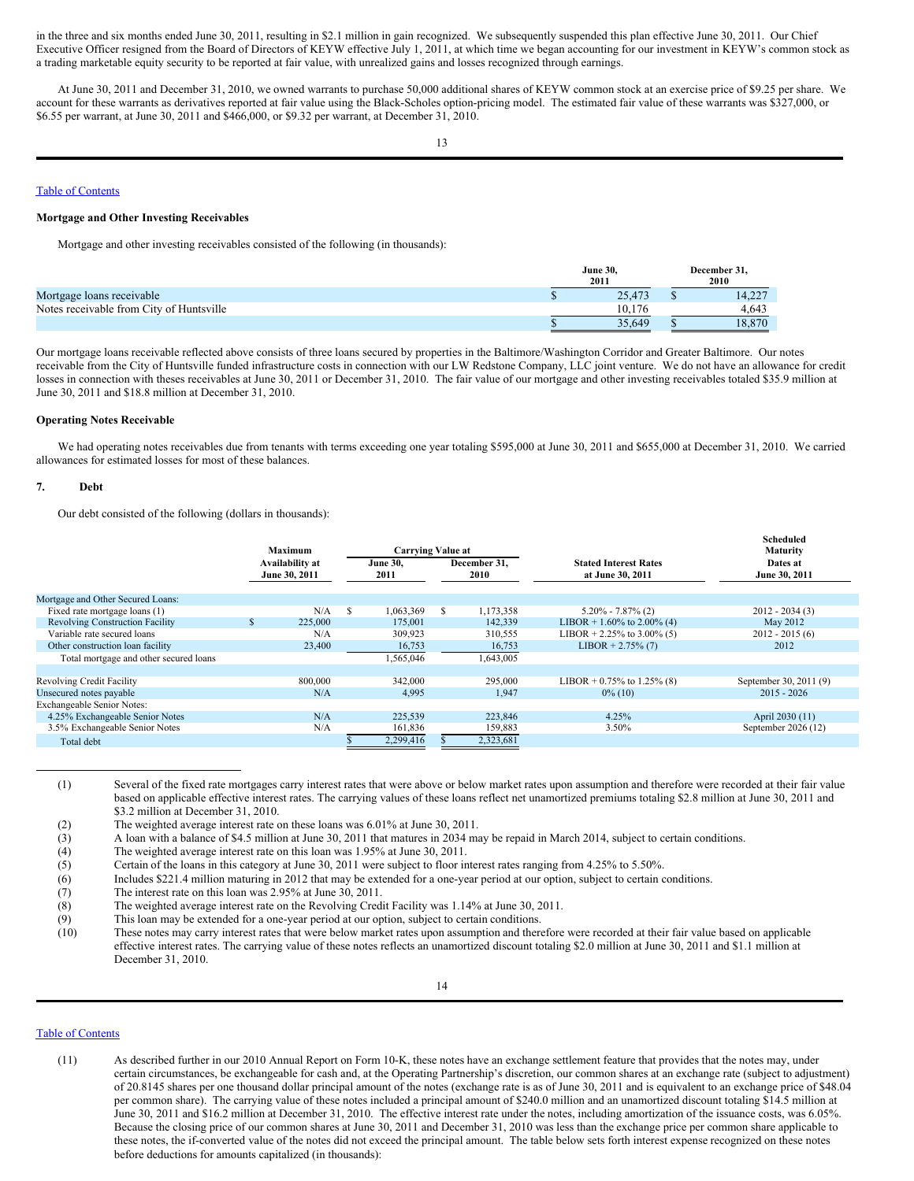in the three and six months ended June 30, 2011, resulting in $2.1 million in gain recognized. We subsequently suspended this plan effective June 30, 2011. Our Chief Executive Officer resigned from the Board of Directors of KEYW effective July 1, 2011, at which time we began accounting for our investment in KEYW's common stock as a trading marketable equity security to be reported at fair value, with unrealized gains and losses recognized through earnings.

At June 30, 2011 and December 31, 2010, we owned warrants to purchase 50,000 additional shares of KEYW common stock at an exercise price of $9.25 per share. We account for these warrants as derivatives reported at fair value using the Black-Scholes option-pricing model. The estimated fair value of these warrants was $327,000, or $6.55 per warrant, at June 30, 2011 and $466,000, or $9.32 per warrant, at December 31, 2010.

**Mortgage and Other Investing Receivables**

Mortgage and other investing receivables consisted of the following (in thousands):

| | June 30, 2011 | December 31, 2010 |
|---|---|---|
| Mortgage loans receivable | $ 25,473 | $ 14,227 |
| Notes receivable from City of Huntsville | 10,176 | 4,643 |
| | $ 35,649 | $ 18,870 |

Our mortgage loans receivable reflected above consists of three loans secured by properties in the Baltimore/Washington Corridor and Greater Baltimore. Our notes receivable from the City of Huntsville funded infrastructure costs in connection with our LW Redstone Company, LLC joint venture. We do not have an allowance for credit losses in connection with theses receivables at June 30, 2011 or December 31, 2010. The fair value of our mortgage and other investing receivables totaled $35.9 million at June 30, 2011 and $18.8 million at December 31, 2010.

**Operating Notes Receivable**

We had operating notes receivables due from tenants with terms exceeding one year totaling $595,000 at June 30, 2011 and $655,000 at December 31, 2010. We carried allowances for estimated losses for most of these balances.

**7. Debt**

Our debt consisted of the following (dollars in thousands):

| | Maximum Availability at June 30, 2011 | Carrying Value at June 30, 2011 | Carrying Value at December 31, 2010 | Stated Interest Rates at June 30, 2011 | Scheduled Maturity Dates at June 30, 2011 |
|---|---|---|---|---|---|
| Mortgage and Other Secured Loans: | | | | | |
| Fixed rate mortgage loans (1) | N/A | $ 1,063,369 | $ 1,173,358 | 5.20% - 7.87% (2) | 2012 - 2034 (3) |
| Revolving Construction Facility | $ 225,000 | 175,001 | 142,339 | LIBOR + 1.60% to 2.00% (4) | May 2012 |
| Variable rate secured loans | N/A | 309,923 | 310,555 | LIBOR + 2.25% to 3.00% (5) | 2012 - 2015 (6) |
| Other construction loan facility | 23,400 | 16,753 | 16,753 | LIBOR + 2.75% (7) | 2012 |
| Total mortgage and other secured loans | | 1,565,046 | 1,643,005 | | |
| Revolving Credit Facility | 800,000 | 342,000 | 295,000 | LIBOR + 0.75% to 1.25% (8) | September 30, 2011 (9) |
| Unsecured notes payable | N/A | 4,995 | 1,947 | 0% (10) | 2015 - 2026 |
| Exchangeable Senior Notes: | | | | | |
| 4.25% Exchangeable Senior Notes | N/A | 225,539 | 223,846 | 4.25% | April 2030 (11) |
| 3.5% Exchangeable Senior Notes | N/A | 161,836 | 159,883 | 3.50% | September 2026 (12) |
| Total debt | | $ 2,299,416 | $ 2,323,681 | | |

(1) Several of the fixed rate mortgages carry interest rates that were above or below market rates upon assumption and therefore were recorded at their fair value based on applicable effective interest rates. The carrying values of these loans reflect net unamortized premiums totaling $2.8 million at June 30, 2011 and $3.2 million at December 31, 2010.

(2) The weighted average interest rate on these loans was 6.01% at June 30, 2011.

(3) A loan with a balance of $4.5 million at June 30, 2011 that matures in 2034 may be repaid in March 2014, subject to certain conditions.

(4) The weighted average interest rate on this loan was 1.95% at June 30, 2011.

(5) Certain of the loans in this category at June 30, 2011 were subject to floor interest rates ranging from 4.25% to 5.50%.

(6) Includes $221.4 million maturing in 2012 that may be extended for a one-year period at our option, subject to certain conditions.

(7) The interest rate on this loan was 2.95% at June 30, 2011.

(8) The weighted average interest rate on the Revolving Credit Facility was 1.14% at June 30, 2011.

(9) This loan may be extended for a one-year period at our option, subject to certain conditions.

(10) These notes may carry interest rates that were below market rates upon assumption and therefore were recorded at their fair value based on applicable effective interest rates. The carrying value of these notes reflects an unamortized discount totaling $2.0 million at June 30, 2011 and $1.1 million at December 31, 2010.

(11) As described further in our 2010 Annual Report on Form 10-K, these notes have an exchange settlement feature that provides that the notes may, under certain circumstances, be exchangeable for cash and, at the Operating Partnership's discretion, our common shares at an exchange rate (subject to adjustment) of 20.8145 shares per one thousand dollar principal amount of the notes (exchange rate is as of June 30, 2011 and is equivalent to an exchange price of $48.04 per common share). The carrying value of these notes included a principal amount of $240.0 million and an unamortized discount totaling $14.5 million at June 30, 2011 and $16.2 million at December 31, 2010. The effective interest rate under the notes, including amortization of the issuance costs, was 6.05%. Because the closing price of our common shares at June 30, 2011 and December 31, 2010 was less than the exchange price per common share applicable to these notes, the if-converted value of the notes did not exceed the principal amount. The table below sets forth interest expense recognized on these notes before deductions for amounts capitalized (in thousands):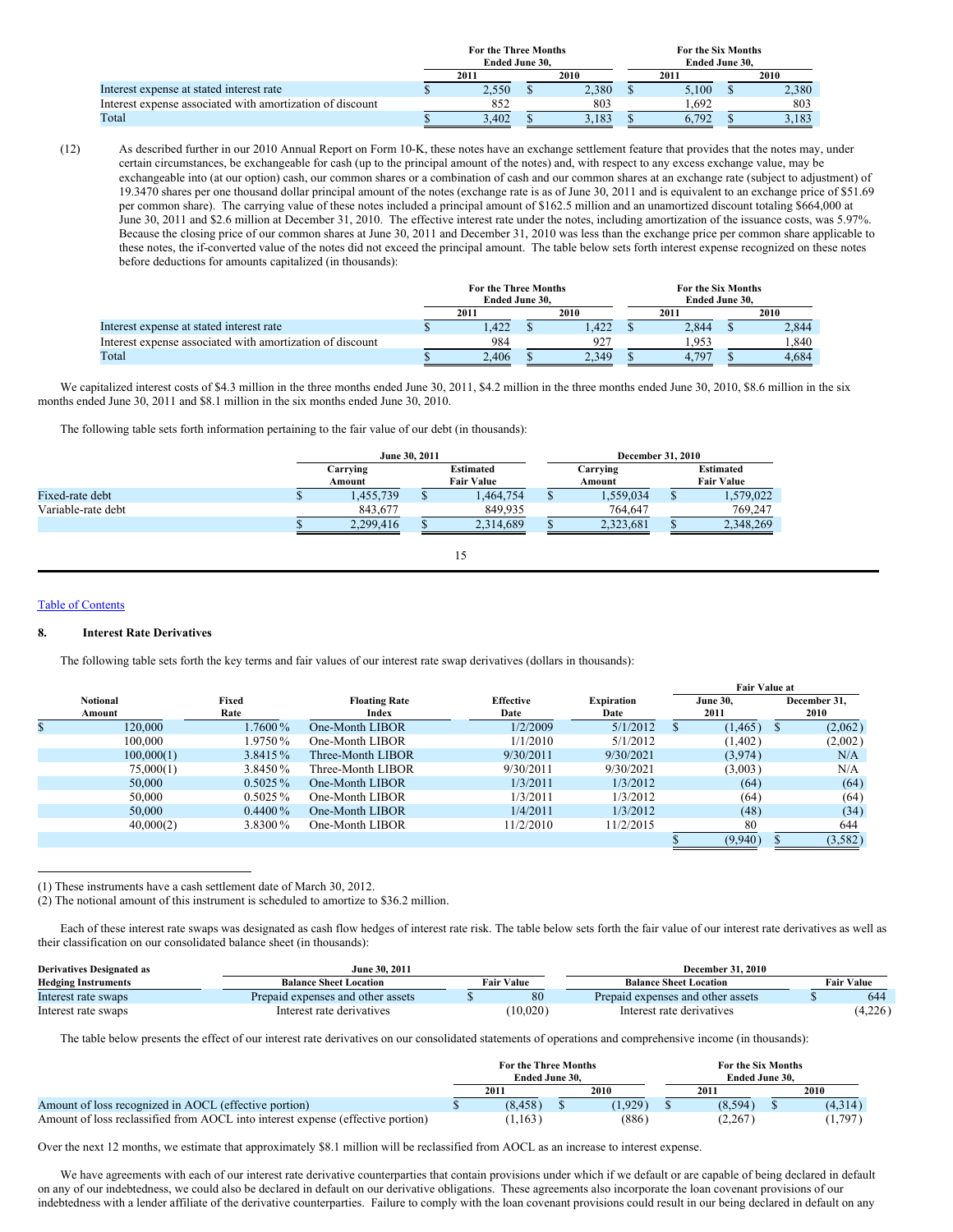| | For the Three Months Ended June 30, | | For the Six Months Ended June 30, | |
|---|---|---|---|---|
| | 2011 | 2010 | 2011 | 2010 |
| Interest expense at stated interest rate | $ 2,550 | $ 2,380 | $ 5,100 | $ 2,380 |
| Interest expense associated with amortization of discount | 852 | 803 | 1,692 | 803 |
| Total | $ 3,402 | $ 3,183 | $ 6,792 | $ 3,183 |

(12) As described further in our 2010 Annual Report on Form 10-K, these notes have an exchange settlement feature that provides that the notes may, under certain circumstances, be exchangeable for cash (up to the principal amount of the notes) and, with respect to any excess exchange value, may be exchangeable into (at our option) cash, our common shares or a combination of cash and our common shares at an exchange rate (subject to adjustment) of 19.3470 shares per one thousand dollar principal amount of the notes (exchange rate is as of June 30, 2011 and is equivalent to an exchange price of $51.69 per common share). The carrying value of these notes included a principal amount of $162.5 million and an unamortized discount totaling $664,000 at June 30, 2011 and $2.6 million at December 31, 2010. The effective interest rate under the notes, including amortization of the issuance costs, was 5.97%. Because the closing price of our common shares at June 30, 2011 and December 31, 2010 was less than the exchange price per common share applicable to these notes, the if-converted value of the notes did not exceed the principal amount. The table below sets forth interest expense recognized on these notes before deductions for amounts capitalized (in thousands):

| | For the Three Months Ended June 30, | | For the Six Months Ended June 30, | |
|---|---|---|---|---|
| | 2011 | 2010 | 2011 | 2010 |
| Interest expense at stated interest rate | $ 1,422 | $ 1,422 | $ 2,844 | $ 2,844 |
| Interest expense associated with amortization of discount | 984 | 927 | 1,953 | 1,840 |
| Total | $ 2,406 | $ 2,349 | $ 4,797 | $ 4,684 |

We capitalized interest costs of $4.3 million in the three months ended June 30, 2011, $4.2 million in the three months ended June 30, 2010, $8.6 million in the six months ended June 30, 2011 and $8.1 million in the six months ended June 30, 2010.

The following table sets forth information pertaining to the fair value of our debt (in thousands):

| | June 30, 2011 | | December 31, 2010 | |
|---|---|---|---|---|
| | Carrying Amount | Estimated Fair Value | Carrying Amount | Estimated Fair Value |
| Fixed-rate debt | $ 1,455,739 | $ 1,464,754 | $ 1,559,034 | $ 1,579,022 |
| Variable-rate debt | 843,677 | 849,935 | 764,647 | 769,247 |
| | $ 2,299,416 | $ 2,314,689 | $ 2,323,681 | $ 2,348,269 |

## 8. Interest Rate Derivatives

The following table sets forth the key terms and fair values of our interest rate swap derivatives (dollars in thousands):

| Notional Amount | Fixed Rate | Floating Rate Index | Effective Date | Expiration Date | Fair Value at June 30, 2011 | Fair Value at December 31, 2010 |
|---|---|---|---|---|---|---|
| $ 120,000 | 1.7600% | One-Month LIBOR | 1/2/2009 | 5/1/2012 | $ (1,465) | $ (2,062) |
| 100,000 | 1.9750% | One-Month LIBOR | 1/1/2010 | 5/1/2012 | (1,402) | (2,002) |
| 100,000(1) | 3.8415% | Three-Month LIBOR | 9/30/2011 | 9/30/2021 | (3,974) | N/A |
| 75,000(1) | 3.8450% | Three-Month LIBOR | 9/30/2011 | 9/30/2021 | (3,003) | N/A |
| 50,000 | 0.5025% | One-Month LIBOR | 1/3/2011 | 1/3/2012 | (64) | (64) |
| 50,000 | 0.5025% | One-Month LIBOR | 1/3/2011 | 1/3/2012 | (64) | (64) |
| 50,000 | 0.4400% | One-Month LIBOR | 1/4/2011 | 1/3/2012 | (48) | (34) |
| 40,000(2) | 3.8300% | One-Month LIBOR | 11/2/2010 | 11/2/2015 | 80 | 644 |
| | | | | | $ (9,940) | $ (3,582) |

(1) These instruments have a cash settlement date of March 30, 2012.

(2) The notional amount of this instrument is scheduled to amortize to $36.2 million.

Each of these interest rate swaps was designated as cash flow hedges of interest rate risk. The table below sets forth the fair value of our interest rate derivatives as well as their classification on our consolidated balance sheet (in thousands):

| Derivatives Designated as Hedging Instruments | June 30, 2011 Balance Sheet Location | Fair Value | December 31, 2010 Balance Sheet Location | Fair Value |
|---|---|---|---|---|
| Interest rate swaps | Prepaid expenses and other assets | $ 80 | Prepaid expenses and other assets | $ 644 |
| Interest rate swaps | Interest rate derivatives | (10,020) | Interest rate derivatives | (4,226) |

The table below presents the effect of our interest rate derivatives on our consolidated statements of operations and comprehensive income (in thousands):

| | For the Three Months Ended June 30, | | For the Six Months Ended June 30, | |
|---|---|---|---|---|
| | 2011 | 2010 | 2011 | 2010 |
| Amount of loss recognized in AOCL (effective portion) | $ (8,458) | $ (1,929) | $ (8,594) | $ (4,314) |
| Amount of loss reclassified from AOCL into interest expense (effective portion) | (1,163) | (886) | (2,267) | (1,797) |

Over the next 12 months, we estimate that approximately $8.1 million will be reclassified from AOCL as an increase to interest expense.

We have agreements with each of our interest rate derivative counterparties that contain provisions under which if we default or are capable of being declared in default on any of our indebtedness, we could also be declared in default on our derivative obligations. These agreements also incorporate the loan covenant provisions of our indebtedness with a lender affiliate of the derivative counterparties. Failure to comply with the loan covenant provisions could result in our being declared in default on any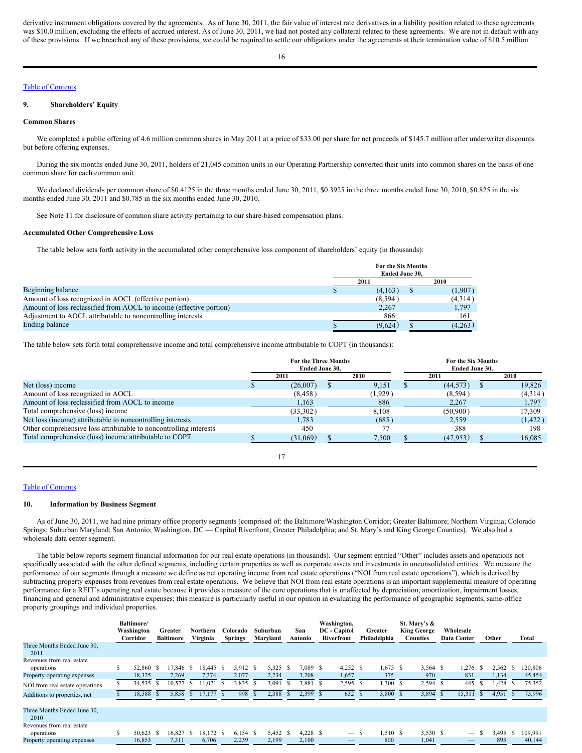derivative instrument obligations covered by the agreements. As of June 30, 2011, the fair value of interest rate derivatives in a liability position related to these agreements was $10.0 million, excluding the effects of accrued interest. As of June 30, 2011, we had not posted any collateral related to these agreements. We are not in default with any of these provisions. If we breached any of these provisions, we could be required to settle our obligations under the agreements at their termination value of $10.5 million.

Table of Contents

## 9. Shareholders' Equity

### Common Shares

We completed a public offering of 4.6 million common shares in May 2011 at a price of $33.00 per share for net proceeds of $145.7 million after underwriter discounts but before offering expenses.

During the six months ended June 30, 2011, holders of 21,045 common units in our Operating Partnership converted their units into common shares on the basis of one common share for each common unit.

We declared dividends per common share of $0.4125 in the three months ended June 30, 2011, $0.3925 in the three months ended June 30, 2010, $0.825 in the six months ended June 30, 2011 and $0.785 in the six months ended June 30, 2010.

See Note 11 for disclosure of common share activity pertaining to our share-based compensation plans.

### Accumulated Other Comprehensive Loss

The table below sets forth activity in the accumulated other comprehensive loss component of shareholders' equity (in thousands):

| | For the Six Months Ended June 30, | |
|---|---|---|
| | 2011 | 2010 |
| Beginning balance | $ (4,163) | $ (1,907) |
| Amount of loss recognized in AOCL (effective portion) | (8,594) | (4,314) |
| Amount of loss reclassified from AOCL to income (effective portion) | 2,267 | 1,797 |
| Adjustment to AOCL attributable to noncontrolling interests | 866 | 161 |
| Ending balance | $ (9,624) | $ (4,263) |

The table below sets forth total comprehensive income and total comprehensive income attributable to COPT (in thousands):

| | For the Three Months Ended June 30, | | For the Six Months Ended June 30, | |
|---|---|---|---|---|
| | 2011 | 2010 | 2011 | 2010 |
| Net (loss) income | $ (26,007) | $ 9,151 | $ (44,573) | $ 19,826 |
| Amount of loss recognized in AOCL | (8,458) | (1,929) | (8,594) | (4,314) |
| Amount of loss reclassified from AOCL to income | 1,163 | 886 | 2,267 | 1,797 |
| Total comprehensive (loss) income | (33,302) | 8,108 | (50,900) | 17,309 |
| Net loss (income) attributable to noncontrolling interests | 1,783 | (685) | 2,559 | (1,422) |
| Other comprehensive loss attributable to noncontrolling interests | 450 | 77 | 388 | 198 |
| Total comprehensive (loss) income attributable to COPT | $ (31,069) | $ 7,500 | $ (47,953) | $ 16,085 |

Table of Contents

## 10. Information by Business Segment

As of June 30, 2011, we had nine primary office property segments (comprised of: the Baltimore/Washington Corridor; Greater Baltimore; Northern Virginia; Colorado Springs; Suburban Maryland; San Antonio; Washington, DC — Capitol Riverfront; Greater Philadelphia; and St. Mary's and King George Counties). We also had a wholesale data center segment.

The table below reports segment financial information for our real estate operations (in thousands). Our segment entitled "Other" includes assets and operations not specifically associated with the other defined segments, including certain properties as well as corporate assets and investments in unconsolidated entities. We measure the performance of our segments through a measure we define as net operating income from real estate operations ("NOI from real estate operations"), which is derived by subtracting property expenses from revenues from real estate operations. We believe that NOI from real estate operations is an important supplemental measure of operating performance for a REIT's operating real estate because it provides a measure of the core operations that is unaffected by depreciation, amortization, impairment losses, financing and general and administrative expenses; this measure is particularly useful in our opinion in evaluating the performance of geographic segments, same-office property groupings and individual properties.

| | Baltimore/ Washington Corridor | Greater Baltimore | Northern Virginia | Colorado Springs | Suburban Maryland | San Antonio | Washington, DC - Capitol Riverfront | Greater Philadelphia | St. Mary's & King George Counties | Wholesale Data Center | Other | Total |
|---|---|---|---|---|---|---|---|---|---|---|---|---|
| **Three Months Ended June 30, 2011** | | | | | | | | | | | | |
| Revenues from real estate operations | $ 52,860 | $ 17,846 | $ 18,445 | $ 5,912 | $ 5,325 | $ 7,089 | $ 4,252 | $ 1,675 | $ 3,564 | $ 1,276 | $ 2,562 | $ 120,806 |
| Property operating expenses | 18,325 | 7,269 | 7,374 | 2,077 | 2,234 | 3,208 | 1,657 | 375 | 970 | 831 | 1,134 | 45,454 |
| NOI from real estate operations | $ 34,535 | $ 10,577 | $ 11,071 | $ 3,835 | $ 3,091 | $ 3,881 | $ 2,595 | $ 1,300 | $ 2,594 | $ 445 | $ 1,428 | $ 75,352 |
| Additions to properties, net | $ 18,588 | $ 5,858 | $ 17,177 | $ 998 | $ 2,388 | $ 2,399 | $ 632 | $ 3,800 | $ 3,894 | $ 15,311 | $ 4,951 | $ 75,996 |
| **Three Months Ended June 30, 2010** | | | | | | | | | | | | |
| Revenues from real estate operations | $ 50,623 | $ 16,827 | $ 18,172 | $ 6,154 | $ 5,452 | $ 4,228 | $ — | $ 1,510 | $ 3,530 | $ — | $ 3,495 | $ 109,991 |
| Property operating expenses | 16,853 | 7,311 | 6,706 | 2,239 | 2,199 | 2,100 | — | 800 | 1,041 | — | 895 | 40,144 |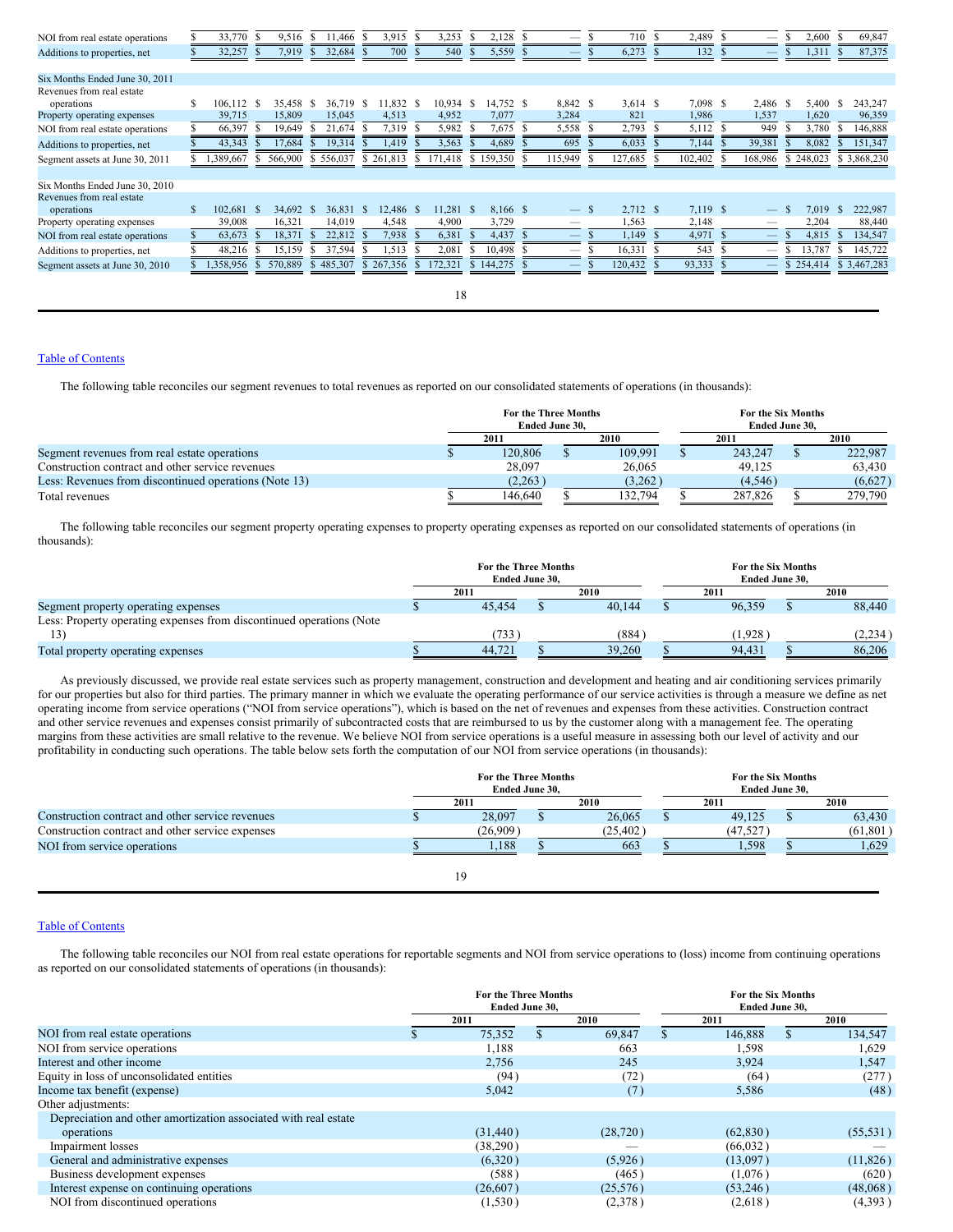| | | | | | | | | | | | |
|---|---|---|---|---|---|---|---|---|---|---|---|
| NOI from real estate operations | $ 33,770 | $ 9,516 | $ 11,466 | $ 3,915 | $ 3,253 | $ 2,128 | $ — | $ 710 | $ 2,489 | $ — | $ 2,600 | $ 69,847 |
| Additions to properties, net | $ 32,257 | $ 7,919 | $ 32,684 | $ 700 | $ 540 | $ 5,559 | $ — | $ 6,273 | $ 132 | $ — | $ 1,311 | $ 87,375 |
| | | | | | | | | | | | | |
| Six Months Ended June 30, 2011 | | | | | | | | | | | | |
| Revenues from real estate operations | $ 106,112 | $ 35,458 | $ 36,719 | $ 11,832 | $ 10,934 | $ 14,752 | $ 8,842 | $ 3,614 | $ 7,098 | $ 2,486 | $ 5,400 | $ 243,247 |
| Property operating expenses | 39,715 | 15,809 | 15,045 | 4,513 | 4,952 | 7,077 | 3,284 | 821 | 1,986 | 1,537 | 1,620 | 96,359 |
| NOI from real estate operations | $ 66,397 | $ 19,649 | $ 21,674 | $ 7,319 | $ 5,982 | $ 7,675 | $ 5,558 | $ 2,793 | $ 5,112 | $ 949 | $ 3,780 | $ 146,888 |
| Additions to properties, net | $ 43,343 | $ 17,684 | $ 19,314 | $ 1,419 | $ 3,563 | $ 4,689 | $ 695 | $ 6,033 | $ 7,144 | $ 39,381 | $ 8,082 | $ 151,347 |
| Segment assets at June 30, 2011 | $ 1,389,667 | $ 566,900 | $ 556,037 | $ 261,813 | $ 171,418 | $ 159,350 | $ 115,949 | $ 127,685 | $ 102,402 | $ 168,986 | $ 248,023 | $ 3,868,230 |
| | | | | | | | | | | | | |
| Six Months Ended June 30, 2010 | | | | | | | | | | | | |
| Revenues from real estate operations | $ 102,681 | $ 34,692 | $ 36,831 | $ 12,486 | $ 11,281 | $ 8,166 | $ — | $ 2,712 | $ 7,119 | $ — | $ 7,019 | $ 222,987 |
| Property operating expenses | 39,008 | 16,321 | 14,019 | 4,548 | 4,900 | 3,729 | — | 1,563 | 2,148 | — | 2,204 | 88,440 |
| NOI from real estate operations | $ 63,673 | $ 18,371 | $ 22,812 | $ 7,938 | $ 6,381 | $ 4,437 | $ — | $ 1,149 | $ 4,971 | $ — | $ 4,815 | $ 134,547 |
| Additions to properties, net | $ 48,216 | $ 15,159 | $ 37,594 | $ 1,513 | $ 2,081 | $ 10,498 | $ — | $ 16,331 | $ 543 | $ — | $ 13,787 | $ 145,722 |
| Segment assets at June 30, 2010 | $ 1,358,956 | $ 570,889 | $ 485,307 | $ 267,356 | $ 172,321 | $ 144,275 | $ — | $ 120,432 | $ 93,333 | $ — | $ 254,414 | $ 3,467,283 |

Table of Contents

The following table reconciles our segment revenues to total revenues as reported on our consolidated statements of operations (in thousands):

| | For the Three Months Ended June 30, | | For the Six Months Ended June 30, | |
|---|---|---|---|---|
| | 2011 | 2010 | 2011 | 2010 |
| Segment revenues from real estate operations | $ 120,806 | $ 109,991 | $ 243,247 | $ 222,987 |
| Construction contract and other service revenues | 28,097 | 26,065 | 49,125 | 63,430 |
| Less: Revenues from discontinued operations (Note 13) | (2,263) | (3,262) | (4,546) | (6,627) |
| Total revenues | $ 146,640 | $ 132,794 | $ 287,826 | $ 279,790 |

The following table reconciles our segment property operating expenses to property operating expenses as reported on our consolidated statements of operations (in thousands):

| | For the Three Months Ended June 30, | | For the Six Months Ended June 30, | |
|---|---|---|---|---|
| | 2011 | 2010 | 2011 | 2010 |
| Segment property operating expenses | $ 45,454 | $ 40,144 | $ 96,359 | $ 88,440 |
| Less: Property operating expenses from discontinued operations (Note 13) | (733) | (884) | (1,928) | (2,234) |
| Total property operating expenses | $ 44,721 | $ 39,260 | $ 94,431 | $ 86,206 |

As previously discussed, we provide real estate services such as property management, construction and development and heating and air conditioning services primarily for our properties but also for third parties. The primary manner in which we evaluate the operating performance of our service activities is through a measure we define as net operating income from service operations ("NOI from service operations"), which is based on the net of revenues and expenses from these activities. Construction contract and other service revenues and expenses consist primarily of subcontracted costs that are reimbursed to us by the customer along with a management fee. The operating margins from these activities are small relative to the revenue. We believe NOI from service operations is a useful measure in assessing both our level of activity and our profitability in conducting such operations. The table below sets forth the computation of our NOI from service operations (in thousands):

| | For the Three Months Ended June 30, | | For the Six Months Ended June 30, | |
|---|---|---|---|---|
| | 2011 | 2010 | 2011 | 2010 |
| Construction contract and other service revenues | $ 28,097 | $ 26,065 | $ 49,125 | $ 63,430 |
| Construction contract and other service expenses | (26,909) | (25,402) | (47,527) | (61,801) |
| NOI from service operations | $ 1,188 | $ 663 | $ 1,598 | $ 1,629 |

Table of Contents

The following table reconciles our NOI from real estate operations for reportable segments and NOI from service operations to (loss) income from continuing operations as reported on our consolidated statements of operations (in thousands):

| | For the Three Months Ended June 30, | | For the Six Months Ended June 30, | |
|---|---|---|---|---|
| | 2011 | 2010 | 2011 | 2010 |
| NOI from real estate operations | $ 75,352 | $ 69,847 | $ 146,888 | $ 134,547 |
| NOI from service operations | 1,188 | 663 | 1,598 | 1,629 |
| Interest and other income | 2,756 | 245 | 3,924 | 1,547 |
| Equity in loss of unconsolidated entities | (94) | (72) | (64) | (277) |
| Income tax benefit (expense) | 5,042 | (7) | 5,586 | (48) |
| Other adjustments: | | | | |
| Depreciation and other amortization associated with real estate operations | (31,440) | (28,720) | (62,830) | (55,531) |
| Impairment losses | (38,290) | — | (66,032) | — |
| General and administrative expenses | (6,320) | (5,926) | (13,097) | (11,826) |
| Business development expenses | (588) | (465) | (1,076) | (620) |
| Interest expense on continuing operations | (26,607) | (25,576) | (53,246) | (48,068) |
| NOI from discontinued operations | (1,530) | (2,378) | (2,618) | (4,393) |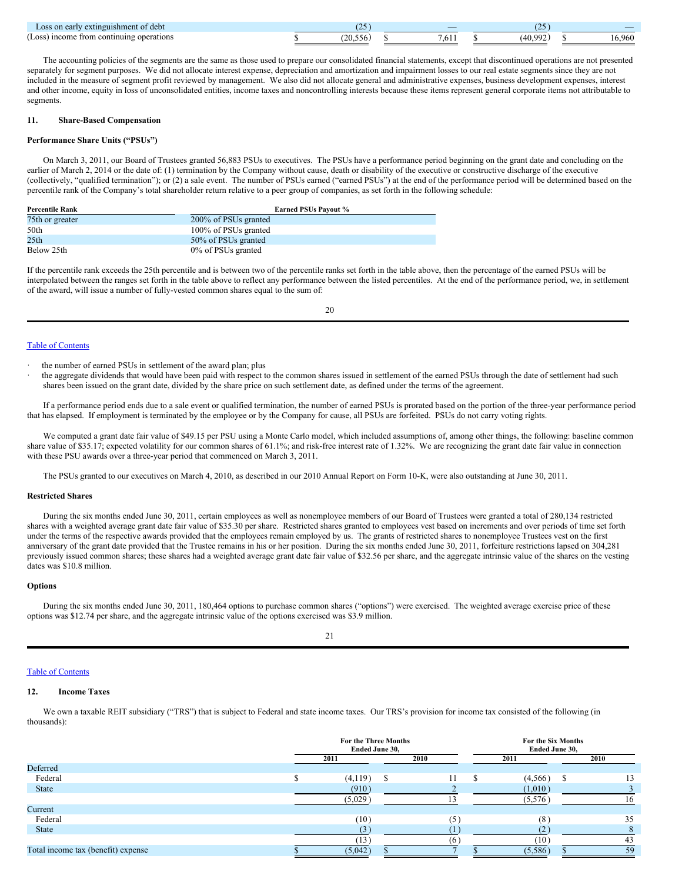| | For the Three Months Ended June 30, | | For the Six Months Ended June 30, | |
|---|---|---|---|---|
| | 2011 | 2010 | 2011 | 2010 |
| Loss on early extinguishment of debt | (25) | — | (25) | — |
| (Loss) income from continuing operations | $ (20,556) | $ 7,611 | $ (40,992) | $ 16,960 |

The accounting policies of the segments are the same as those used to prepare our consolidated financial statements, except that discontinued operations are not presented separately for segment purposes. We did not allocate interest expense, depreciation and amortization and impairment losses to our real estate segments since they are not included in the measure of segment profit reviewed by management. We also did not allocate general and administrative expenses, business development expenses, interest and other income, equity in loss of unconsolidated entities, income taxes and noncontrolling interests because these items represent general corporate items not attributable to segments.

## 11. Share-Based Compensation

### Performance Share Units ("PSUs")

On March 3, 2011, our Board of Trustees granted 56,883 PSUs to executives. The PSUs have a performance period beginning on the grant date and concluding on the earlier of March 2, 2014 or the date of: (1) termination by the Company without cause, death or disability of the executive or constructive discharge of the executive (collectively, "qualified termination"); or (2) a sale event. The number of PSUs earned ("earned PSUs") at the end of the performance period will be determined based on the percentile rank of the Company's total shareholder return relative to a peer group of companies, as set forth in the following schedule:

| Percentile Rank | Earned PSUs Payout % |
|---|---|
| 75th or greater | 200% of PSUs granted |
| 50th | 100% of PSUs granted |
| 25th | 50% of PSUs granted |
| Below 25th | 0% of PSUs granted |

If the percentile rank exceeds the 25th percentile and is between two of the percentile ranks set forth in the table above, then the percentage of the earned PSUs will be interpolated between the ranges set forth in the table above to reflect any performance between the listed percentiles. At the end of the performance period, we, in settlement of the award, will issue a number of fully-vested common shares equal to the sum of:

- the number of earned PSUs in settlement of the award plan; plus
- the aggregate dividends that would have been paid with respect to the common shares issued in settlement of the earned PSUs through the date of settlement had such shares been issued on the grant date, divided by the share price on such settlement date, as defined under the terms of the agreement.

If a performance period ends due to a sale event or qualified termination, the number of earned PSUs is prorated based on the portion of the three-year performance period that has elapsed. If employment is terminated by the employee or by the Company for cause, all PSUs are forfeited. PSUs do not carry voting rights.

We computed a grant date fair value of $49.15 per PSU using a Monte Carlo model, which included assumptions of, among other things, the following: baseline common share value of $35.17; expected volatility for our common shares of 61.1%; and risk-free interest rate of 1.32%. We are recognizing the grant date fair value in connection with these PSU awards over a three-year period that commenced on March 3, 2011.

The PSUs granted to our executives on March 4, 2010, as described in our 2010 Annual Report on Form 10-K, were also outstanding at June 30, 2011.

### Restricted Shares

During the six months ended June 30, 2011, certain employees as well as nonemployee members of our Board of Trustees were granted a total of 280,134 restricted shares with a weighted average grant date fair value of $35.30 per share. Restricted shares granted to employees vest based on increments and over periods of time set forth under the terms of the respective awards provided that the employees remain employed by us. The grants of restricted shares to nonemployee Trustees vest on the first anniversary of the grant date provided that the Trustee remains in his or her position. During the six months ended June 30, 2011, forfeiture restrictions lapsed on 304,281 previously issued common shares; these shares had a weighted average grant date fair value of $32.56 per share, and the aggregate intrinsic value of the shares on the vesting dates was $10.8 million.

### Options

During the six months ended June 30, 2011, 180,464 options to purchase common shares ("options") were exercised. The weighted average exercise price of these options was $12.74 per share, and the aggregate intrinsic value of the options exercised was $3.9 million.

## 12. Income Taxes

We own a taxable REIT subsidiary ("TRS") that is subject to Federal and state income taxes. Our TRS's provision for income tax consisted of the following (in thousands):

| | For the Three Months Ended June 30, | | For the Six Months Ended June 30, | |
|---|---|---|---|---|
| | 2011 | 2010 | 2011 | 2010 |
| Deferred | | | | |
| Federal | $ (4,119) | $ 11 | $ (4,566) | $ 13 |
| State | (910) | 2 | (1,010) | 3 |
| | (5,029) | 13 | (5,576) | 16 |
| Current | | | | |
| Federal | (10) | (5) | (8) | 35 |
| State | (3) | (1) | (2) | 8 |
| | (13) | (6) | (10) | 43 |
| Total income tax (benefit) expense | $ (5,042) | $ 7 | $ (5,586) | $ 59 |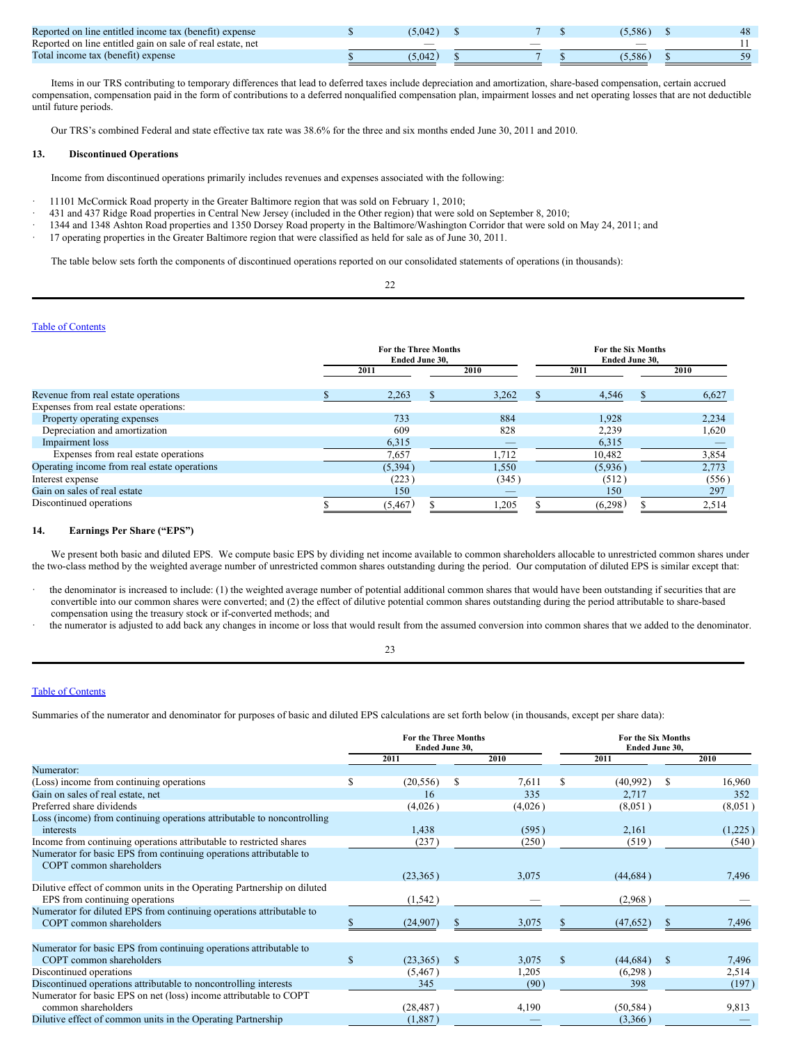| | | | | |
|---|---|---|---|---|
| Reported on line entitled income tax (benefit) expense | $ (5,042) | $ 7 | $ (5,586) | $ 48 |
| Reported on line entitled gain on sale of real estate, net | — | — | — | 11 |
| Total income tax (benefit) expense | $ (5,042) | $ 7 | $ (5,586) | $ 59 |

Items in our TRS contributing to temporary differences that lead to deferred taxes include depreciation and amortization, share-based compensation, certain accrued compensation, compensation paid in the form of contributions to a deferred nonqualified compensation plan, impairment losses and net operating losses that are not deductible until future periods.

Our TRS's combined Federal and state effective tax rate was 38.6% for the three and six months ended June 30, 2011 and 2010.

## 13. Discontinued Operations

Income from discontinued operations primarily includes revenues and expenses associated with the following:

- 11101 McCormick Road property in the Greater Baltimore region that was sold on February 1, 2010;
- 431 and 437 Ridge Road properties in Central New Jersey (included in the Other region) that were sold on September 8, 2010;
- 1344 and 1348 Ashton Road properties and 1350 Dorsey Road property in the Baltimore/Washington Corridor that were sold on May 24, 2011; and
- 17 operating properties in the Greater Baltimore region that were classified as held for sale as of June 30, 2011.

The table below sets forth the components of discontinued operations reported on our consolidated statements of operations (in thousands):

| | For the Three Months Ended June 30, | | For the Six Months Ended June 30, | |
|---|---|---|---|---|
| | 2011 | 2010 | 2011 | 2010 |
| Revenue from real estate operations | $ 2,263 | $ 3,262 | $ 4,546 | $ 6,627 |
| Expenses from real estate operations: | | | | |
| Property operating expenses | 733 | 884 | 1,928 | 2,234 |
| Depreciation and amortization | 609 | 828 | 2,239 | 1,620 |
| Impairment loss | 6,315 | — | 6,315 | — |
| Expenses from real estate operations | 7,657 | 1,712 | 10,482 | 3,854 |
| Operating income from real estate operations | (5,394) | 1,550 | (5,936) | 2,773 |
| Interest expense | (223) | (345) | (512) | (556) |
| Gain on sales of real estate | 150 | — | 150 | 297 |
| Discontinued operations | $ (5,467) | $ 1,205 | $ (6,298) | $ 2,514 |

## 14. Earnings Per Share ("EPS")

We present both basic and diluted EPS. We compute basic EPS by dividing net income available to common shareholders allocable to unrestricted common shares under the two-class method by the weighted average number of unrestricted common shares outstanding during the period. Our computation of diluted EPS is similar except that:

- the denominator is increased to include: (1) the weighted average number of potential additional common shares that would have been outstanding if securities that are convertible into our common shares were converted; and (2) the effect of dilutive potential common shares outstanding during the period attributable to share-based compensation using the treasury stock or if-converted methods; and
- the numerator is adjusted to add back any changes in income or loss that would result from the assumed conversion into common shares that we added to the denominator.

Summaries of the numerator and denominator for purposes of basic and diluted EPS calculations are set forth below (in thousands, except per share data):

| | For the Three Months Ended June 30, | | For the Six Months Ended June 30, | |
|---|---|---|---|---|
| | 2011 | 2010 | 2011 | 2010 |
| Numerator: | | | | |
| (Loss) income from continuing operations | $ (20,556) | $ 7,611 | $ (40,992) | $ 16,960 |
| Gain on sales of real estate, net | 16 | 335 | 2,717 | 352 |
| Preferred share dividends | (4,026) | (4,026) | (8,051) | (8,051) |
| Loss (income) from continuing operations attributable to noncontrolling interests | 1,438 | (595) | 2,161 | (1,225) |
| Income from continuing operations attributable to restricted shares | (237) | (250) | (519) | (540) |
| Numerator for basic EPS from continuing operations attributable to COPT common shareholders | (23,365) | 3,075 | (44,684) | 7,496 |
| Dilutive effect of common units in the Operating Partnership on diluted EPS from continuing operations | (1,542) | — | (2,968) | — |
| Numerator for diluted EPS from continuing operations attributable to COPT common shareholders | $ (24,907) | $ 3,075 | $ (47,652) | $ 7,496 |
| | | | | |
| Numerator for basic EPS from continuing operations attributable to COPT common shareholders | $ (23,365) | $ 3,075 | $ (44,684) | $ 7,496 |
| Discontinued operations | (5,467) | 1,205 | (6,298) | 2,514 |
| Discontinued operations attributable to noncontrolling interests | 345 | (90) | 398 | (197) |
| Numerator for basic EPS on net (loss) income attributable to COPT common shareholders | (28,487) | 4,190 | (50,584) | 9,813 |
| Dilutive effect of common units in the Operating Partnership | (1,887) | — | (3,366) | — |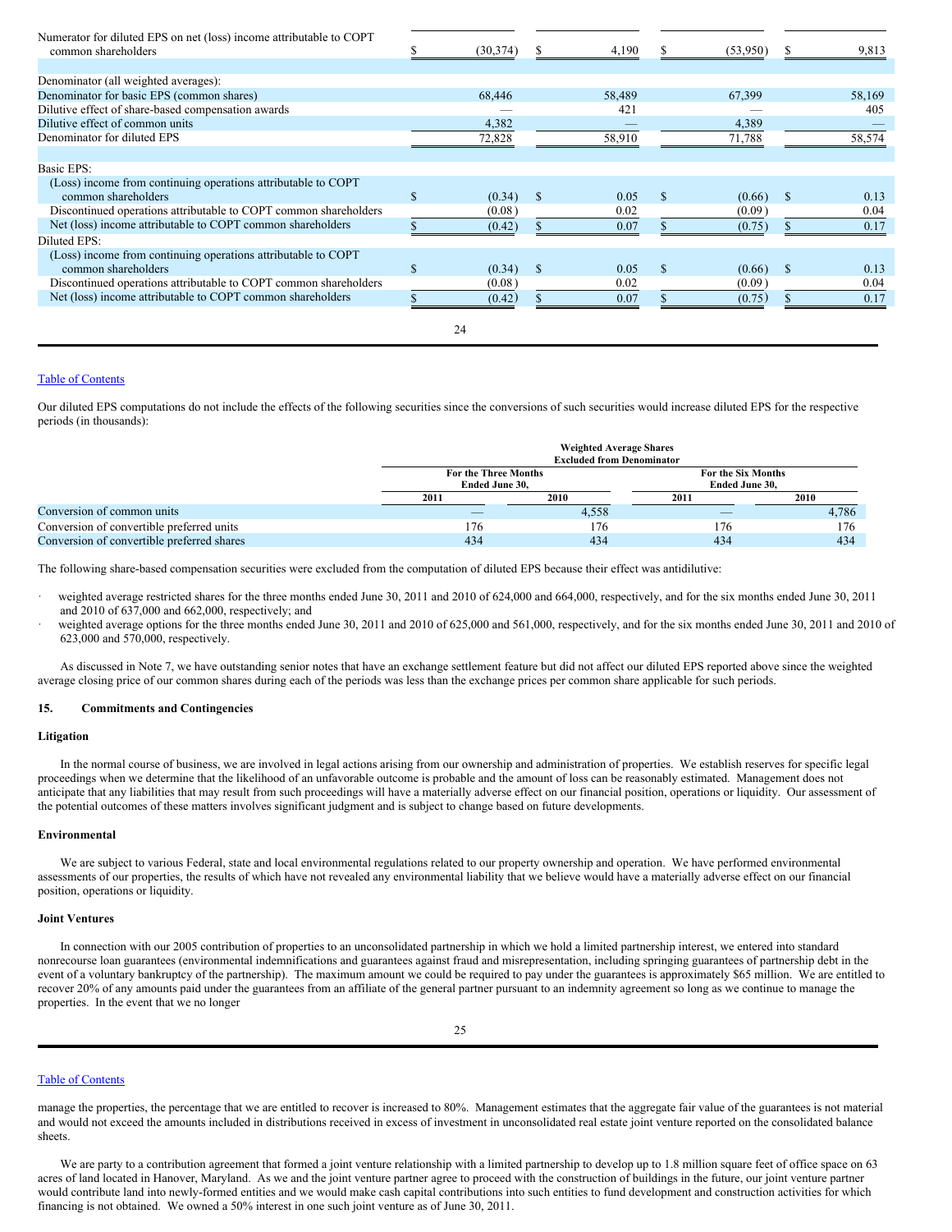| | | | | |
|---|---|---|---|---|
| Numerator for diluted EPS on net (loss) income attributable to COPT common shareholders | $ (30,374) | $ 4,190 | $ (53,950) | $ 9,813 |
| Denominator (all weighted averages): | | | | |
| Denominator for basic EPS (common shares) | 68,446 | 58,489 | 67,399 | 58,169 |
| Dilutive effect of share-based compensation awards | — | 421 | — | 405 |
| Dilutive effect of common units | 4,382 | — | 4,389 | — |
| Denominator for diluted EPS | 72,828 | 58,910 | 71,788 | 58,574 |
| Basic EPS: | | | | |
| (Loss) income from continuing operations attributable to COPT common shareholders | $ (0.34) | $ 0.05 | $ (0.66) | $ 0.13 |
| Discontinued operations attributable to COPT common shareholders | (0.08) | 0.02 | (0.09) | 0.04 |
| Net (loss) income attributable to COPT common shareholders | $ (0.42) | $ 0.07 | $ (0.75) | $ 0.17 |
| Diluted EPS: | | | | |
| (Loss) income from continuing operations attributable to COPT common shareholders | $ (0.34) | $ 0.05 | $ (0.66) | $ 0.13 |
| Discontinued operations attributable to COPT common shareholders | (0.08) | 0.02 | (0.09) | 0.04 |
| Net (loss) income attributable to COPT common shareholders | $ (0.42) | $ 0.07 | $ (0.75) | $ 0.17 |

Our diluted EPS computations do not include the effects of the following securities since the conversions of such securities would increase diluted EPS for the respective periods (in thousands):

| | Weighted Average Shares Excluded from Denominator | | | |
|---|---|---|---|---|
| | For the Three Months Ended June 30, | | For the Six Months Ended June 30, | |
| | 2011 | 2010 | 2011 | 2010 |
| Conversion of common units | — | 4,558 | — | 4,786 |
| Conversion of convertible preferred units | 176 | 176 | 176 | 176 |
| Conversion of convertible preferred shares | 434 | 434 | 434 | 434 |

The following share-based compensation securities were excluded from the computation of diluted EPS because their effect was antidilutive:

- weighted average restricted shares for the three months ended June 30, 2011 and 2010 of 624,000 and 664,000, respectively, and for the six months ended June 30, 2011 and 2010 of 637,000 and 662,000, respectively; and
- weighted average options for the three months ended June 30, 2011 and 2010 of 625,000 and 561,000, respectively, and for the six months ended June 30, 2011 and 2010 of 623,000 and 570,000, respectively.

As discussed in Note 7, we have outstanding senior notes that have an exchange settlement feature but did not affect our diluted EPS reported above since the weighted average closing price of our common shares during each of the periods was less than the exchange prices per common share applicable for such periods.

## 15. Commitments and Contingencies

### Litigation

In the normal course of business, we are involved in legal actions arising from our ownership and administration of properties. We establish reserves for specific legal proceedings when we determine that the likelihood of an unfavorable outcome is probable and the amount of loss can be reasonably estimated. Management does not anticipate that any liabilities that may result from such proceedings will have a materially adverse effect on our financial position, operations or liquidity. Our assessment of the potential outcomes of these matters involves significant judgment and is subject to change based on future developments.

### Environmental

We are subject to various Federal, state and local environmental regulations related to our property ownership and operation. We have performed environmental assessments of our properties, the results of which have not revealed any environmental liability that we believe would have a materially adverse effect on our financial position, operations or liquidity.

### Joint Ventures

In connection with our 2005 contribution of properties to an unconsolidated partnership in which we hold a limited partnership interest, we entered into standard nonrecourse loan guarantees (environmental indemnifications and guarantees against fraud and misrepresentation, including springing guarantees of partnership debt in the event of a voluntary bankruptcy of the partnership). The maximum amount we could be required to pay under the guarantees is approximately $65 million. We are entitled to recover 20% of any amounts paid under the guarantees from an affiliate of the general partner pursuant to an indemnity agreement so long as we continue to manage the properties. In the event that we no longer manage the properties, the percentage that we are entitled to recover is increased to 80%. Management estimates that the aggregate fair value of the guarantees is not material and would not exceed the amounts included in distributions received in excess of investment in unconsolidated real estate joint venture reported on the consolidated balance sheets.

We are party to a contribution agreement that formed a joint venture relationship with a limited partnership to develop up to 1.8 million square feet of office space on 63 acres of land located in Hanover, Maryland. As we and the joint venture partner agree to proceed with the construction of buildings in the future, our joint venture partner would contribute land into newly-formed entities and we would make cash capital contributions into such entities to fund development and construction activities for which financing is not obtained. We owned a 50% interest in one such joint venture as of June 30, 2011.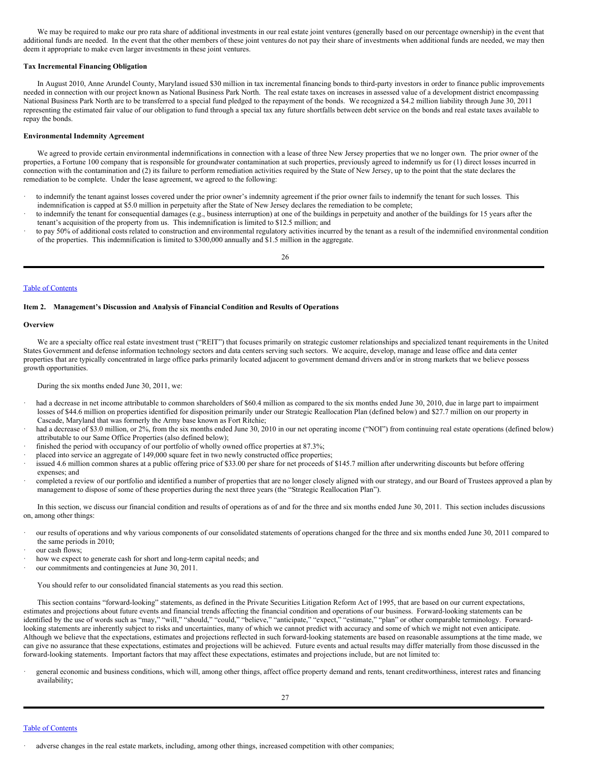We may be required to make our pro rata share of additional investments in our real estate joint ventures (generally based on our percentage ownership) in the event that additional funds are needed. In the event that the other members of these joint ventures do not pay their share of investments when additional funds are needed, we may then deem it appropriate to make even larger investments in these joint ventures.

**Tax Incremental Financing Obligation**

In August 2010, Anne Arundel County, Maryland issued $30 million in tax incremental financing bonds to third-party investors in order to finance public improvements needed in connection with our project known as National Business Park North. The real estate taxes on increases in assessed value of a development district encompassing National Business Park North are to be transferred to a special fund pledged to the repayment of the bonds. We recognized a $4.2 million liability through June 30, 2011 representing the estimated fair value of our obligation to fund through a special tax any future shortfalls between debt service on the bonds and real estate taxes available to repay the bonds.

**Environmental Indemnity Agreement**

We agreed to provide certain environmental indemnifications in connection with a lease of three New Jersey properties that we no longer own. The prior owner of the properties, a Fortune 100 company that is responsible for groundwater contamination at such properties, previously agreed to indemnify us for (1) direct losses incurred in connection with the contamination and (2) its failure to perform remediation activities required by the State of New Jersey, up to the point that the state declares the remediation to be complete. Under the lease agreement, we agreed to the following:

- to indemnify the tenant against losses covered under the prior owner's indemnity agreement if the prior owner fails to indemnify the tenant for such losses. This indemnification is capped at $5.0 million in perpetuity after the State of New Jersey declares the remediation to be complete;
- to indemnify the tenant for consequential damages (e.g., business interruption) at one of the buildings in perpetuity and another of the buildings for 15 years after the tenant's acquisition of the property from us. This indemnification is limited to $12.5 million; and
- to pay 50% of additional costs related to construction and environmental regulatory activities incurred by the tenant as a result of the indemnified environmental condition of the properties. This indemnification is limited to $300,000 annually and $1.5 million in the aggregate.

## Item 2. Management's Discussion and Analysis of Financial Condition and Results of Operations

### Overview

We are a specialty office real estate investment trust ("REIT") that focuses primarily on strategic customer relationships and specialized tenant requirements in the United States Government and defense information technology sectors and data centers serving such sectors. We acquire, develop, manage and lease office and data center properties that are typically concentrated in large office parks primarily located adjacent to government demand drivers and/or in strong markets that we believe possess growth opportunities.

During the six months ended June 30, 2011, we:

- had a decrease in net income attributable to common shareholders of $60.4 million as compared to the six months ended June 30, 2010, due in large part to impairment losses of $44.6 million on properties identified for disposition primarily under our Strategic Reallocation Plan (defined below) and $27.7 million on our property in Cascade, Maryland that was formerly the Army base known as Fort Ritchie;
- had a decrease of $3.0 million, or 2%, from the six months ended June 30, 2010 in our net operating income ("NOI") from continuing real estate operations (defined below) attributable to our Same Office Properties (also defined below);
- finished the period with occupancy of our portfolio of wholly owned office properties at 87.3%;
- placed into service an aggregate of 149,000 square feet in two newly constructed office properties;
- issued 4.6 million common shares at a public offering price of $33.00 per share for net proceeds of $145.7 million after underwriting discounts but before offering expenses; and
- completed a review of our portfolio and identified a number of properties that are no longer closely aligned with our strategy, and our Board of Trustees approved a plan by management to dispose of some of these properties during the next three years (the "Strategic Reallocation Plan").

In this section, we discuss our financial condition and results of operations as of and for the three and six months ended June 30, 2011. This section includes discussions on, among other things:

- our results of operations and why various components of our consolidated statements of operations changed for the three and six months ended June 30, 2011 compared to the same periods in 2010;
- our cash flows;
- how we expect to generate cash for short and long-term capital needs; and
- our commitments and contingencies at June 30, 2011.

You should refer to our consolidated financial statements as you read this section.

This section contains "forward-looking" statements, as defined in the Private Securities Litigation Reform Act of 1995, that are based on our current expectations, estimates and projections about future events and financial trends affecting the financial condition and operations of our business. Forward-looking statements can be identified by the use of words such as "may," "will," "should," "could," "believe," "anticipate," "expect," "estimate," "plan" or other comparable terminology. Forward-looking statements are inherently subject to risks and uncertainties, many of which we cannot predict with accuracy and some of which we might not even anticipate. Although we believe that the expectations, estimates and projections reflected in such forward-looking statements are based on reasonable assumptions at the time made, we can give no assurance that these expectations, estimates and projections will be achieved. Future events and actual results may differ materially from those discussed in the forward-looking statements. Important factors that may affect these expectations, estimates and projections include, but are not limited to:

- general economic and business conditions, which will, among other things, affect office property demand and rents, tenant creditworthiness, interest rates and financing availability;
- adverse changes in the real estate markets, including, among other things, increased competition with other companies;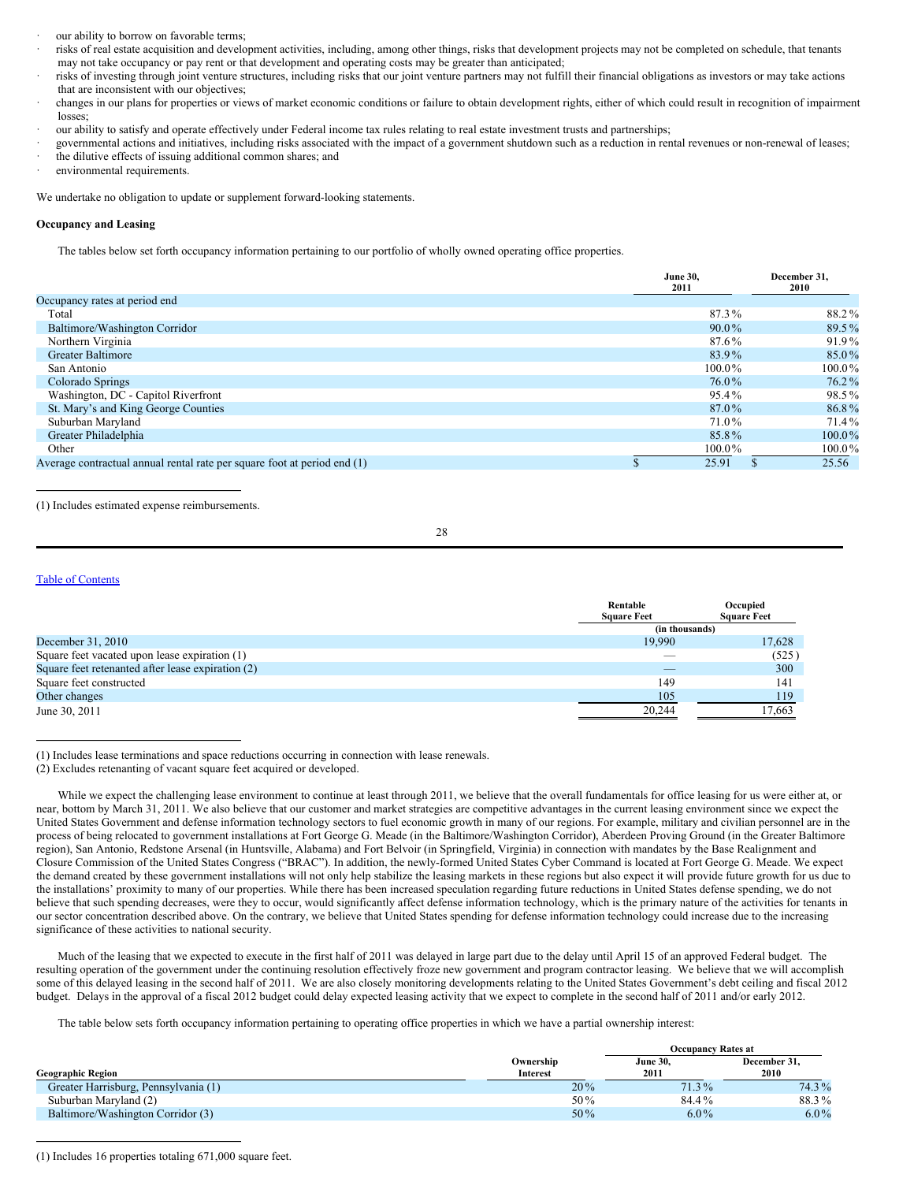- our ability to borrow on favorable terms;
- risks of real estate acquisition and development activities, including, among other things, risks that development projects may not be completed on schedule, that tenants may not take occupancy or pay rent or that development and operating costs may be greater than anticipated;
- risks of investing through joint venture structures, including risks that our joint venture partners may not fulfill their financial obligations as investors or may take actions that are inconsistent with our objectives;
- changes in our plans for properties or views of market economic conditions or failure to obtain development rights, either of which could result in recognition of impairment losses;
- our ability to satisfy and operate effectively under Federal income tax rules relating to real estate investment trusts and partnerships;
- governmental actions and initiatives, including risks associated with the impact of a government shutdown such as a reduction in rental revenues or non-renewal of leases;
- the dilutive effects of issuing additional common shares; and
- environmental requirements.

We undertake no obligation to update or supplement forward-looking statements.

**Occupancy and Leasing**

The tables below set forth occupancy information pertaining to our portfolio of wholly owned operating office properties.

| | June 30, 2011 | December 31, 2010 |
|---|---|---|
| Occupancy rates at period end | | |
| Total | 87.3% | 88.2% |
| Baltimore/Washington Corridor | 90.0% | 89.5% |
| Northern Virginia | 87.6% | 91.9% |
| Greater Baltimore | 83.9% | 85.0% |
| San Antonio | 100.0% | 100.0% |
| Colorado Springs | 76.0% | 76.2% |
| Washington, DC - Capitol Riverfront | 95.4% | 98.5% |
| St. Mary's and King George Counties | 87.0% | 86.8% |
| Suburban Maryland | 71.0% | 71.4% |
| Greater Philadelphia | 85.8% | 100.0% |
| Other | 100.0% | 100.0% |
| Average contractual annual rental rate per square foot at period end (1) | $ 25.91 | $ 25.56 |

(1) Includes estimated expense reimbursements.

| | Rentable Square Feet | Occupied Square Feet |
|---|---|---|
| | (in thousands) | |
| December 31, 2010 | 19,990 | 17,628 |
| Square feet vacated upon lease expiration (1) | — | (525) |
| Square feet retenanted after lease expiration (2) | — | 300 |
| Square feet constructed | 149 | 141 |
| Other changes | 105 | 119 |
| June 30, 2011 | 20,244 | 17,663 |

(1) Includes lease terminations and space reductions occurring in connection with lease renewals.
(2) Excludes retenanting of vacant square feet acquired or developed.

While we expect the challenging lease environment to continue at least through 2011, we believe that the overall fundamentals for office leasing for us were either at, or near, bottom by March 31, 2011. We also believe that our customer and market strategies are competitive advantages in the current leasing environment since we expect the United States Government and defense information technology sectors to fuel economic growth in many of our regions. For example, military and civilian personnel are in the process of being relocated to government installations at Fort George G. Meade (in the Baltimore/Washington Corridor), Aberdeen Proving Ground (in the Greater Baltimore region), San Antonio, Redstone Arsenal (in Huntsville, Alabama) and Fort Belvoir (in Springfield, Virginia) in connection with mandates by the Base Realignment and Closure Commission of the United States Congress ("BRAC"). In addition, the newly-formed United States Cyber Command is located at Fort George G. Meade. We expect the demand created by these government installations will not only help stabilize the leasing markets in these regions but also expect it will provide future growth for us due to the installations' proximity to many of our properties. While there has been increased speculation regarding future reductions in United States defense spending, we do not believe that such spending decreases, were they to occur, would significantly affect defense information technology, which is the primary nature of the activities for tenants in our sector concentration described above. On the contrary, we believe that United States spending for defense information technology could increase due to the increasing significance of these activities to national security.

Much of the leasing that we expected to execute in the first half of 2011 was delayed in large part due to the delay until April 15 of an approved Federal budget. The resulting operation of the government under the continuing resolution effectively froze new government and program contractor leasing. We believe that we will accomplish some of this delayed leasing in the second half of 2011. We are also closely monitoring developments relating to the United States Government's debt ceiling and fiscal 2012 budget. Delays in the approval of a fiscal 2012 budget could delay expected leasing activity that we expect to complete in the second half of 2011 and/or early 2012.

The table below sets forth occupancy information pertaining to operating office properties in which we have a partial ownership interest:

| | | Occupancy Rates at | |
|---|---|---|---|
| Geographic Region | Ownership Interest | June 30, 2011 | December 31, 2010 |
| Greater Harrisburg, Pennsylvania (1) | 20% | 71.3% | 74.3% |
| Suburban Maryland (2) | 50% | 84.4% | 88.3% |
| Baltimore/Washington Corridor (3) | 50% | 6.0% | 6.0% |

(1) Includes 16 properties totaling 671,000 square feet.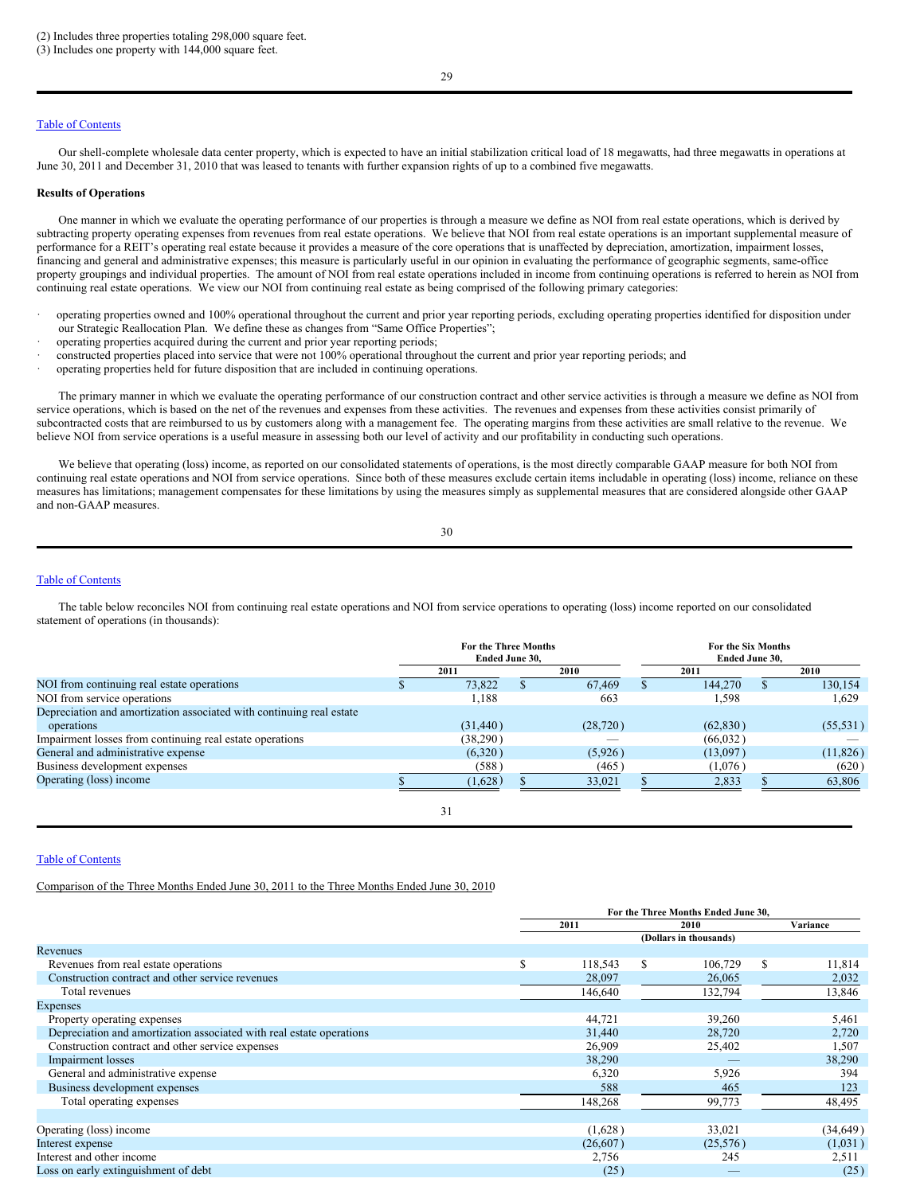(2) Includes three properties totaling 298,000 square feet.
(3) Includes one property with 144,000 square feet.

Our shell-complete wholesale data center property, which is expected to have an initial stabilization critical load of 18 megawatts, had three megawatts in operations at June 30, 2011 and December 31, 2010 that was leased to tenants with further expansion rights of up to a combined five megawatts.

**Results of Operations**

One manner in which we evaluate the operating performance of our properties is through a measure we define as NOI from real estate operations, which is derived by subtracting property operating expenses from revenues from real estate operations. We believe that NOI from real estate operations is an important supplemental measure of performance for a REIT's operating real estate because it provides a measure of the core operations that is unaffected by depreciation, amortization, impairment losses, financing and general and administrative expenses; this measure is particularly useful in our opinion in evaluating the performance of geographic segments, same-office property groupings and individual properties. The amount of NOI from real estate operations included in income from continuing operations is referred to herein as NOI from continuing real estate operations. We view our NOI from continuing real estate as being comprised of the following primary categories:

- operating properties owned and 100% operational throughout the current and prior year reporting periods, excluding operating properties identified for disposition under our Strategic Reallocation Plan. We define these as changes from "Same Office Properties";
- operating properties acquired during the current and prior year reporting periods;
- constructed properties placed into service that were not 100% operational throughout the current and prior year reporting periods; and
- operating properties held for future disposition that are included in continuing operations.

The primary manner in which we evaluate the operating performance of our construction contract and other service activities is through a measure we define as NOI from service operations, which is based on the net of the revenues and expenses from these activities. The revenues and expenses from these activities consist primarily of subcontracted costs that are reimbursed to us by customers along with a management fee. The operating margins from these activities are small relative to the revenue. We believe NOI from service operations is a useful measure in assessing both our level of activity and our profitability in conducting such operations.

We believe that operating (loss) income, as reported on our consolidated statements of operations, is the most directly comparable GAAP measure for both NOI from continuing real estate operations and NOI from service operations. Since both of these measures exclude certain items includable in operating (loss) income, reliance on these measures has limitations; management compensates for these limitations by using the measures simply as supplemental measures that are considered alongside other GAAP and non-GAAP measures.

The table below reconciles NOI from continuing real estate operations and NOI from service operations to operating (loss) income reported on our consolidated statement of operations (in thousands):

| | For the Three Months Ended June 30, | | For the Six Months Ended June 30, | |
|---|---|---|---|---|
| | 2011 | 2010 | 2011 | 2010 |
| NOI from continuing real estate operations | $ 73,822 | $ 67,469 | $ 144,270 | $ 130,154 |
| NOI from service operations | 1,188 | 663 | 1,598 | 1,629 |
| Depreciation and amortization associated with continuing real estate operations | (31,440) | (28,720) | (62,830) | (55,531) |
| Impairment losses from continuing real estate operations | (38,290) | — | (66,032) | — |
| General and administrative expense | (6,320) | (5,926) | (13,097) | (11,826) |
| Business development expenses | (588) | (465) | (1,076) | (620) |
| Operating (loss) income | $ (1,628) | $ 33,021 | $ 2,833 | $ 63,806 |

Comparison of the Three Months Ended June 30, 2011 to the Three Months Ended June 30, 2010

| | For the Three Months Ended June 30, | | |
|---|---|---|---|
| | 2011 | 2010 | Variance |
| | (Dollars in thousands) | | |
| Revenues | | | |
| Revenues from real estate operations | $ 118,543 | $ 106,729 | $ 11,814 |
| Construction contract and other service revenues | 28,097 | 26,065 | 2,032 |
| Total revenues | 146,640 | 132,794 | 13,846 |
| Expenses | | | |
| Property operating expenses | 44,721 | 39,260 | 5,461 |
| Depreciation and amortization associated with real estate operations | 31,440 | 28,720 | 2,720 |
| Construction contract and other service expenses | 26,909 | 25,402 | 1,507 |
| Impairment losses | 38,290 | — | 38,290 |
| General and administrative expense | 6,320 | 5,926 | 394 |
| Business development expenses | 588 | 465 | 123 |
| Total operating expenses | 148,268 | 99,773 | 48,495 |
| | | | |
| Operating (loss) income | (1,628) | 33,021 | (34,649) |
| Interest expense | (26,607) | (25,576) | (1,031) |
| Interest and other income | 2,756 | 245 | 2,511 |
| Loss on early extinguishment of debt | (25) | — | (25) |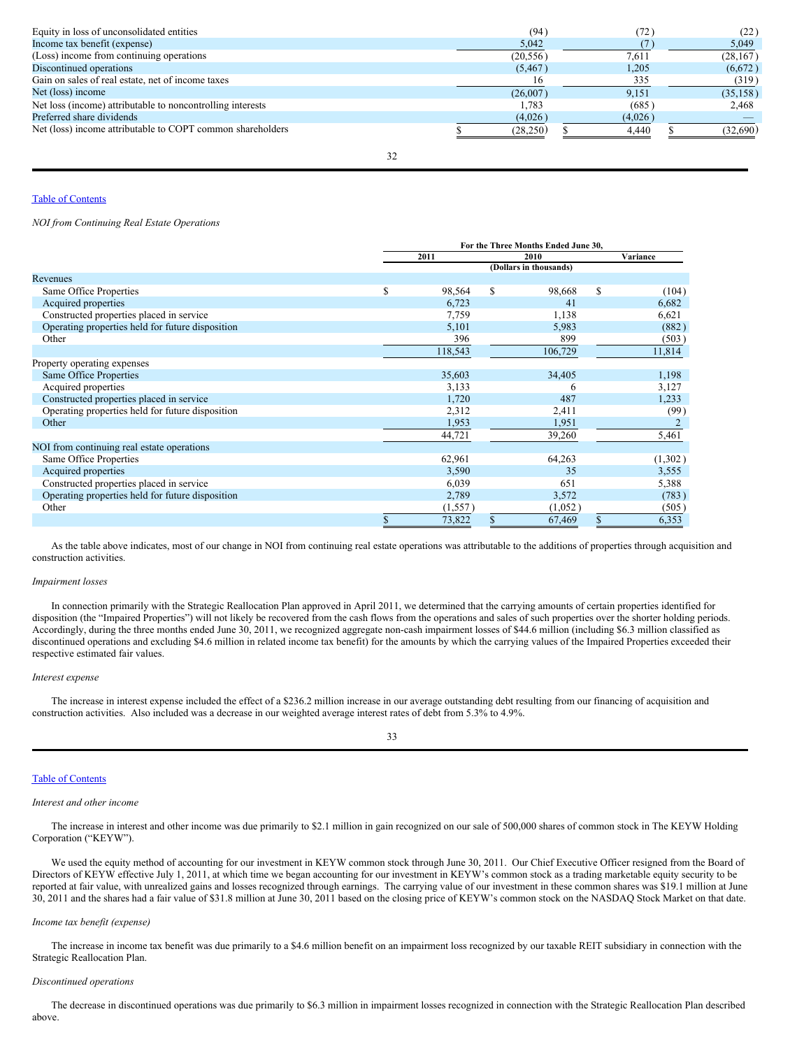| | | | |
|---|---|---|---|
| Equity in loss of unconsolidated entities | (94) | (72) | (22) |
| Income tax benefit (expense) | 5,042 | (7) | 5,049 |
| (Loss) income from continuing operations | (20,556) | 7,611 | (28,167) |
| Discontinued operations | (5,467) | 1,205 | (6,672) |
| Gain on sales of real estate, net of income taxes | 16 | 335 | (319) |
| Net (loss) income | (26,007) | 9,151 | (35,158) |
| Net loss (income) attributable to noncontrolling interests | 1,783 | (685) | 2,468 |
| Preferred share dividends | (4,026) | (4,026) | — |
| Net (loss) income attributable to COPT common shareholders | $ (28,250) | $ 4,440 | $ (32,690) |

*NOI from Continuing Real Estate Operations*

| | For the Three Months Ended June 30, | | |
|---|---|---|---|
| | 2011 | 2010 | Variance |
| | (Dollars in thousands) | | |
| Revenues | | | |
| Same Office Properties | $ 98,564 | $ 98,668 | $ (104) |
| Acquired properties | 6,723 | 41 | 6,682 |
| Constructed properties placed in service | 7,759 | 1,138 | 6,621 |
| Operating properties held for future disposition | 5,101 | 5,983 | (882) |
| Other | 396 | 899 | (503) |
| | 118,543 | 106,729 | 11,814 |
| Property operating expenses | | | |
| Same Office Properties | 35,603 | 34,405 | 1,198 |
| Acquired properties | 3,133 | 6 | 3,127 |
| Constructed properties placed in service | 1,720 | 487 | 1,233 |
| Operating properties held for future disposition | 2,312 | 2,411 | (99) |
| Other | 1,953 | 1,951 | 2 |
| | 44,721 | 39,260 | 5,461 |
| NOI from continuing real estate operations | | | |
| Same Office Properties | 62,961 | 64,263 | (1,302) |
| Acquired properties | 3,590 | 35 | 3,555 |
| Constructed properties placed in service | 6,039 | 651 | 5,388 |
| Operating properties held for future disposition | 2,789 | 3,572 | (783) |
| Other | (1,557) | (1,052) | (505) |
| | $ 73,822 | $ 67,469 | $ 6,353 |

As the table above indicates, most of our change in NOI from continuing real estate operations was attributable to the additions of properties through acquisition and construction activities.

*Impairment losses*

In connection primarily with the Strategic Reallocation Plan approved in April 2011, we determined that the carrying amounts of certain properties identified for disposition (the "Impaired Properties") will not likely be recovered from the cash flows from the operations and sales of such properties over the shorter holding periods. Accordingly, during the three months ended June 30, 2011, we recognized aggregate non-cash impairment losses of $44.6 million (including $6.3 million classified as discontinued operations and excluding $4.6 million in related income tax benefit) for the amounts by which the carrying values of the Impaired Properties exceeded their respective estimated fair values.

*Interest expense*

The increase in interest expense included the effect of a $236.2 million increase in our average outstanding debt resulting from our financing of acquisition and construction activities. Also included was a decrease in our weighted average interest rates of debt from 5.3% to 4.9%.

*Interest and other income*

The increase in interest and other income was due primarily to $2.1 million in gain recognized on our sale of 500,000 shares of common stock in The KEYW Holding Corporation ("KEYW").

We used the equity method of accounting for our investment in KEYW common stock through June 30, 2011. Our Chief Executive Officer resigned from the Board of Directors of KEYW effective July 1, 2011, at which time we began accounting for our investment in KEYW's common stock as a trading marketable equity security to be reported at fair value, with unrealized gains and losses recognized through earnings. The carrying value of our investment in these common shares was $19.1 million at June 30, 2011 and the shares had a fair value of $31.8 million at June 30, 2011 based on the closing price of KEYW's common stock on the NASDAQ Stock Market on that date.

*Income tax benefit (expense)*

The increase in income tax benefit was due primarily to a $4.6 million benefit on an impairment loss recognized by our taxable REIT subsidiary in connection with the Strategic Reallocation Plan.

*Discontinued operations*

The decrease in discontinued operations was due primarily to $6.3 million in impairment losses recognized in connection with the Strategic Reallocation Plan described above.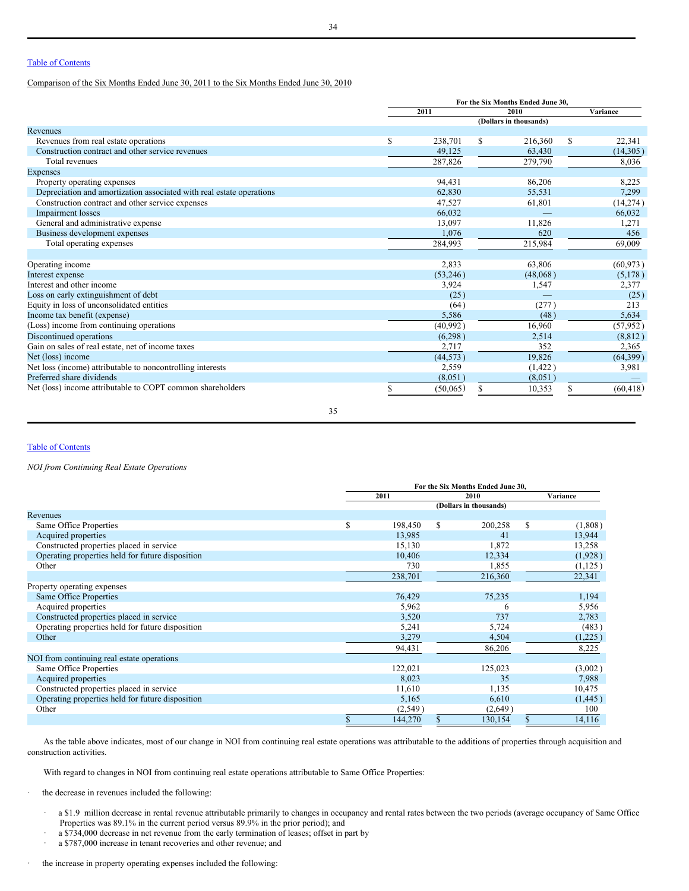[Table of Contents](#)

Comparison of the Six Months Ended June 30, 2011 to the Six Months Ended June 30, 2010

| | For the Six Months Ended June 30, | | |
|---|---|---|---|
| | 2011 | 2010 | Variance |
| | (Dollars in thousands) | | |
| Revenues | | | |
| Revenues from real estate operations | $ 238,701 | $ 216,360 | $ 22,341 |
| Construction contract and other service revenues | 49,125 | 63,430 | (14,305) |
| Total revenues | 287,826 | 279,790 | 8,036 |
| Expenses | | | |
| Property operating expenses | 94,431 | 86,206 | 8,225 |
| Depreciation and amortization associated with real estate operations | 62,830 | 55,531 | 7,299 |
| Construction contract and other service expenses | 47,527 | 61,801 | (14,274) |
| Impairment losses | 66,032 | — | 66,032 |
| General and administrative expense | 13,097 | 11,826 | 1,271 |
| Business development expenses | 1,076 | 620 | 456 |
| Total operating expenses | 284,993 | 215,984 | 69,009 |
| | | | |
| Operating income | 2,833 | 63,806 | (60,973) |
| Interest expense | (53,246) | (48,068) | (5,178) |
| Interest and other income | 3,924 | 1,547 | 2,377 |
| Loss on early extinguishment of debt | (25) | — | (25) |
| Equity in loss of unconsolidated entities | (64) | (277) | 213 |
| Income tax benefit (expense) | 5,586 | (48) | 5,634 |
| (Loss) income from continuing operations | (40,992) | 16,960 | (57,952) |
| Discontinued operations | (6,298) | 2,514 | (8,812) |
| Gain on sales of real estate, net of income taxes | 2,717 | 352 | 2,365 |
| Net (loss) income | (44,573) | 19,826 | (64,399) |
| Net loss (income) attributable to noncontrolling interests | 2,559 | (1,422) | 3,981 |
| Preferred share dividends | (8,051) | (8,051) | — |
| Net (loss) income attributable to COPT common shareholders | $ (50,065) | $ 10,353 | $ (60,418) |

[Table of Contents](#)

*NOI from Continuing Real Estate Operations*

| | For the Six Months Ended June 30, | | |
|---|---|---|---|
| | 2011 | 2010 | Variance |
| | (Dollars in thousands) | | |
| Revenues | | | |
| Same Office Properties | $ 198,450 | $ 200,258 | $ (1,808) |
| Acquired properties | 13,985 | 41 | 13,944 |
| Constructed properties placed in service | 15,130 | 1,872 | 13,258 |
| Operating properties held for future disposition | 10,406 | 12,334 | (1,928) |
| Other | 730 | 1,855 | (1,125) |
| | 238,701 | 216,360 | 22,341 |
| Property operating expenses | | | |
| Same Office Properties | 76,429 | 75,235 | 1,194 |
| Acquired properties | 5,962 | 6 | 5,956 |
| Constructed properties placed in service | 3,520 | 737 | 2,783 |
| Operating properties held for future disposition | 5,241 | 5,724 | (483) |
| Other | 3,279 | 4,504 | (1,225) |
| | 94,431 | 86,206 | 8,225 |
| NOI from continuing real estate operations | | | |
| Same Office Properties | 122,021 | 125,023 | (3,002) |
| Acquired properties | 8,023 | 35 | 7,988 |
| Constructed properties placed in service | 11,610 | 1,135 | 10,475 |
| Operating properties held for future disposition | 5,165 | 6,610 | (1,445) |
| Other | (2,549) | (2,649) | 100 |
| | $ 144,270 | $ 130,154 | $ 14,116 |

As the table above indicates, most of our change in NOI from continuing real estate operations was attributable to the additions of properties through acquisition and construction activities.

With regard to changes in NOI from continuing real estate operations attributable to Same Office Properties:

- the decrease in revenues included the following:
  - a $1.9 million decrease in rental revenue attributable primarily to changes in occupancy and rental rates between the two periods (average occupancy of Same Office Properties was 89.1% in the current period versus 89.9% in the prior period); and
  - a $734,000 decrease in net revenue from the early termination of leases; offset in part by
  - a $787,000 increase in tenant recoveries and other revenue; and
- the increase in property operating expenses included the following: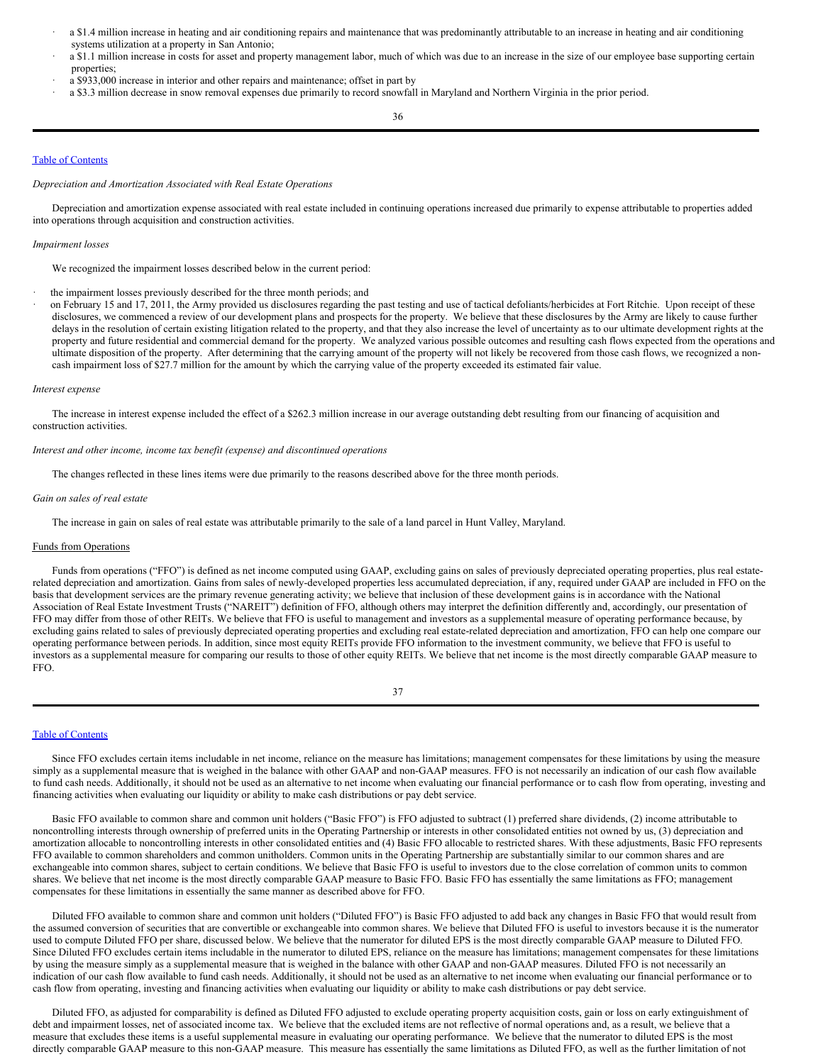- a $1.4 million increase in heating and air conditioning repairs and maintenance that was predominantly attributable to an increase in heating and air conditioning systems utilization at a property in San Antonio;
- a $1.1 million increase in costs for asset and property management labor, much of which was due to an increase in the size of our employee base supporting certain properties;
- a $933,000 increase in interior and other repairs and maintenance; offset in part by
- a $3.3 million decrease in snow removal expenses due primarily to record snowfall in Maryland and Northern Virginia in the prior period.

*Depreciation and Amortization Associated with Real Estate Operations*

Depreciation and amortization expense associated with real estate included in continuing operations increased due primarily to expense attributable to properties added into operations through acquisition and construction activities.

*Impairment losses*

We recognized the impairment losses described below in the current period:

- the impairment losses previously described for the three month periods; and
- on February 15 and 17, 2011, the Army provided us disclosures regarding the past testing and use of tactical defoliants/herbicides at Fort Ritchie. Upon receipt of these disclosures, we commenced a review of our development plans and prospects for the property. We believe that these disclosures by the Army are likely to cause further delays in the resolution of certain existing litigation related to the property, and that they also increase the level of uncertainty as to our ultimate development rights at the property and future residential and commercial demand for the property. We analyzed various possible outcomes and resulting cash flows expected from the operations and ultimate disposition of the property. After determining that the carrying amount of the property will not likely be recovered from those cash flows, we recognized a non-cash impairment loss of $27.7 million for the amount by which the carrying value of the property exceeded its estimated fair value.

*Interest expense*

The increase in interest expense included the effect of a $262.3 million increase in our average outstanding debt resulting from our financing of acquisition and construction activities.

*Interest and other income, income tax benefit (expense) and discontinued operations*

The changes reflected in these lines items were due primarily to the reasons described above for the three month periods.

*Gain on sales of real estate*

The increase in gain on sales of real estate was attributable primarily to the sale of a land parcel in Hunt Valley, Maryland.

## Funds from Operations

Funds from operations ("FFO") is defined as net income computed using GAAP, excluding gains on sales of previously depreciated operating properties, plus real estate-related depreciation and amortization. Gains from sales of newly-developed properties less accumulated depreciation, if any, required under GAAP are included in FFO on the basis that development services are the primary revenue generating activity; we believe that inclusion of these development gains is in accordance with the National Association of Real Estate Investment Trusts ("NAREIT") definition of FFO, although others may interpret the definition differently and, accordingly, our presentation of FFO may differ from those of other REITs. We believe that FFO is useful to management and investors as a supplemental measure of operating performance because, by excluding gains related to sales of previously depreciated operating properties and excluding real estate-related depreciation and amortization, FFO can help one compare our operating performance between periods. In addition, since most equity REITs provide FFO information to the investment community, we believe that FFO is useful to investors as a supplemental measure for comparing our results to those of other equity REITs. We believe that net income is the most directly comparable GAAP measure to FFO.

Since FFO excludes certain items includable in net income, reliance on the measure has limitations; management compensates for these limitations by using the measure simply as a supplemental measure that is weighed in the balance with other GAAP and non-GAAP measures. FFO is not necessarily an indication of our cash flow available to fund cash needs. Additionally, it should not be used as an alternative to net income when evaluating our financial performance or to cash flow from operating, investing and financing activities when evaluating our liquidity or ability to make cash distributions or pay debt service.

Basic FFO available to common share and common unit holders ("Basic FFO") is FFO adjusted to subtract (1) preferred share dividends, (2) income attributable to noncontrolling interests through ownership of preferred units in the Operating Partnership or interests in other consolidated entities not owned by us, (3) depreciation and amortization allocable to noncontrolling interests in other consolidated entities and (4) Basic FFO allocable to restricted shares. With these adjustments, Basic FFO represents FFO available to common shareholders and common unitholders. Common units in the Operating Partnership are substantially similar to our common shares and are exchangeable into common shares, subject to certain conditions. We believe that Basic FFO is useful to investors due to the close correlation of common units to common shares. We believe that net income is the most directly comparable GAAP measure to Basic FFO. Basic FFO has essentially the same limitations as FFO; management compensates for these limitations in essentially the same manner as described above for FFO.

Diluted FFO available to common share and common unit holders ("Diluted FFO") is Basic FFO adjusted to add back any changes in Basic FFO that would result from the assumed conversion of securities that are convertible or exchangeable into common shares. We believe that Diluted FFO is useful to investors because it is the numerator used to compute Diluted FFO per share, discussed below. We believe that the numerator for diluted EPS is the most directly comparable GAAP measure to Diluted FFO. Since Diluted FFO excludes certain items includable in the numerator to diluted EPS, reliance on the measure has limitations; management compensates for these limitations by using the measure simply as a supplemental measure that is weighed in the balance with other GAAP and non-GAAP measures. Diluted FFO is not necessarily an indication of our cash flow available to fund cash needs. Additionally, it should not be used as an alternative to net income when evaluating our financial performance or to cash flow from operating, investing and financing activities when evaluating our liquidity or ability to make cash distributions or pay debt service.

Diluted FFO, as adjusted for comparability is defined as Diluted FFO adjusted to exclude operating property acquisition costs, gain or loss on early extinguishment of debt and impairment losses, net of associated income tax. We believe that the excluded items are not reflective of normal operations and, as a result, we believe that a measure that excludes these items is a useful supplemental measure in evaluating our operating performance. We believe that the numerator to diluted EPS is the most directly comparable GAAP measure to this non-GAAP measure. This measure has essentially the same limitations as Diluted FFO, as well as the further limitation of not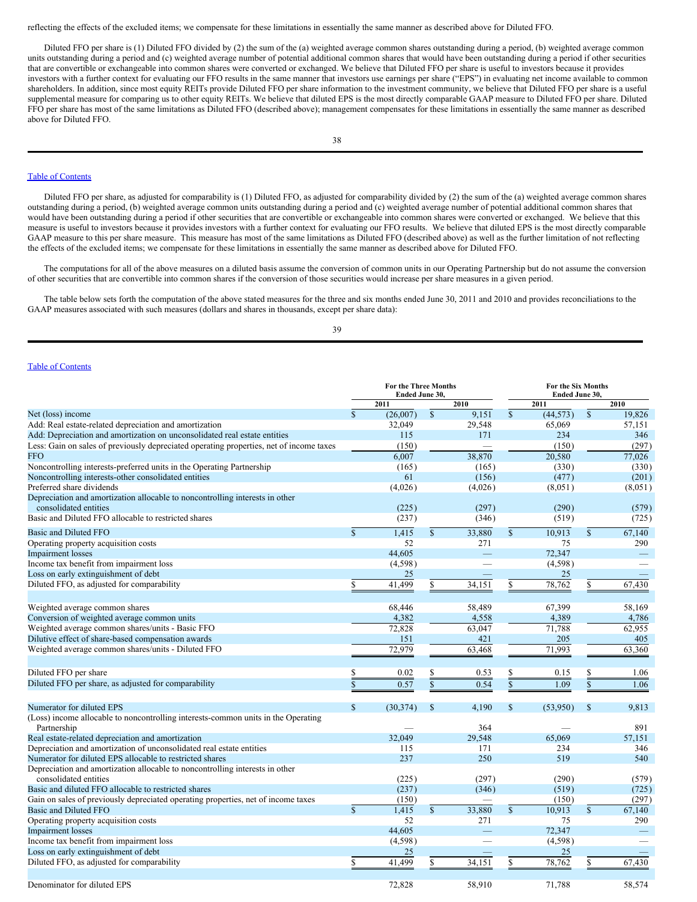reflecting the effects of the excluded items; we compensate for these limitations in essentially the same manner as described above for Diluted FFO.

Diluted FFO per share is (1) Diluted FFO divided by (2) the sum of the (a) weighted average common shares outstanding during a period, (b) weighted average common units outstanding during a period and (c) weighted average number of potential additional common shares that would have been outstanding during a period if other securities that are convertible or exchangeable into common shares were converted or exchanged. We believe that Diluted FFO per share is useful to investors because it provides investors with a further context for evaluating our FFO results in the same manner that investors use earnings per share ("EPS") in evaluating net income available to common shareholders. In addition, since most equity REITs provide Diluted FFO per share information to the investment community, we believe that Diluted FFO per share is a useful supplemental measure for comparing us to other equity REITs. We believe that diluted EPS is the most directly comparable GAAP measure to Diluted FFO per share. Diluted FFO per share has most of the same limitations as Diluted FFO (described above); management compensates for these limitations in essentially the same manner as described above for Diluted FFO.

Table of Contents

Diluted FFO per share, as adjusted for comparability is (1) Diluted FFO, as adjusted for comparability divided by (2) the sum of the (a) weighted average common shares outstanding during a period, (b) weighted average common units outstanding during a period and (c) weighted average number of potential additional common shares that would have been outstanding during a period if other securities that are convertible or exchangeable into common shares were converted or exchanged. We believe that this measure is useful to investors because it provides investors with a further context for evaluating our FFO results. We believe that diluted EPS is the most directly comparable GAAP measure to this per share measure. This measure has most of the same limitations as Diluted FFO (described above) as well as the further limitation of not reflecting the effects of the excluded items; we compensate for these limitations in essentially the same manner as described above for Diluted FFO.

The computations for all of the above measures on a diluted basis assume the conversion of common units in our Operating Partnership but do not assume the conversion of other securities that are convertible into common shares if the conversion of those securities would increase per share measures in a given period.

The table below sets forth the computation of the above stated measures for the three and six months ended June 30, 2011 and 2010 and provides reconciliations to the GAAP measures associated with such measures (dollars and shares in thousands, except per share data):

Table of Contents

| | For the Three Months Ended June 30, | | For the Six Months Ended June 30, | |
|---|---|---|---|---|
| | 2011 | 2010 | 2011 | 2010 |
| Net (loss) income | $ (26,007) | $ 9,151 | $ (44,573) | $ 19,826 |
| Add: Real estate-related depreciation and amortization | 32,049 | 29,548 | 65,069 | 57,151 |
| Add: Depreciation and amortization on unconsolidated real estate entities | 115 | 171 | 234 | 346 |
| Less: Gain on sales of previously depreciated operating properties, net of income taxes | (150) | — | (150) | (297) |
| FFO | 6,007 | 38,870 | 20,580 | 77,026 |
| Noncontrolling interests-preferred units in the Operating Partnership | (165) | (165) | (330) | (330) |
| Noncontrolling interests-other consolidated entities | 61 | (156) | (477) | (201) |
| Preferred share dividends | (4,026) | (4,026) | (8,051) | (8,051) |
| Depreciation and amortization allocable to noncontrolling interests in other consolidated entities | (225) | (297) | (290) | (579) |
| Basic and Diluted FFO allocable to restricted shares | (237) | (346) | (519) | (725) |
| Basic and Diluted FFO | $ 1,415 | $ 33,880 | $ 10,913 | $ 67,140 |
| Operating property acquisition costs | 52 | 271 | 75 | 290 |
| Impairment losses | 44,605 | — | 72,347 | — |
| Income tax benefit from impairment loss | (4,598) | — | (4,598) | — |
| Loss on early extinguishment of debt | 25 | — | 25 | — |
| Diluted FFO, as adjusted for comparability | $ 41,499 | $ 34,151 | $ 78,762 | $ 67,430 |
| | | | | |
| Weighted average common shares | 68,446 | 58,489 | 67,399 | 58,169 |
| Conversion of weighted average common units | 4,382 | 4,558 | 4,389 | 4,786 |
| Weighted average common shares/units - Basic FFO | 72,828 | 63,047 | 71,788 | 62,955 |
| Dilutive effect of share-based compensation awards | 151 | 421 | 205 | 405 |
| Weighted average common shares/units - Diluted FFO | 72,979 | 63,468 | 71,993 | 63,360 |
| | | | | |
| Diluted FFO per share | $ 0.02 | $ 0.53 | $ 0.15 | $ 1.06 |
| Diluted FFO per share, as adjusted for comparability | $ 0.57 | $ 0.54 | $ 1.09 | $ 1.06 |
| | | | | |
| Numerator for diluted EPS | $ (30,374) | $ 4,190 | $ (53,950) | $ 9,813 |
| (Loss) income allocable to noncontrolling interests-common units in the Operating Partnership | — | 364 | — | 891 |
| Real estate-related depreciation and amortization | 32,049 | 29,548 | 65,069 | 57,151 |
| Depreciation and amortization of unconsolidated real estate entities | 115 | 171 | 234 | 346 |
| Numerator for diluted EPS allocable to restricted shares | 237 | 250 | 519 | 540 |
| Depreciation and amortization allocable to noncontrolling interests in other consolidated entities | (225) | (297) | (290) | (579) |
| Basic and diluted FFO allocable to restricted shares | (237) | (346) | (519) | (725) |
| Gain on sales of previously depreciated operating properties, net of income taxes | (150) | — | (150) | (297) |
| Basic and Diluted FFO | $ 1,415 | $ 33,880 | $ 10,913 | $ 67,140 |
| Operating property acquisition costs | 52 | 271 | 75 | 290 |
| Impairment losses | 44,605 | — | 72,347 | — |
| Income tax benefit from impairment loss | (4,598) | — | (4,598) | — |
| Loss on early extinguishment of debt | 25 | — | 25 | — |
| Diluted FFO, as adjusted for comparability | $ 41,499 | $ 34,151 | $ 78,762 | $ 67,430 |
| | | | | |
| Denominator for diluted EPS | 72,828 | 58,910 | 71,788 | 58,574 |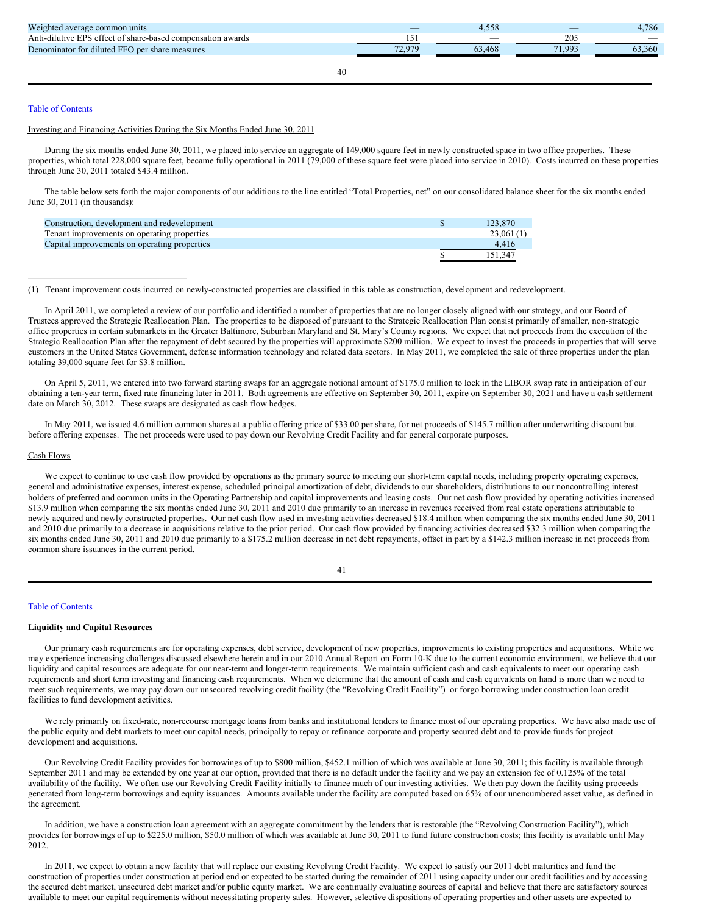| | | | | |
|---|---|---|---|---|
| Weighted average common units | — | 4,558 | — | 4,786 |
| Anti-dilutive EPS effect of share-based compensation awards | 151 | — | 205 | — |
| Denominator for diluted FFO per share measures | 72,979 | 63,468 | 71,993 | 63,360 |

Table of Contents

Investing and Financing Activities During the Six Months Ended June 30, 2011

During the six months ended June 30, 2011, we placed into service an aggregate of 149,000 square feet in newly constructed space in two office properties. These properties, which total 228,000 square feet, became fully operational in 2011 (79,000 of these square feet were placed into service in 2010). Costs incurred on these properties through June 30, 2011 totaled $43.4 million.

The table below sets forth the major components of our additions to the line entitled "Total Properties, net" on our consolidated balance sheet for the six months ended June 30, 2011 (in thousands):

| | |
|---|---|
| Construction, development and redevelopment | $ 123,870 |
| Tenant improvements on operating properties | 23,061 (1) |
| Capital improvements on operating properties | 4,416 |
| | $ 151,347 |

(1) Tenant improvement costs incurred on newly-constructed properties are classified in this table as construction, development and redevelopment.

In April 2011, we completed a review of our portfolio and identified a number of properties that are no longer closely aligned with our strategy, and our Board of Trustees approved the Strategic Reallocation Plan. The properties to be disposed of pursuant to the Strategic Reallocation Plan consist primarily of smaller, non-strategic office properties in certain submarkets in the Greater Baltimore, Suburban Maryland and St. Mary's County regions. We expect that net proceeds from the execution of the Strategic Reallocation Plan after the repayment of debt secured by the properties will approximate $200 million. We expect to invest the proceeds in properties that will serve customers in the United States Government, defense information technology and related data sectors. In May 2011, we completed the sale of three properties under the plan totaling 39,000 square feet for $3.8 million.

On April 5, 2011, we entered into two forward starting swaps for an aggregate notional amount of $175.0 million to lock in the LIBOR swap rate in anticipation of our obtaining a ten-year term, fixed rate financing later in 2011. Both agreements are effective on September 30, 2011, expire on September 30, 2021 and have a cash settlement date on March 30, 2012. These swaps are designated as cash flow hedges.

In May 2011, we issued 4.6 million common shares at a public offering price of $33.00 per share, for net proceeds of $145.7 million after underwriting discount but before offering expenses. The net proceeds were used to pay down our Revolving Credit Facility and for general corporate purposes.

Cash Flows

We expect to continue to use cash flow provided by operations as the primary source to meeting our short-term capital needs, including property operating expenses, general and administrative expenses, interest expense, scheduled principal amortization of debt, dividends to our shareholders, distributions to our noncontrolling interest holders of preferred and common units in the Operating Partnership and capital improvements and leasing costs. Our net cash flow provided by operating activities increased $13.9 million when comparing the six months ended June 30, 2011 and 2010 due primarily to an increase in revenues received from real estate operations attributable to newly acquired and newly constructed properties. Our net cash flow used in investing activities decreased $18.4 million when comparing the six months ended June 30, 2011 and 2010 due primarily to a decrease in acquisitions relative to the prior period. Our cash flow provided by financing activities decreased $32.3 million when comparing the six months ended June 30, 2011 and 2010 due primarily to a $175.2 million decrease in net debt repayments, offset in part by a $142.3 million increase in net proceeds from common share issuances in the current period.

Table of Contents

**Liquidity and Capital Resources**

Our primary cash requirements are for operating expenses, debt service, development of new properties, improvements to existing properties and acquisitions. While we may experience increasing challenges discussed elsewhere herein and in our 2010 Annual Report on Form 10-K due to the current economic environment, we believe that our liquidity and capital resources are adequate for our near-term and longer-term requirements. We maintain sufficient cash and cash equivalents to meet our operating cash requirements and short term investing and financing cash requirements. When we determine that the amount of cash and cash equivalents on hand is more than we need to meet such requirements, we may pay down our unsecured revolving credit facility (the "Revolving Credit Facility") or forgo borrowing under construction loan credit facilities to fund development activities.

We rely primarily on fixed-rate, non-recourse mortgage loans from banks and institutional lenders to finance most of our operating properties. We have also made use of the public equity and debt markets to meet our capital needs, principally to repay or refinance corporate and property secured debt and to provide funds for project development and acquisitions.

Our Revolving Credit Facility provides for borrowings of up to $800 million, $452.1 million of which was available at June 30, 2011; this facility is available through September 2011 and may be extended by one year at our option, provided that there is no default under the facility and we pay an extension fee of 0.125% of the total availability of the facility. We often use our Revolving Credit Facility initially to finance much of our investing activities. We then pay down the facility using proceeds generated from long-term borrowings and equity issuances. Amounts available under the facility are computed based on 65% of our unencumbered asset value, as defined in the agreement.

In addition, we have a construction loan agreement with an aggregate commitment by the lenders that is restorable (the "Revolving Construction Facility"), which provides for borrowings of up to $225.0 million, $50.0 million of which was available at June 30, 2011 to fund future construction costs; this facility is available until May 2012.

In 2011, we expect to obtain a new facility that will replace our existing Revolving Credit Facility. We expect to satisfy our 2011 debt maturities and fund the construction of properties under construction at period end or expected to be started during the remainder of 2011 using capacity under our credit facilities and by accessing the secured debt market, unsecured debt market and/or public equity market. We are continually evaluating sources of capital and believe that there are satisfactory sources available to meet our capital requirements without necessitating property sales. However, selective dispositions of operating properties and other assets are expected to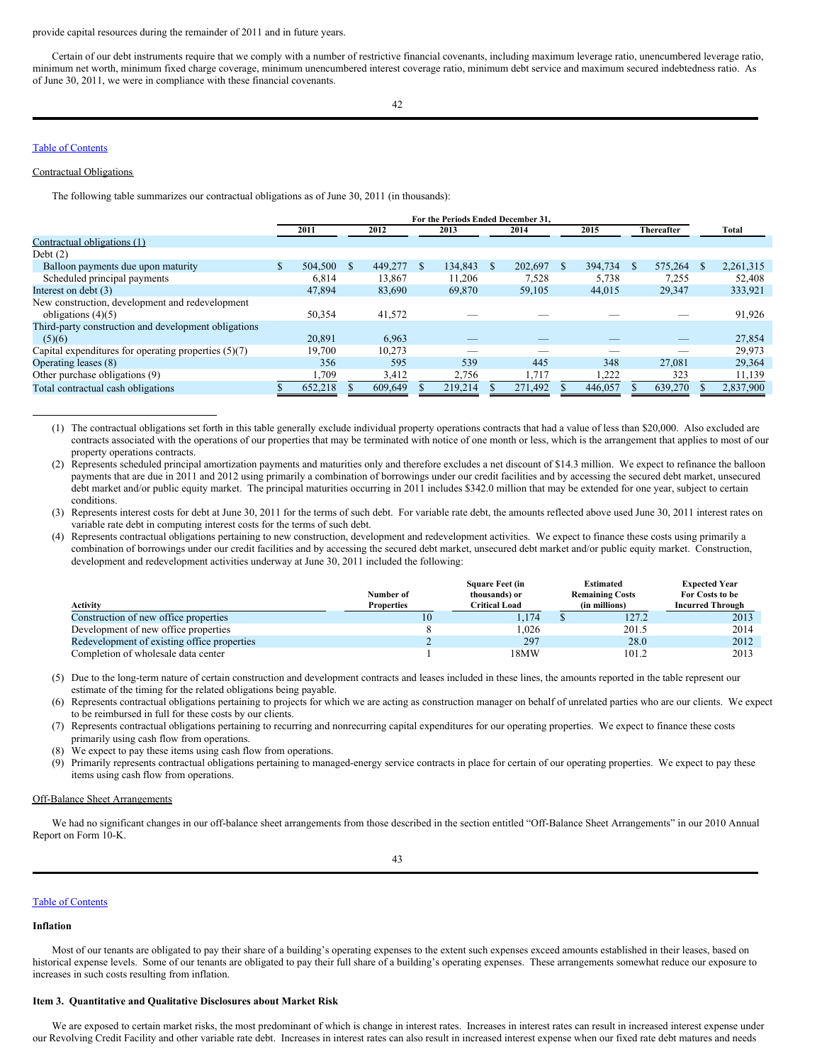provide capital resources during the remainder of 2011 and in future years.

Certain of our debt instruments require that we comply with a number of restrictive financial covenants, including maximum leverage ratio, unencumbered leverage ratio, minimum net worth, minimum fixed charge coverage, minimum unencumbered interest coverage ratio, minimum debt service and maximum secured indebtedness ratio. As of June 30, 2011, we were in compliance with these financial covenants.

Table of Contents

Contractual Obligations

The following table summarizes our contractual obligations as of June 30, 2011 (in thousands):

| | For the Periods Ended December 31, | | | | | | |
|---|---|---|---|---|---|---|---|
| | 2011 | 2012 | 2013 | 2014 | 2015 | Thereafter | Total |
| Contractual obligations (1) | | | | | | | |
| Debt (2) | | | | | | | |
| Balloon payments due upon maturity | $ 504,500 | $ 449,277 | $ 134,843 | $ 202,697 | $ 394,734 | $ 575,264 | $ 2,261,315 |
| Scheduled principal payments | 6,814 | 13,867 | 11,206 | 7,528 | 5,738 | 7,255 | 52,408 |
| Interest on debt (3) | 47,894 | 83,690 | 69,870 | 59,105 | 44,015 | 29,347 | 333,921 |
| New construction, development and redevelopment obligations (4)(5) | 50,354 | 41,572 | — | — | — | — | 91,926 |
| Third-party construction and development obligations (5)(6) | 20,891 | 6,963 | — | — | — | — | 27,854 |
| Capital expenditures for operating properties (5)(7) | 19,700 | 10,273 | — | — | — | — | 29,973 |
| Operating leases (8) | 356 | 595 | 539 | 445 | 348 | 27,081 | 29,364 |
| Other purchase obligations (9) | 1,709 | 3,412 | 2,756 | 1,717 | 1,222 | 323 | 11,139 |
| Total contractual cash obligations | $ 652,218 | $ 609,649 | $ 219,214 | $ 271,492 | $ 446,057 | $ 639,270 | $ 2,837,900 |

(1) The contractual obligations set forth in this table generally exclude individual property operations contracts that had a value of less than $20,000. Also excluded are contracts associated with the operations of our properties that may be terminated with notice of one month or less, which is the arrangement that applies to most of our property operations contracts.

(2) Represents scheduled principal amortization payments and maturities only and therefore excludes a net discount of $14.3 million. We expect to refinance the balloon payments that are due in 2011 and 2012 using primarily a combination of borrowings under our credit facilities and by accessing the secured debt market, unsecured debt market and/or public equity market. The principal maturities occurring in 2011 includes $342.0 million that may be extended for one year, subject to certain conditions.

(3) Represents interest costs for debt at June 30, 2011 for the terms of such debt. For variable rate debt, the amounts reflected above used June 30, 2011 interest rates on variable rate debt in computing interest costs for the terms of such debt.

(4) Represents contractual obligations pertaining to new construction, development and redevelopment activities. We expect to finance these costs using primarily a combination of borrowings under our credit facilities and by accessing the secured debt market, unsecured debt market and/or public equity market. Construction, development and redevelopment activities underway at June 30, 2011 included the following:

| Activity | Number of Properties | Square Feet (in thousands) or Critical Load | Estimated Remaining Costs (in millions) | Expected Year For Costs to be Incurred Through |
|---|---|---|---|---|
| Construction of new office properties | 10 | 1,174 | $ 127.2 | 2013 |
| Development of new office properties | 8 | 1,026 | 201.5 | 2014 |
| Redevelopment of existing office properties | 2 | 297 | 28.0 | 2012 |
| Completion of wholesale data center | 1 | 18MW | 101.2 | 2013 |

(5) Due to the long-term nature of certain construction and development contracts and leases included in these lines, the amounts reported in the table represent our estimate of the timing for the related obligations being payable.

(6) Represents contractual obligations pertaining to projects for which we are acting as construction manager on behalf of unrelated parties who are our clients. We expect to be reimbursed in full for these costs by our clients.

(7) Represents contractual obligations pertaining to recurring and nonrecurring capital expenditures for our operating properties. We expect to finance these costs primarily using cash flow from operations.

(8) We expect to pay these items using cash flow from operations.

(9) Primarily represents contractual obligations pertaining to managed-energy service contracts in place for certain of our operating properties. We expect to pay these items using cash flow from operations.

Off-Balance Sheet Arrangements

We had no significant changes in our off-balance sheet arrangements from those described in the section entitled "Off-Balance Sheet Arrangements" in our 2010 Annual Report on Form 10-K.

Table of Contents

**Inflation**

Most of our tenants are obligated to pay their share of a building's operating expenses to the extent such expenses exceed amounts established in their leases, based on historical expense levels. Some of our tenants are obligated to pay their full share of a building's operating expenses. These arrangements somewhat reduce our exposure to increases in such costs resulting from inflation.

**Item 3. Quantitative and Qualitative Disclosures about Market Risk**

We are exposed to certain market risks, the most predominant of which is change in interest rates. Increases in interest rates can result in increased interest expense under our Revolving Credit Facility and other variable rate debt. Increases in interest rates can also result in increased interest expense when our fixed rate debt matures and needs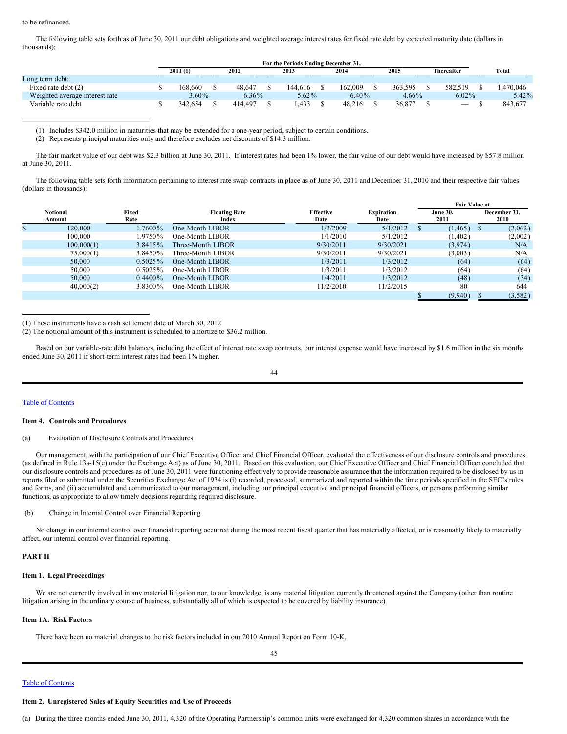to be refinanced.

The following table sets forth as of June 30, 2011 our debt obligations and weighted average interest rates for fixed rate debt by expected maturity date (dollars in thousands):

| | For the Periods Ending December 31, | | | | | | |
|---|---|---|---|---|---|---|---|
| | 2011 (1) | 2012 | 2013 | 2014 | 2015 | Thereafter | Total |
| Long term debt: | | | | | | | |
| Fixed rate debt (2) | $ 168,660 | $ 48,647 | $ 144,616 | $ 162,009 | $ 363,595 | $ 582,519 | $ 1,470,046 |
| Weighted average interest rate | 3.60% | 6.36% | 5.62% | 6.40% | 4.66% | 6.02% | 5.42% |
| Variable rate debt | $ 342,654 | $ 414,497 | $ 1,433 | $ 48,216 | $ 36,877 | $ — | $ 843,677 |

(1) Includes $342.0 million in maturities that may be extended for a one-year period, subject to certain conditions.

(2) Represents principal maturities only and therefore excludes net discounts of $14.3 million.

The fair market value of our debt was $2.3 billion at June 30, 2011. If interest rates had been 1% lower, the fair value of our debt would have increased by $57.8 million at June 30, 2011.

The following table sets forth information pertaining to interest rate swap contracts in place as of June 30, 2011 and December 31, 2010 and their respective fair values (dollars in thousands):

| | | | | | Fair Value at | |
|---|---|---|---|---|---|---|
| Notional Amount | Fixed Rate | Floating Rate Index | Effective Date | Expiration Date | June 30, 2011 | December 31, 2010 |
| $ 120,000 | 1.7600% | One-Month LIBOR | 1/2/2009 | 5/1/2012 | $ (1,465) | $ (2,062) |
| 100,000 | 1.9750% | One-Month LIBOR | 1/1/2010 | 5/1/2012 | (1,402) | (2,002) |
| 100,000(1) | 3.8415% | Three-Month LIBOR | 9/30/2011 | 9/30/2021 | (3,974) | N/A |
| 75,000(1) | 3.8450% | Three-Month LIBOR | 9/30/2011 | 9/30/2021 | (3,003) | N/A |
| 50,000 | 0.5025% | One-Month LIBOR | 1/3/2011 | 1/3/2012 | (64) | (64) |
| 50,000 | 0.5025% | One-Month LIBOR | 1/3/2011 | 1/3/2012 | (64) | (64) |
| 50,000 | 0.4400% | One-Month LIBOR | 1/4/2011 | 1/3/2012 | (48) | (34) |
| 40,000(2) | 3.8300% | One-Month LIBOR | 11/2/2010 | 11/2/2015 | 80 | 644 |
| | | | | | $ (9,940) | $ (3,582) |

(1) These instruments have a cash settlement date of March 30, 2012.

(2) The notional amount of this instrument is scheduled to amortize to $36.2 million.

Based on our variable-rate debt balances, including the effect of interest rate swap contracts, our interest expense would have increased by $1.6 million in the six months ended June 30, 2011 if short-term interest rates had been 1% higher.

Table of Contents

### Item 4. Controls and Procedures

(a) Evaluation of Disclosure Controls and Procedures

Our management, with the participation of our Chief Executive Officer and Chief Financial Officer, evaluated the effectiveness of our disclosure controls and procedures (as defined in Rule 13a-15(e) under the Exchange Act) as of June 30, 2011. Based on this evaluation, our Chief Executive Officer and Chief Financial Officer concluded that our disclosure controls and procedures as of June 30, 2011 were functioning effectively to provide reasonable assurance that the information required to be disclosed by us in reports filed or submitted under the Securities Exchange Act of 1934 is (i) recorded, processed, summarized and reported within the time periods specified in the SEC's rules and forms, and (ii) accumulated and communicated to our management, including our principal executive and principal financial officers, or persons performing similar functions, as appropriate to allow timely decisions regarding required disclosure.

(b) Change in Internal Control over Financial Reporting

No change in our internal control over financial reporting occurred during the most recent fiscal quarter that has materially affected, or is reasonably likely to materially affect, our internal control over financial reporting.

## PART II

### Item 1. Legal Proceedings

We are not currently involved in any material litigation nor, to our knowledge, is any material litigation currently threatened against the Company (other than routine litigation arising in the ordinary course of business, substantially all of which is expected to be covered by liability insurance).

### Item 1A. Risk Factors

There have been no material changes to the risk factors included in our 2010 Annual Report on Form 10-K.

Table of Contents

### Item 2. Unregistered Sales of Equity Securities and Use of Proceeds

(a) During the three months ended June 30, 2011, 4,320 of the Operating Partnership's common units were exchanged for 4,320 common shares in accordance with the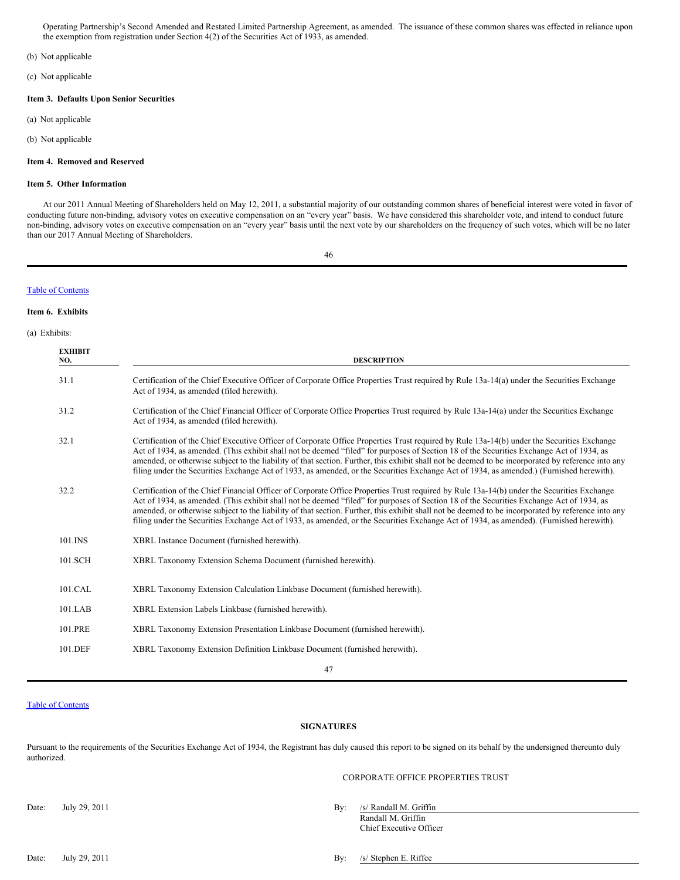Operating Partnership's Second Amended and Restated Limited Partnership Agreement, as amended. The issuance of these common shares was effected in reliance upon the exemption from registration under Section 4(2) of the Securities Act of 1933, as amended.

(b) Not applicable

(c) Not applicable

**Item 3. Defaults Upon Senior Securities**

(a) Not applicable

(b) Not applicable

**Item 4. Removed and Reserved**

**Item 5. Other Information**

At our 2011 Annual Meeting of Shareholders held on May 12, 2011, a substantial majority of our outstanding common shares of beneficial interest were voted in favor of conducting future non-binding, advisory votes on executive compensation on an "every year" basis. We have considered this shareholder vote, and intend to conduct future non-binding, advisory votes on executive compensation on an "every year" basis until the next vote by our shareholders on the frequency of such votes, which will be no later than our 2017 Annual Meeting of Shareholders.

[Table of Contents]

**Item 6. Exhibits**

(a) Exhibits:

| EXHIBIT NO. | DESCRIPTION |
|---|---|
| 31.1 | Certification of the Chief Executive Officer of Corporate Office Properties Trust required by Rule 13a-14(a) under the Securities Exchange Act of 1934, as amended (filed herewith). |
| 31.2 | Certification of the Chief Financial Officer of Corporate Office Properties Trust required by Rule 13a-14(a) under the Securities Exchange Act of 1934, as amended (filed herewith). |
| 32.1 | Certification of the Chief Executive Officer of Corporate Office Properties Trust required by Rule 13a-14(b) under the Securities Exchange Act of 1934, as amended. (This exhibit shall not be deemed "filed" for purposes of Section 18 of the Securities Exchange Act of 1934, as amended, or otherwise subject to the liability of that section. Further, this exhibit shall not be deemed to be incorporated by reference into any filing under the Securities Exchange Act of 1933, as amended, or the Securities Exchange Act of 1934, as amended.) (Furnished herewith). |
| 32.2 | Certification of the Chief Financial Officer of Corporate Office Properties Trust required by Rule 13a-14(b) under the Securities Exchange Act of 1934, as amended. (This exhibit shall not be deemed "filed" for purposes of Section 18 of the Securities Exchange Act of 1934, as amended, or otherwise subject to the liability of that section. Further, this exhibit shall not be deemed to be incorporated by reference into any filing under the Securities Exchange Act of 1933, as amended, or the Securities Exchange Act of 1934, as amended). (Furnished herewith). |
| 101.INS | XBRL Instance Document (furnished herewith). |
| 101.SCH | XBRL Taxonomy Extension Schema Document (furnished herewith). |
| 101.CAL | XBRL Taxonomy Extension Calculation Linkbase Document (furnished herewith). |
| 101.LAB | XBRL Extension Labels Linkbase (furnished herewith). |
| 101.PRE | XBRL Taxonomy Extension Presentation Linkbase Document (furnished herewith). |
| 101.DEF | XBRL Taxonomy Extension Definition Linkbase Document (furnished herewith). |

[Table of Contents]

**SIGNATURES**

Pursuant to the requirements of the Securities Exchange Act of 1934, the Registrant has duly caused this report to be signed on its behalf by the undersigned thereunto duly authorized.

CORPORATE OFFICE PROPERTIES TRUST

Date: July 29, 2011

By: /s/ Randall M. Griffin
Randall M. Griffin
Chief Executive Officer

Date: July 29, 2011

By: /s/ Stephen E. Riffee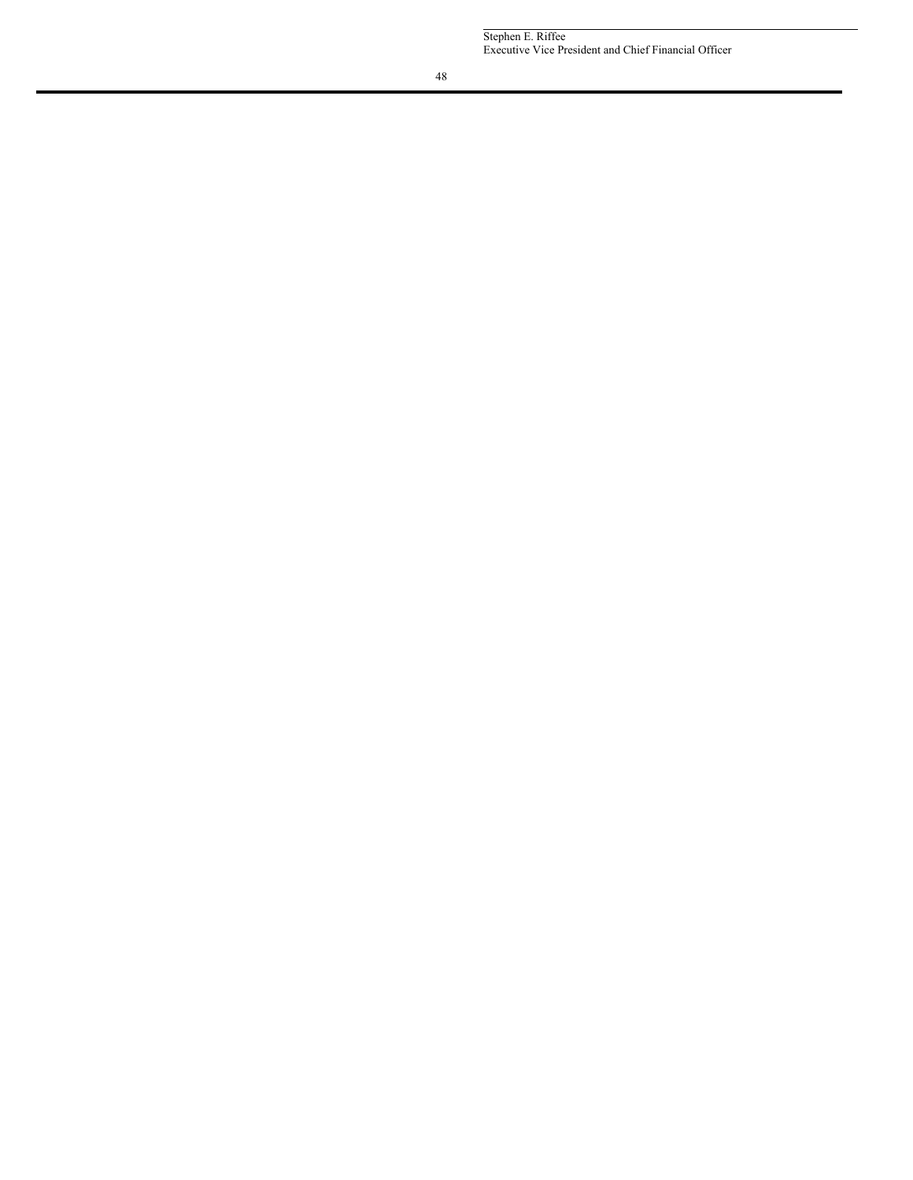Stephen E. Riffee
Executive Vice President and Chief Financial Officer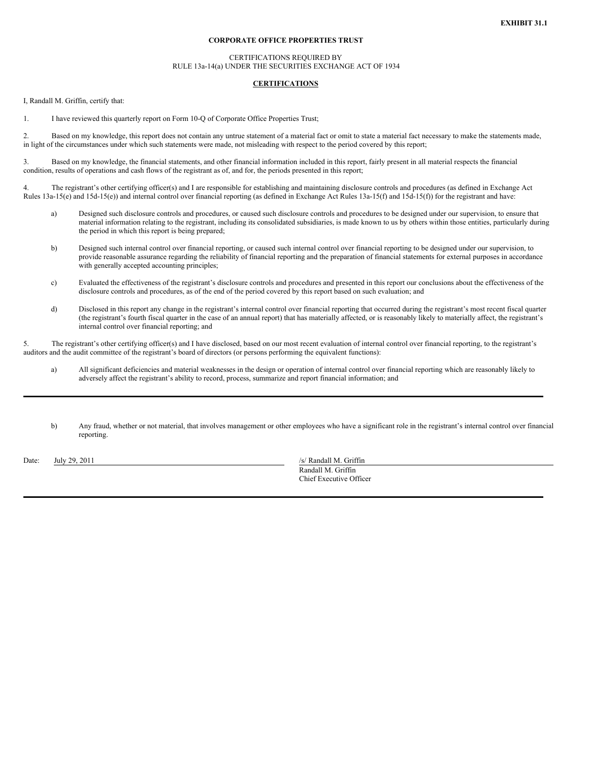**EXHIBIT 31.1**

**CORPORATE OFFICE PROPERTIES TRUST**

CERTIFICATIONS REQUIRED BY
RULE 13a-14(a) UNDER THE SECURITIES EXCHANGE ACT OF 1934

**CERTIFICATIONS**

I, Randall M. Griffin, certify that:

1. I have reviewed this quarterly report on Form 10-Q of Corporate Office Properties Trust;

2. Based on my knowledge, this report does not contain any untrue statement of a material fact or omit to state a material fact necessary to make the statements made, in light of the circumstances under which such statements were made, not misleading with respect to the period covered by this report;

3. Based on my knowledge, the financial statements, and other financial information included in this report, fairly present in all material respects the financial condition, results of operations and cash flows of the registrant as of, and for, the periods presented in this report;

4. The registrant's other certifying officer(s) and I are responsible for establishing and maintaining disclosure controls and procedures (as defined in Exchange Act Rules 13a-15(e) and 15d-15(e)) and internal control over financial reporting (as defined in Exchange Act Rules 13a-15(f) and 15d-15(f)) for the registrant and have:

   a) Designed such disclosure controls and procedures, or caused such disclosure controls and procedures to be designed under our supervision, to ensure that material information relating to the registrant, including its consolidated subsidiaries, is made known to us by others within those entities, particularly during the period in which this report is being prepared;

   b) Designed such internal control over financial reporting, or caused such internal control over financial reporting to be designed under our supervision, to provide reasonable assurance regarding the reliability of financial reporting and the preparation of financial statements for external purposes in accordance with generally accepted accounting principles;

   c) Evaluated the effectiveness of the registrant's disclosure controls and procedures and presented in this report our conclusions about the effectiveness of the disclosure controls and procedures, as of the end of the period covered by this report based on such evaluation; and

   d) Disclosed in this report any change in the registrant's internal control over financial reporting that occurred during the registrant's most recent fiscal quarter (the registrant's fourth fiscal quarter in the case of an annual report) that has materially affected, or is reasonably likely to materially affect, the registrant's internal control over financial reporting; and

5. The registrant's other certifying officer(s) and I have disclosed, based on our most recent evaluation of internal control over financial reporting, to the registrant's auditors and the audit committee of the registrant's board of directors (or persons performing the equivalent functions):

   a) All significant deficiencies and material weaknesses in the design or operation of internal control over financial reporting which are reasonably likely to adversely affect the registrant's ability to record, process, summarize and report financial information; and

   b) Any fraud, whether or not material, that involves management or other employees who have a significant role in the registrant's internal control over financial reporting.

Date: July 29, 2011

/s/ Randall M. Griffin
Randall M. Griffin
Chief Executive Officer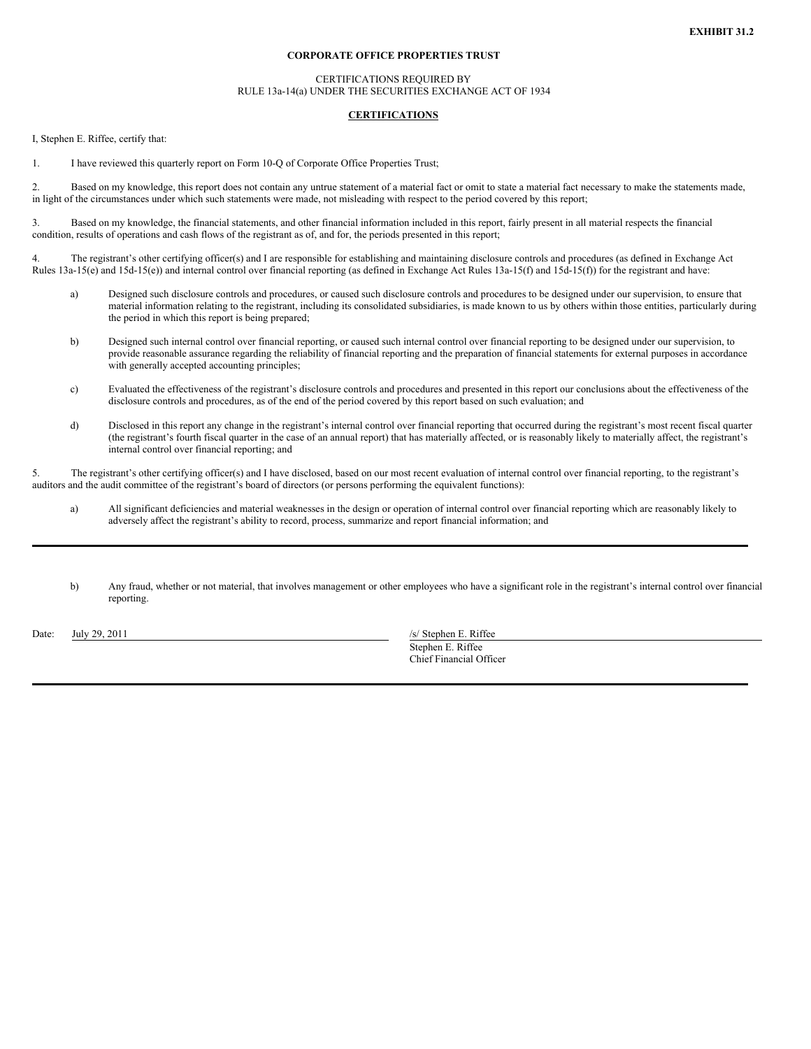**EXHIBIT 31.2**

**CORPORATE OFFICE PROPERTIES TRUST**

CERTIFICATIONS REQUIRED BY
RULE 13a-14(a) UNDER THE SECURITIES EXCHANGE ACT OF 1934

**CERTIFICATIONS**

I, Stephen E. Riffee, certify that:

1. I have reviewed this quarterly report on Form 10-Q of Corporate Office Properties Trust;

2. Based on my knowledge, this report does not contain any untrue statement of a material fact or omit to state a material fact necessary to make the statements made, in light of the circumstances under which such statements were made, not misleading with respect to the period covered by this report;

3. Based on my knowledge, the financial statements, and other financial information included in this report, fairly present in all material respects the financial condition, results of operations and cash flows of the registrant as of, and for, the periods presented in this report;

4. The registrant's other certifying officer(s) and I are responsible for establishing and maintaining disclosure controls and procedures (as defined in Exchange Act Rules 13a-15(e) and 15d-15(e)) and internal control over financial reporting (as defined in Exchange Act Rules 13a-15(f) and 15d-15(f)) for the registrant and have:

   a) Designed such disclosure controls and procedures, or caused such disclosure controls and procedures to be designed under our supervision, to ensure that material information relating to the registrant, including its consolidated subsidiaries, is made known to us by others within those entities, particularly during the period in which this report is being prepared;

   b) Designed such internal control over financial reporting, or caused such internal control over financial reporting to be designed under our supervision, to provide reasonable assurance regarding the reliability of financial reporting and the preparation of financial statements for external purposes in accordance with generally accepted accounting principles;

   c) Evaluated the effectiveness of the registrant's disclosure controls and procedures and presented in this report our conclusions about the effectiveness of the disclosure controls and procedures, as of the end of the period covered by this report based on such evaluation; and

   d) Disclosed in this report any change in the registrant's internal control over financial reporting that occurred during the registrant's most recent fiscal quarter (the registrant's fourth fiscal quarter in the case of an annual report) that has materially affected, or is reasonably likely to materially affect, the registrant's internal control over financial reporting; and

5. The registrant's other certifying officer(s) and I have disclosed, based on our most recent evaluation of internal control over financial reporting, to the registrant's auditors and the audit committee of the registrant's board of directors (or persons performing the equivalent functions):

   a) All significant deficiencies and material weaknesses in the design or operation of internal control over financial reporting which are reasonably likely to adversely affect the registrant's ability to record, process, summarize and report financial information; and

   b) Any fraud, whether or not material, that involves management or other employees who have a significant role in the registrant's internal control over financial reporting.

Date: July 29, 2011

/s/ Stephen E. Riffee
Stephen E. Riffee
Chief Financial Officer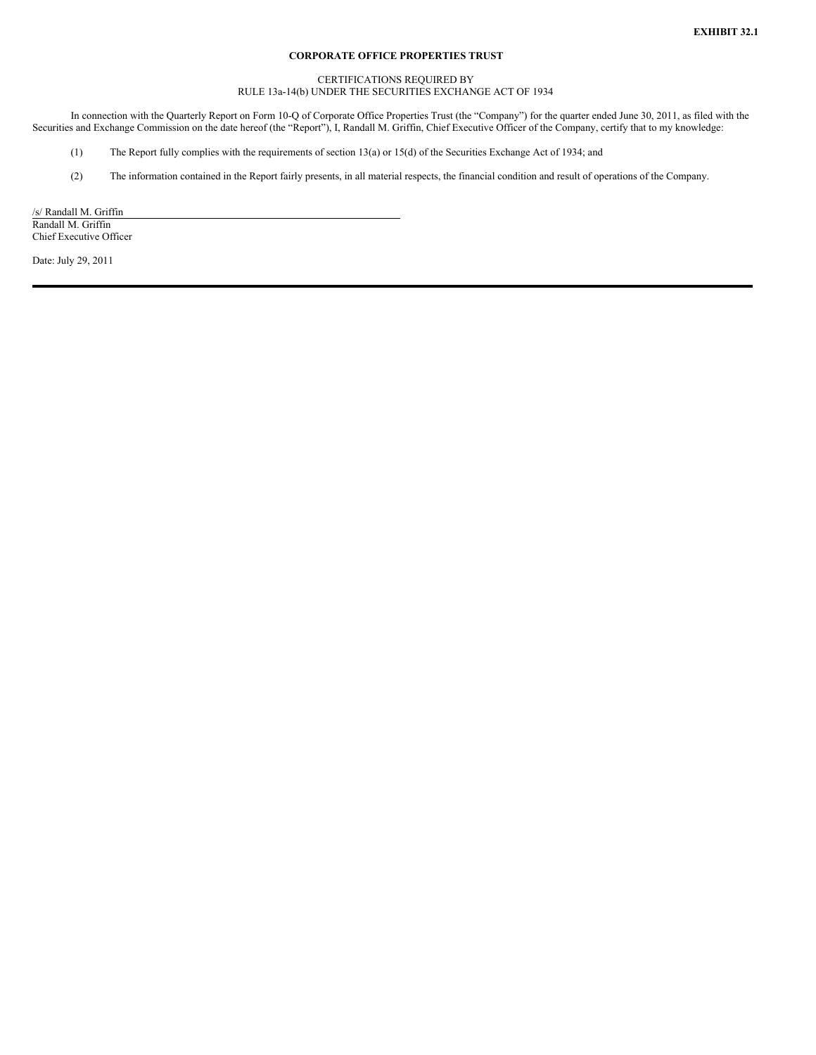**EXHIBIT 32.1**

**CORPORATE OFFICE PROPERTIES TRUST**

CERTIFICATIONS REQUIRED BY
RULE 13a-14(b) UNDER THE SECURITIES EXCHANGE ACT OF 1934

In connection with the Quarterly Report on Form 10-Q of Corporate Office Properties Trust (the "Company") for the quarter ended June 30, 2011, as filed with the Securities and Exchange Commission on the date hereof (the "Report"), I, Randall M. Griffin, Chief Executive Officer of the Company, certify that to my knowledge:

(1) The Report fully complies with the requirements of section 13(a) or 15(d) of the Securities Exchange Act of 1934; and

(2) The information contained in the Report fairly presents, in all material respects, the financial condition and result of operations of the Company.

/s/ Randall M. Griffin
Randall M. Griffin
Chief Executive Officer

Date: July 29, 2011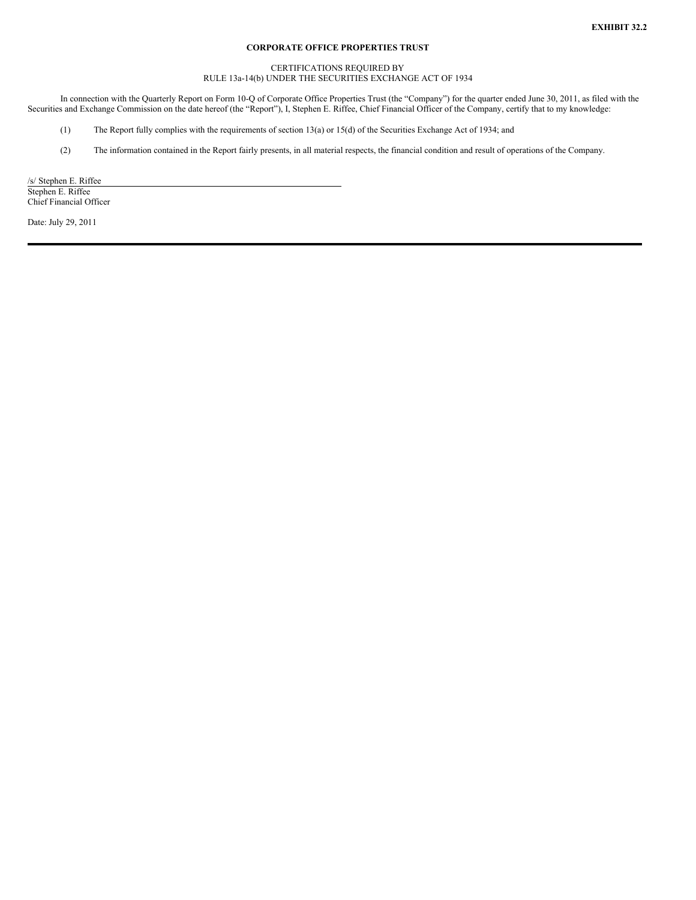**EXHIBIT 32.2**

**CORPORATE OFFICE PROPERTIES TRUST**

CERTIFICATIONS REQUIRED BY
RULE 13a-14(b) UNDER THE SECURITIES EXCHANGE ACT OF 1934

In connection with the Quarterly Report on Form 10-Q of Corporate Office Properties Trust (the "Company") for the quarter ended June 30, 2011, as filed with the Securities and Exchange Commission on the date hereof (the "Report"), I, Stephen E. Riffee, Chief Financial Officer of the Company, certify that to my knowledge:

(1) The Report fully complies with the requirements of section 13(a) or 15(d) of the Securities Exchange Act of 1934; and

(2) The information contained in the Report fairly presents, in all material respects, the financial condition and result of operations of the Company.

/s/ Stephen E. Riffee
Stephen E. Riffee
Chief Financial Officer

Date: July 29, 2011